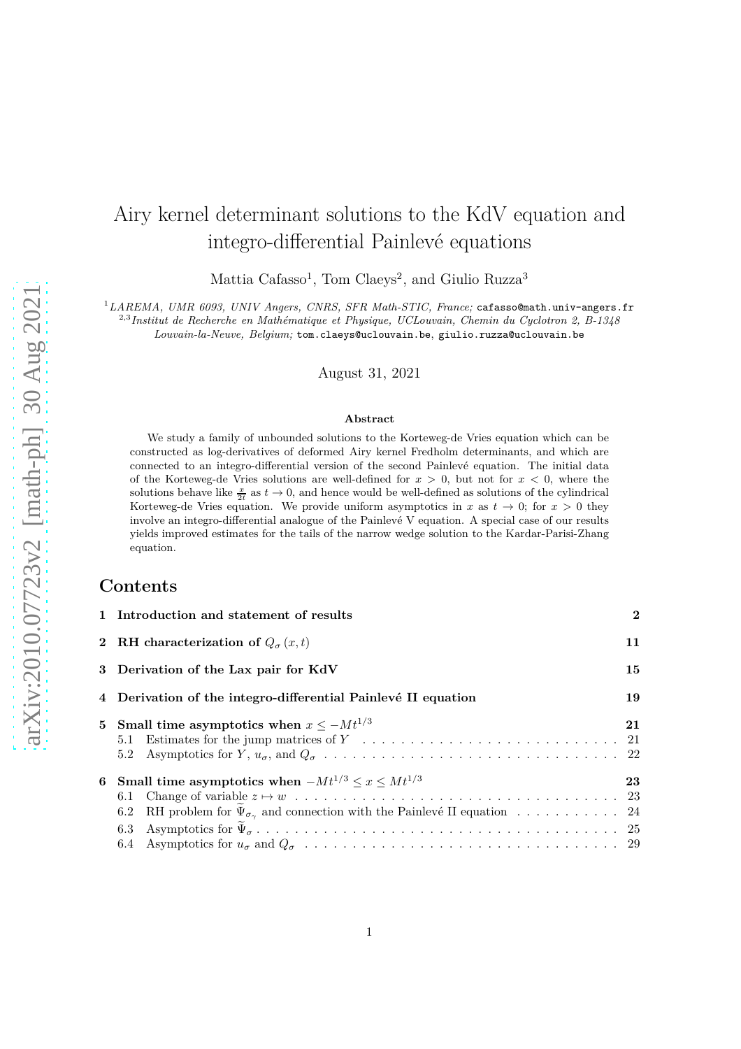# Airy kernel determinant solutions to the KdV equation and integro-differential Painlevé equations

Mattia Cafasso[1], Tom Claeys[2], and Giulio Ruzza[3]

[1]*LAREMA, UMR 6093, UNIV Angers, CNRS, SFR Math-STIC, France;* cafasso@math.univ-angers.fr
[2,3]*Institut de Recherche en Mathématique et Physique, UCLouvain, Chemin du Cyclotron 2, B-1348 Louvain-la-Neuve, Belgium;* tom.claeys@uclouvain.be, giulio.ruzza@uclouvain.be

August 31, 2021

**Abstract**

We study a family of unbounded solutions to the Korteweg-de Vries equation which can be constructed as log-derivatives of deformed Airy kernel Fredholm determinants, and which are connected to an integro-differential version of the second Painlevé equation. The initial data of the Korteweg-de Vries solutions are well-defined for $x > 0$, but not for $x < 0$, where the solutions behave like $\frac{x}{2t}$ as $t \to 0$, and hence would be well-defined as solutions of the cylindrical Korteweg-de Vries equation. We provide uniform asymptotics in $x$ as $t \to 0$; for $x > 0$ they involve an integro-differential analogue of the Painlevé V equation. A special case of our results yields improved estimates for the tails of the narrow wedge solution to the Kardar-Parisi-Zhang equation.

## Contents

- **1 Introduction and statement of results** — 2
- **2 RH characterization of $Q_\sigma(x,t)$** — 11
- **3 Derivation of the Lax pair for KdV** — 15
- **4 Derivation of the integro-differential Painlevé II equation** — 19
- **5 Small time asymptotics when $x \leq -Mt^{1/3}$** — 21
  - 5.1 Estimates for the jump matrices of $Y$ — 21
  - 5.2 Asymptotics for $Y$, $u_\sigma$, and $Q_\sigma$ — 22
- **6 Small time asymptotics when $-Mt^{1/3} \leq x \leq Mt^{1/3}$** — 23
  - 6.1 Change of variable $z \mapsto w$ — 23
  - 6.2 RH problem for $\widetilde{\Psi}_{\sigma_\gamma}$ and connection with the Painlevé II equation — 24
  - 6.3 Asymptotics for $\widetilde{\Psi}_\sigma$ — 25
  - 6.4 Asymptotics for $u_\sigma$ and $Q_\sigma$ — 29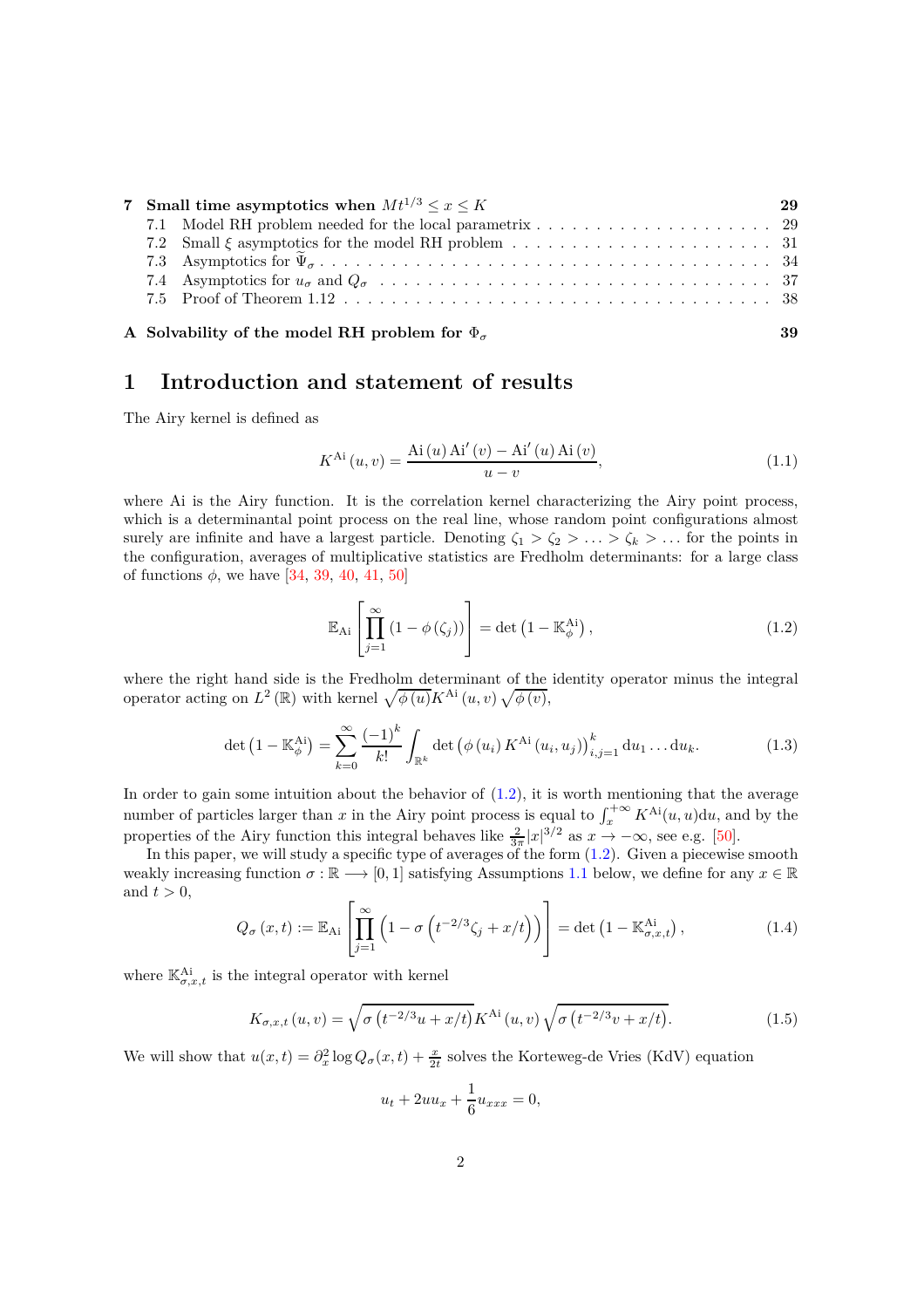| | | |
|---|---|---|
| **7** | **Small time asymptotics when $Mt^{1/3} \leq x \leq K$** | **29** |
| 7.1 | Model RH problem needed for the local parametrix | 29 |
| 7.2 | Small $\xi$ asymptotics for the model RH problem | 31 |
| 7.3 | Asymptotics for $\widetilde{\Psi}_\sigma$ | 34 |
| 7.4 | Asymptotics for $u_\sigma$ and $Q_\sigma$ | 37 |
| 7.5 | Proof of Theorem 1.12 | 38 |
| **A** | **Solvability of the model RH problem for $\Phi_\sigma$** | **39** |

# 1 Introduction and statement of results

The Airy kernel is defined as

$$K^{\mathrm{Ai}}(u,v) = \frac{\mathrm{Ai}(u)\,\mathrm{Ai}'(v) - \mathrm{Ai}'(u)\,\mathrm{Ai}(v)}{u-v}, \tag{1.1}$$

where Ai is the Airy function. It is the correlation kernel characterizing the Airy point process, which is a determinantal point process on the real line, whose random point configurations almost surely are infinite and have a largest particle. Denoting $\zeta_1 > \zeta_2 > \ldots > \zeta_k > \ldots$ for the points in the configuration, averages of multiplicative statistics are Fredholm determinants: for a large class of functions $\phi$, we have [34, 39, 40, 41, 50]

$$\mathbb{E}_{\mathrm{Ai}}\left[\prod_{j=1}^{\infty}\left(1-\phi\left(\zeta_j\right)\right)\right] = \det\left(1-\mathbb{K}_{\phi}^{\mathrm{Ai}}\right), \tag{1.2}$$

where the right hand side is the Fredholm determinant of the identity operator minus the integral operator acting on $L^2(\mathbb{R})$ with kernel $\sqrt{\phi(u)}K^{\mathrm{Ai}}(u,v)\sqrt{\phi(v)}$,

$$\det\left(1-\mathbb{K}_{\phi}^{\mathrm{Ai}}\right) = \sum_{k=0}^{\infty}\frac{(-1)^k}{k!}\int_{\mathbb{R}^k}\det\left(\phi(u_i)\,K^{\mathrm{Ai}}(u_i,u_j)\right)_{i,j=1}^{k}\mathrm{d}u_1\ldots\mathrm{d}u_k. \tag{1.3}$$

In order to gain some intuition about the behavior of (1.2), it is worth mentioning that the average number of particles larger than $x$ in the Airy point process is equal to $\int_x^{+\infty}K^{\mathrm{Ai}}(u,u)\mathrm{d}u$, and by the properties of the Airy function this integral behaves like $\frac{2}{3\pi}|x|^{3/2}$ as $x \to -\infty$, see e.g. [50].

In this paper, we will study a specific type of averages of the form (1.2). Given a piecewise smooth weakly increasing function $\sigma : \mathbb{R} \longrightarrow [0,1]$ satisfying Assumptions 1.1 below, we define for any $x \in \mathbb{R}$ and $t > 0$,

$$Q_\sigma(x,t) := \mathbb{E}_{\mathrm{Ai}}\left[\prod_{j=1}^{\infty}\left(1-\sigma\left(t^{-2/3}\zeta_j + x/t\right)\right)\right] = \det\left(1-\mathbb{K}_{\sigma,x,t}^{\mathrm{Ai}}\right), \tag{1.4}$$

where $\mathbb{K}_{\sigma,x,t}^{\mathrm{Ai}}$ is the integral operator with kernel

$$K_{\sigma,x,t}(u,v) = \sqrt{\sigma\left(t^{-2/3}u + x/t\right)}\,K^{\mathrm{Ai}}(u,v)\,\sqrt{\sigma\left(t^{-2/3}v + x/t\right)}. \tag{1.5}$$

We will show that $u(x,t) = \partial_x^2 \log Q_\sigma(x,t) + \frac{x}{2t}$ solves the Korteweg-de Vries (KdV) equation

$$u_t + 2uu_x + \frac{1}{6}u_{xxx} = 0,$$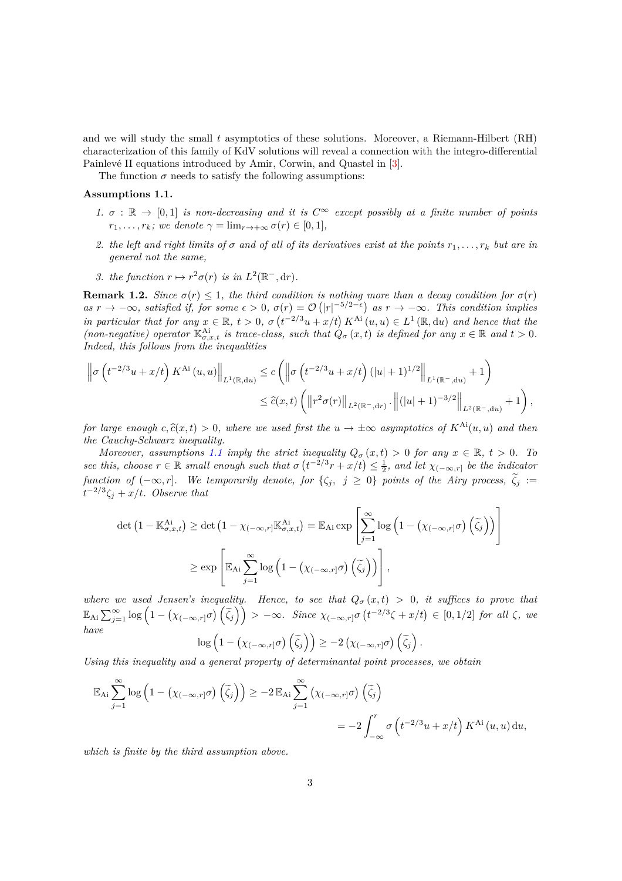and we will study the small $t$ asymptotics of these solutions. Moreover, a Riemann-Hilbert (RH) characterization of this family of KdV solutions will reveal a connection with the integro-differential Painlevé II equations introduced by Amir, Corwin, and Quastel in [3].

The function $\sigma$ needs to satisfy the following assumptions:

**Assumptions 1.1.**

1. *$\sigma : \mathbb{R} \to [0,1]$ is non-decreasing and it is $C^\infty$ except possibly at a finite number of points $r_1, \ldots, r_k$; we denote $\gamma = \lim_{r\to+\infty} \sigma(r) \in [0,1]$,*
2. *the left and right limits of $\sigma$ and of all of its derivatives exist at the points $r_1, \ldots, r_k$ but are in general not the same,*
3. *the function $r \mapsto r^2\sigma(r)$ is in $L^2(\mathbb{R}^-, \mathrm{d}r)$.*

**Remark 1.2.** *Since $\sigma(r) \le 1$, the third condition is nothing more than a decay condition for $\sigma(r)$ as $r \to -\infty$, satisfied if, for some $\epsilon > 0$, $\sigma(r) = \mathcal{O}\left(|r|^{-5/2-\epsilon}\right)$ as $r \to -\infty$. This condition implies in particular that for any $x \in \mathbb{R}$, $t > 0$, $\sigma\left(t^{-2/3}u + x/t\right) K^{\mathrm{Ai}}(u,u) \in L^1(\mathbb{R}, \mathrm{d}u)$ and hence that the (non-negative) operator $\mathbb{K}^{\mathrm{Ai}}_{\sigma,x,t}$ is trace-class, such that $Q_\sigma(x,t)$ is defined for any $x \in \mathbb{R}$ and $t > 0$. Indeed, this follows from the inequalities*

$$
\begin{aligned}
\left\| \sigma\left(t^{-2/3}u + x/t\right) K^{\mathrm{Ai}}(u,u) \right\|_{L^1(\mathbb{R},\mathrm{d}u)} &\le c \left( \left\| \sigma\left(t^{-2/3}u + x/t\right)(|u|+1)^{1/2} \right\|_{L^1(\mathbb{R}^-,\mathrm{d}u)} + 1 \right) \\
&\le \widehat{c}(x,t) \left( \left\| r^2\sigma(r) \right\|_{L^2(\mathbb{R}^-,\mathrm{d}r)} \cdot \left\| (|u|+1)^{-3/2} \right\|_{L^2(\mathbb{R}^-,\mathrm{d}u)} + 1 \right),
\end{aligned}
$$

*for large enough $c, \widehat{c}(x,t) > 0$, where we used first the $u \to \pm\infty$ asymptotics of $K^{\mathrm{Ai}}(u,u)$ and then the Cauchy-Schwarz inequality.*

*Moreover, assumptions 1.1 imply the strict inequality $Q_\sigma(x,t) > 0$ for any $x \in \mathbb{R}$, $t > 0$. To see this, choose $r \in \mathbb{R}$ small enough such that $\sigma\left(t^{-2/3}r + x/t\right) \le \frac{1}{2}$, and let $\chi_{(-\infty,r]}$ be the indicator function of $(-\infty, r]$. We temporarily denote, for $\{\zeta_j,\ j \ge 0\}$ points of the Airy process, $\widetilde{\zeta}_j := t^{-2/3}\zeta_j + x/t$. Observe that*

$$
\begin{aligned}
\det\left(1 - \mathbb{K}^{\mathrm{Ai}}_{\sigma,x,t}\right) \ge \det\left(1 - \chi_{(-\infty,r]}\mathbb{K}^{\mathrm{Ai}}_{\sigma,x,t}\right) &= \mathbb{E}_{\mathrm{Ai}} \exp\left[ \sum_{j=1}^{\infty} \log\left(1 - \left(\chi_{(-\infty,r]}\sigma\right)\left(\widetilde{\zeta}_j\right)\right) \right] \\
&\ge \exp\left[ \mathbb{E}_{\mathrm{Ai}} \sum_{j=1}^{\infty} \log\left(1 - \left(\chi_{(-\infty,r]}\sigma\right)\left(\widetilde{\zeta}_j\right)\right) \right],
\end{aligned}
$$

*where we used Jensen's inequality. Hence, to see that $Q_\sigma(x,t) > 0$, it suffices to prove that $\mathbb{E}_{\mathrm{Ai}} \sum_{j=1}^{\infty} \log\left(1 - \left(\chi_{(-\infty,r]}\sigma\right)\left(\widetilde{\zeta}_j\right)\right) > -\infty$. Since $\chi_{(-\infty,r]}\sigma\left(t^{-2/3}\zeta + x/t\right) \in [0, 1/2]$ for all $\zeta$, we have*

$$
\log\left(1 - \left(\chi_{(-\infty,r]}\sigma\right)\left(\widetilde{\zeta}_j\right)\right) \ge -2\left(\chi_{(-\infty,r]}\sigma\right)\left(\widetilde{\zeta}_j\right).
$$

*Using this inequality and a general property of determinantal point processes, we obtain*

$$
\begin{aligned}
\mathbb{E}_{\mathrm{Ai}} \sum_{j=1}^{\infty} \log\left(1 - \left(\chi_{(-\infty,r]}\sigma\right)\left(\widetilde{\zeta}_j\right)\right) &\ge -2\, \mathbb{E}_{\mathrm{Ai}} \sum_{j=1}^{\infty} \left(\chi_{(-\infty,r]}\sigma\right)\left(\widetilde{\zeta}_j\right) \\
&= -2 \int_{-\infty}^{r} \sigma\left(t^{-2/3}u + x/t\right) K^{\mathrm{Ai}}(u,u)\,\mathrm{d}u,
\end{aligned}
$$

*which is finite by the third assumption above.*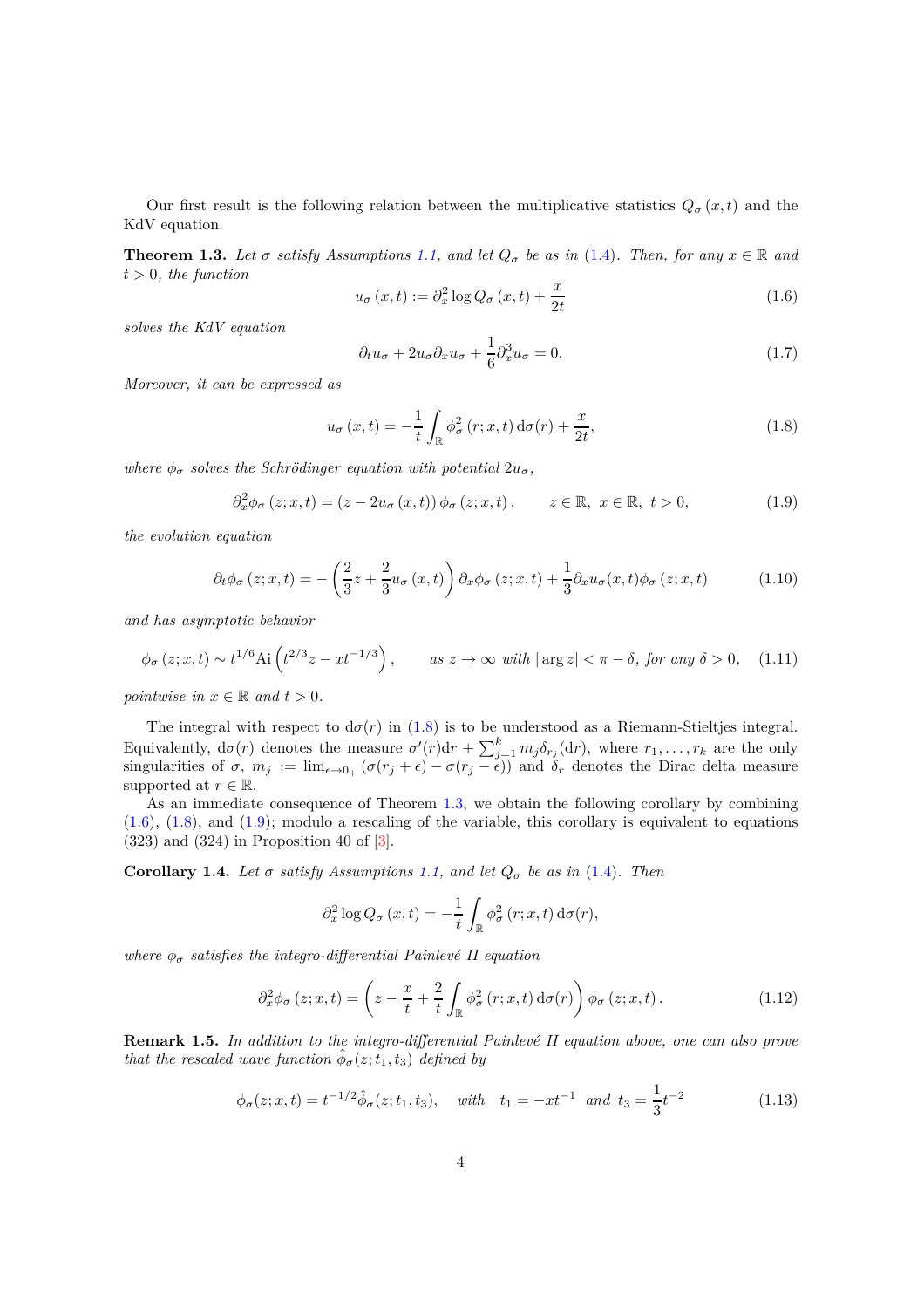Our first result is the following relation between the multiplicative statistics $Q_\sigma(x,t)$ and the KdV equation.

**Theorem 1.3.** *Let $\sigma$ satisfy Assumptions 1.1, and let $Q_\sigma$ be as in (1.4). Then, for any $x \in \mathbb{R}$ and $t > 0$, the function*

$$u_\sigma(x,t) := \partial_x^2 \log Q_\sigma(x,t) + \frac{x}{2t} \tag{1.6}$$

*solves the KdV equation*

$$\partial_t u_\sigma + 2u_\sigma \partial_x u_\sigma + \frac{1}{6}\partial_x^3 u_\sigma = 0. \tag{1.7}$$

*Moreover, it can be expressed as*

$$u_\sigma(x,t) = -\frac{1}{t}\int_{\mathbb{R}} \phi_\sigma^2(r;x,t)\, \mathrm{d}\sigma(r) + \frac{x}{2t}, \tag{1.8}$$

*where $\phi_\sigma$ solves the Schrödinger equation with potential $2u_\sigma$,*

$$\partial_x^2 \phi_\sigma(z;x,t) = (z - 2u_\sigma(x,t))\,\phi_\sigma(z;x,t), \qquad z \in \mathbb{R},\ x \in \mathbb{R},\ t > 0, \tag{1.9}$$

*the evolution equation*

$$\partial_t \phi_\sigma(z;x,t) = -\left(\frac{2}{3}z + \frac{2}{3}u_\sigma(x,t)\right)\partial_x \phi_\sigma(z;x,t) + \frac{1}{3}\partial_x u_\sigma(x,t)\phi_\sigma(z;x,t) \tag{1.10}$$

*and has asymptotic behavior*

$$\phi_\sigma(z;x,t) \sim t^{1/6}\mathrm{Ai}\left(t^{2/3}z - xt^{-1/3}\right), \qquad \text{as } z \to \infty \text{ with } |\arg z| < \pi - \delta, \text{ for any } \delta > 0, \tag{1.11}$$

*pointwise in $x \in \mathbb{R}$ and $t > 0$.*

The integral with respect to $\mathrm{d}\sigma(r)$ in (1.8) is to be understood as a Riemann-Stieltjes integral. Equivalently, $\mathrm{d}\sigma(r)$ denotes the measure $\sigma'(r)\mathrm{d}r + \sum_{j=1}^{k} m_j \delta_{r_j}(\mathrm{d}r)$, where $r_1, \ldots, r_k$ are the only singularities of $\sigma$, $m_j := \lim_{\epsilon \to 0_+}(\sigma(r_j + \epsilon) - \sigma(r_j - \epsilon))$ and $\delta_r$ denotes the Dirac delta measure supported at $r \in \mathbb{R}$.

As an immediate consequence of Theorem 1.3, we obtain the following corollary by combining (1.6), (1.8), and (1.9); modulo a rescaling of the variable, this corollary is equivalent to equations (323) and (324) in Proposition 40 of [3].

**Corollary 1.4.** *Let $\sigma$ satisfy Assumptions 1.1, and let $Q_\sigma$ be as in (1.4). Then*

$$\partial_x^2 \log Q_\sigma(x,t) = -\frac{1}{t}\int_{\mathbb{R}} \phi_\sigma^2(r;x,t)\, \mathrm{d}\sigma(r),$$

*where $\phi_\sigma$ satisfies the integro-differential Painlevé II equation*

$$\partial_x^2 \phi_\sigma(z;x,t) = \left(z - \frac{x}{t} + \frac{2}{t}\int_{\mathbb{R}} \phi_\sigma^2(r;x,t)\, \mathrm{d}\sigma(r)\right)\phi_\sigma(z;x,t). \tag{1.12}$$

**Remark 1.5.** *In addition to the integro-differential Painlevé II equation above, one can also prove that the rescaled wave function $\hat{\phi}_\sigma(z;t_1,t_3)$ defined by*

$$\phi_\sigma(z;x,t) = t^{-1/2}\hat{\phi}_\sigma(z;t_1,t_3), \quad \text{with} \quad t_1 = -xt^{-1} \ \text{ and } \ t_3 = \frac{1}{3}t^{-2} \tag{1.13}$$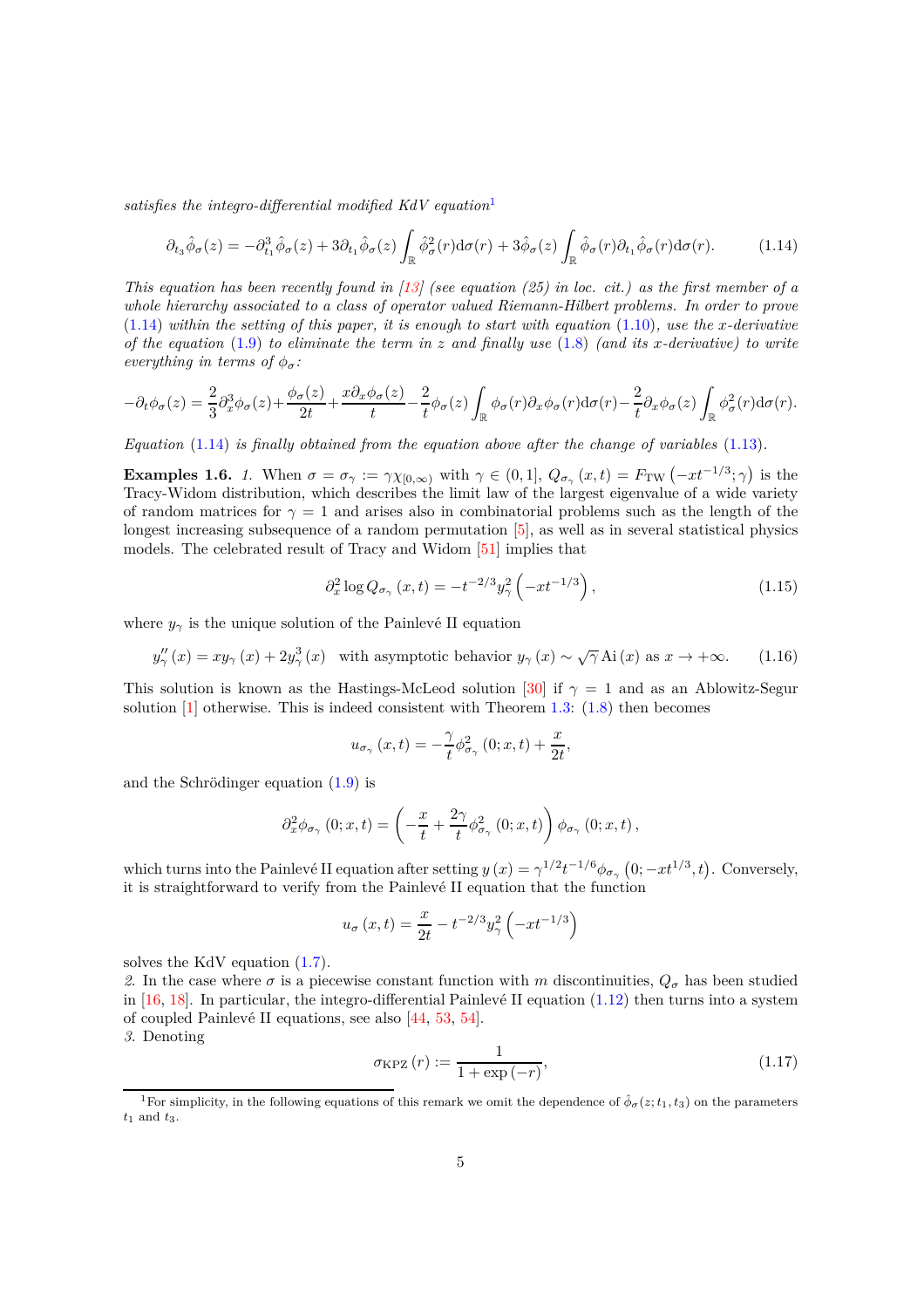*satisfies the integro-differential modified KdV equation*[1]

$$\partial_{t_3}\hat{\phi}_\sigma(z) = -\partial_{t_1}^3\hat{\phi}_\sigma(z) + 3\partial_{t_1}\hat{\phi}_\sigma(z)\int_{\mathbb{R}}\hat{\phi}_\sigma^2(r)\mathrm{d}\sigma(r) + 3\hat{\phi}_\sigma(z)\int_{\mathbb{R}}\hat{\phi}_\sigma(r)\partial_{t_1}\hat{\phi}_\sigma(r)\mathrm{d}\sigma(r). \tag{1.14}$$

*This equation has been recently found in [13] (see equation (25) in loc. cit.) as the first member of a whole hierarchy associated to a class of operator valued Riemann-Hilbert problems. In order to prove (1.14) within the setting of this paper, it is enough to start with equation (1.10), use the $x$-derivative of the equation (1.9) to eliminate the term in $z$ and finally use (1.8) (and its $x$-derivative) to write everything in terms of $\phi_\sigma$:*

$$-\partial_t\phi_\sigma(z) = \frac{2}{3}\partial_x^3\phi_\sigma(z) + \frac{\phi_\sigma(z)}{2t} + \frac{x\partial_x\phi_\sigma(z)}{t} - \frac{2}{t}\phi_\sigma(z)\int_{\mathbb{R}}\phi_\sigma(r)\partial_x\phi_\sigma(r)\mathrm{d}\sigma(r) - \frac{2}{t}\partial_x\phi_\sigma(z)\int_{\mathbb{R}}\phi_\sigma^2(r)\mathrm{d}\sigma(r).$$

*Equation (1.14) is finally obtained from the equation above after the change of variables (1.13).*

**Examples 1.6.** *1.* When $\sigma = \sigma_\gamma := \gamma\chi_{[0,\infty)}$ with $\gamma \in (0,1]$, $Q_{\sigma_\gamma}(x,t) = F_{\mathrm{TW}}\left(-xt^{-1/3};\gamma\right)$ is the Tracy-Widom distribution, which describes the limit law of the largest eigenvalue of a wide variety of random matrices for $\gamma = 1$ and arises also in combinatorial problems such as the length of the longest increasing subsequence of a random permutation [5], as well as in several statistical physics models. The celebrated result of Tracy and Widom [51] implies that

$$\partial_x^2 \log Q_{\sigma_\gamma}(x,t) = -t^{-2/3}y_\gamma^2\left(-xt^{-1/3}\right), \tag{1.15}$$

where $y_\gamma$ is the unique solution of the Painlevé II equation

$$y_\gamma''(x) = xy_\gamma(x) + 2y_\gamma^3(x) \quad \text{with asymptotic behavior } y_\gamma(x) \sim \sqrt{\gamma}\,\mathrm{Ai}(x) \text{ as } x \to +\infty. \tag{1.16}$$

This solution is known as the Hastings-McLeod solution [30] if $\gamma = 1$ and as an Ablowitz-Segur solution [1] otherwise. This is indeed consistent with Theorem 1.3: (1.8) then becomes

$$u_{\sigma_\gamma}(x,t) = -\frac{\gamma}{t}\phi_{\sigma_\gamma}^2(0;x,t) + \frac{x}{2t},$$

and the Schrödinger equation (1.9) is

$$\partial_x^2\phi_{\sigma_\gamma}(0;x,t) = \left(-\frac{x}{t} + \frac{2\gamma}{t}\phi_{\sigma_\gamma}^2(0;x,t)\right)\phi_{\sigma_\gamma}(0;x,t),$$

which turns into the Painlevé II equation after setting $y(x) = \gamma^{1/2}t^{-1/6}\phi_{\sigma_\gamma}\left(0;-xt^{1/3},t\right)$. Conversely, it is straightforward to verify from the Painlevé II equation that the function

$$u_\sigma(x,t) = \frac{x}{2t} - t^{-2/3}y_\gamma^2\left(-xt^{-1/3}\right)$$

solves the KdV equation (1.7).

*2.* In the case where $\sigma$ is a piecewise constant function with $m$ discontinuities, $Q_\sigma$ has been studied in [16, 18]. In particular, the integro-differential Painlevé II equation (1.12) then turns into a system of coupled Painlevé II equations, see also [44, 53, 54].

*3.* Denoting

$$\sigma_{\mathrm{KPZ}}(r) := \frac{1}{1+\exp(-r)}, \tag{1.17}$$

[1] For simplicity, in the following equations of this remark we omit the dependence of $\hat{\phi}_\sigma(z;t_1,t_3)$ on the parameters $t_1$ and $t_3$.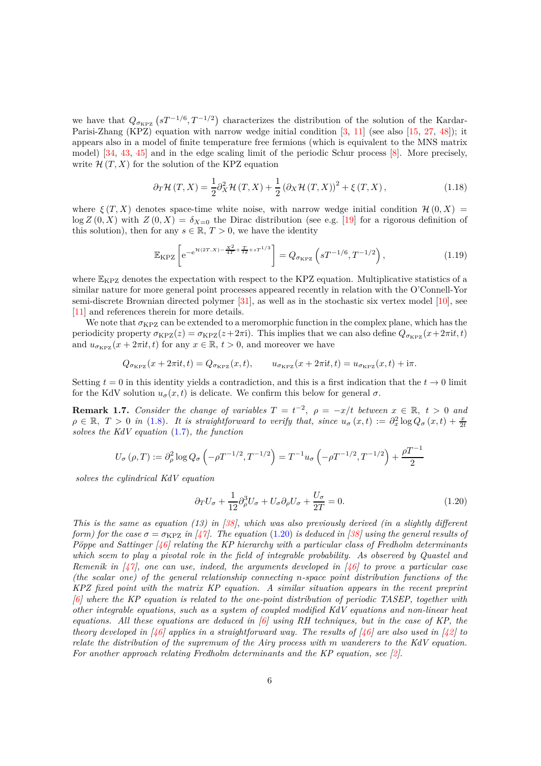we have that $Q_{\sigma_{\mathrm{KPZ}}}\left(sT^{-1/6}, T^{-1/2}\right)$ characterizes the distribution of the solution of the Kardar-Parisi-Zhang (KPZ) equation with narrow wedge initial condition [3, 11] (see also [15, 27, 48]); it appears also in a model of finite temperature free fermions (which is equivalent to the MNS matrix model) [34, 43, 45] and in the edge scaling limit of the periodic Schur process [8]. More precisely, write $\mathcal{H}(T, X)$ for the solution of the KPZ equation

$$
\partial_T \mathcal{H}(T, X) = \frac{1}{2}\partial_X^2 \mathcal{H}(T, X) + \frac{1}{2}\left(\partial_X \mathcal{H}(T, X)\right)^2 + \xi(T, X), \tag{1.18}
$$

where $\xi(T, X)$ denotes space-time white noise, with narrow wedge initial condition $\mathcal{H}(0, X) = \log Z(0, X)$ with $Z(0, X) = \delta_{X=0}$ the Dirac distribution (see e.g. [19] for a rigorous definition of this solution), then for any $s \in \mathbb{R}$, $T > 0$, we have the identity

$$
\mathbb{E}_{\mathrm{KPZ}}\left[\mathrm{e}^{-\mathrm{e}^{\mathcal{H}(2T,X) - \frac{X^2}{4T} + \frac{T}{12} + sT^{1/3}}}\right] = Q_{\sigma_{\mathrm{KPZ}}}\left(sT^{-1/6}, T^{-1/2}\right), \tag{1.19}
$$

where $\mathbb{E}_{\mathrm{KPZ}}$ denotes the expectation with respect to the KPZ equation. Multiplicative statistics of a similar nature for more general point processes appeared recently in relation with the O'Connell-Yor semi-discrete Brownian directed polymer [31], as well as in the stochastic six vertex model [10], see [11] and references therein for more details.

We note that $\sigma_{\mathrm{KPZ}}$ can be extended to a meromorphic function in the complex plane, which has the periodicity property $\sigma_{\mathrm{KPZ}}(z) = \sigma_{\mathrm{KPZ}}(z + 2\pi\mathrm{i})$. This implies that we can also define $Q_{\sigma_{\mathrm{KPZ}}}(x + 2\pi\mathrm{i}t, t)$ and $u_{\sigma_{\mathrm{KPZ}}}(x + 2\pi\mathrm{i}t, t)$ for any $x \in \mathbb{R}$, $t > 0$, and moreover we have

$$
Q_{\sigma_{\mathrm{KPZ}}}(x + 2\pi\mathrm{i}t, t) = Q_{\sigma_{\mathrm{KPZ}}}(x, t), \qquad u_{\sigma_{\mathrm{KPZ}}}(x + 2\pi\mathrm{i}t, t) = u_{\sigma_{\mathrm{KPZ}}}(x, t) + \mathrm{i}\pi.
$$

Setting $t = 0$ in this identity yields a contradiction, and this is a first indication that the $t \to 0$ limit for the KdV solution $u_\sigma(x, t)$ is delicate. We confirm this below for general $\sigma$.

**Remark 1.7.** *Consider the change of variables $T = t^{-2}$, $\rho = -x/t$ between $x \in \mathbb{R}$, $t > 0$ and $\rho \in \mathbb{R}$, $T > 0$ in (1.8). It is straightforward to verify that, since $u_\sigma(x, t) := \partial_x^2 \log Q_\sigma(x, t) + \frac{x}{2t}$ solves the KdV equation (1.7), the function*

$$
U_\sigma(\rho, T) := \partial_\rho^2 \log Q_\sigma\left(-\rho T^{-1/2}, T^{-1/2}\right) = T^{-1} u_\sigma\left(-\rho T^{-1/2}, T^{-1/2}\right) + \frac{\rho T^{-1}}{2}
$$

*solves the cylindrical KdV equation*

$$
\partial_T U_\sigma + \frac{1}{12}\partial_\rho^3 U_\sigma + U_\sigma \partial_\rho U_\sigma + \frac{U_\sigma}{2T} = 0. \tag{1.20}
$$

*This is the same as equation (13) in [38], which was also previously derived (in a slightly different form) for the case $\sigma = \sigma_{\mathrm{KPZ}}$ in [47]. The equation (1.20) is deduced in [38] using the general results of Pöppe and Sattinger [46] relating the KP hierarchy with a particular class of Fredholm determinants which seem to play a pivotal role in the field of integrable probability. As observed by Quastel and Remenik in [47], one can use, indeed, the arguments developed in [46] to prove a particular case (the scalar one) of the general relationship connecting n-space point distribution functions of the KPZ fixed point with the matrix KP equation. A similar situation appears in the recent preprint [6] where the KP equation is related to the one-point distribution of periodic TASEP, together with other integrable equations, such as a system of coupled modified KdV equations and non-linear heat equations. All these equations are deduced in [6] using RH techniques, but in the case of KP, the theory developed in [46] applies in a straightforward way. The results of [46] are also used in [42] to relate the distribution of the supremum of the Airy process with m wanderers to the KdV equation. For another approach relating Fredholm determinants and the KP equation, see [2].*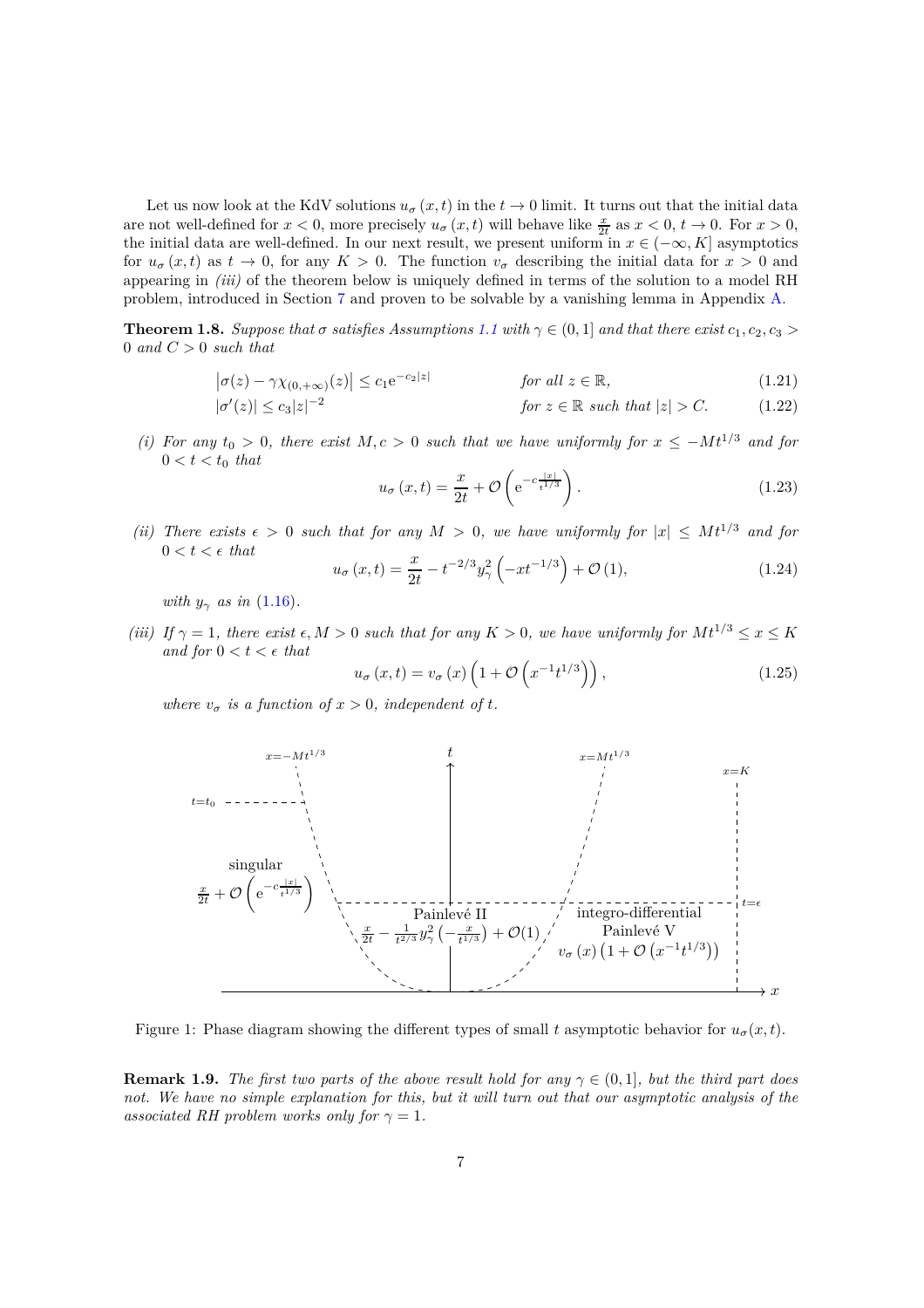Let us now look at the KdV solutions $u_\sigma(x,t)$ in the $t \to 0$ limit. It turns out that the initial data are not well-defined for $x < 0$, more precisely $u_\sigma(x,t)$ will behave like $\frac{x}{2t}$ as $x < 0$, $t \to 0$. For $x > 0$, the initial data are well-defined. In our next result, we present uniform in $x \in (-\infty, K]$ asymptotics for $u_\sigma(x,t)$ as $t \to 0$, for any $K > 0$. The function $v_\sigma$ describing the initial data for $x > 0$ and appearing in *(iii)* of the theorem below is uniquely defined in terms of the solution to a model RH problem, introduced in Section 7 and proven to be solvable by a vanishing lemma in Appendix A.

**Theorem 1.8.** *Suppose that $\sigma$ satisfies Assumptions 1.1 with $\gamma \in (0,1]$ and that there exist $c_1, c_2, c_3 > 0$ and $C > 0$ such that*

$$\left|\sigma(z) - \gamma\chi_{(0,+\infty)}(z)\right| \leq c_1 \mathrm{e}^{-c_2|z|} \qquad \text{for all } z \in \mathbb{R}, \tag{1.21}$$

$$|\sigma'(z)| \leq c_3|z|^{-2} \qquad \text{for } z \in \mathbb{R} \text{ such that } |z| > C. \tag{1.22}$$

*(i) For any $t_0 > 0$, there exist $M, c > 0$ such that we have uniformly for $x \leq -Mt^{1/3}$ and for $0 < t < t_0$ that*

$$u_\sigma(x,t) = \frac{x}{2t} + \mathcal{O}\left(\mathrm{e}^{-c\frac{|x|}{t^{1/3}}}\right). \tag{1.23}$$

*(ii) There exists $\epsilon > 0$ such that for any $M > 0$, we have uniformly for $|x| \leq Mt^{1/3}$ and for $0 < t < \epsilon$ that*

$$u_\sigma(x,t) = \frac{x}{2t} - t^{-2/3} y_\gamma^2\left(-xt^{-1/3}\right) + \mathcal{O}(1), \tag{1.24}$$

*with $y_\gamma$ as in (1.16).*

*(iii) If $\gamma = 1$, there exist $\epsilon, M > 0$ such that for any $K > 0$, we have uniformly for $Mt^{1/3} \leq x \leq K$ and for $0 < t < \epsilon$ that*

$$u_\sigma(x,t) = v_\sigma(x)\left(1 + \mathcal{O}\left(x^{-1}t^{1/3}\right)\right), \tag{1.25}$$

*where $v_\sigma$ is a function of $x > 0$, independent of $t$.*

Figure 1: Phase diagram showing the different types of small $t$ asymptotic behavior for $u_\sigma(x,t)$.

**Remark 1.9.** *The first two parts of the above result hold for any $\gamma \in (0,1]$, but the third part does not. We have no simple explanation for this, but it will turn out that our asymptotic analysis of the associated RH problem works only for $\gamma = 1$.*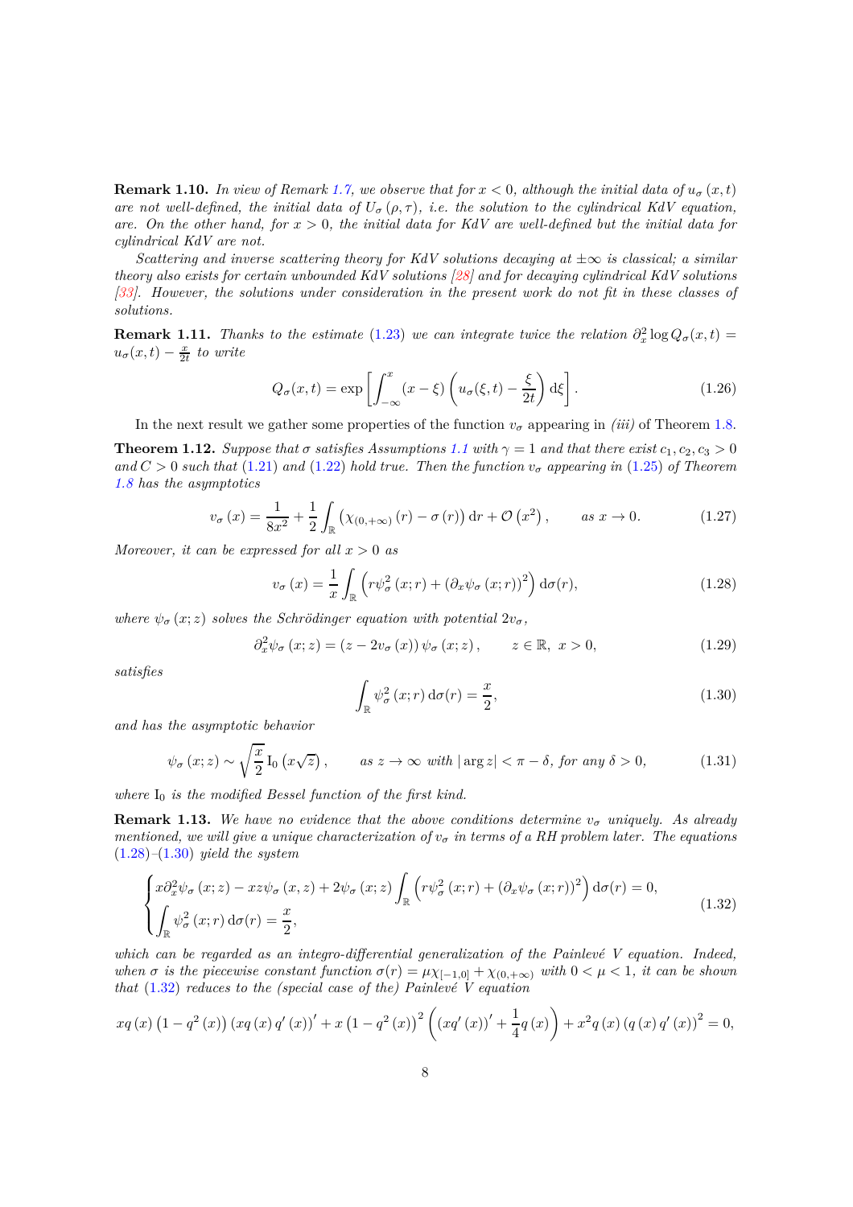**Remark 1.10.** *In view of Remark 1.7, we observe that for $x<0$, although the initial data of $u_\sigma(x,t)$ are not well-defined, the initial data of $U_\sigma(\rho,\tau)$, i.e. the solution to the cylindrical KdV equation, are. On the other hand, for $x>0$, the initial data for KdV are well-defined but the initial data for cylindrical KdV are not.*

*Scattering and inverse scattering theory for KdV solutions decaying at $\pm\infty$ is classical; a similar theory also exists for certain unbounded KdV solutions [28] and for decaying cylindrical KdV solutions [33]. However, the solutions under consideration in the present work do not fit in these classes of solutions.*

**Remark 1.11.** *Thanks to the estimate (1.23) we can integrate twice the relation $\partial_x^2 \log Q_\sigma(x,t) = u_\sigma(x,t) - \frac{x}{2t}$ to write*

$$Q_\sigma(x,t) = \exp\left[\int_{-\infty}^{x} (x-\xi)\left(u_\sigma(\xi,t) - \frac{\xi}{2t}\right)\mathrm{d}\xi\right]. \tag{1.26}$$

In the next result we gather some properties of the function $v_\sigma$ appearing in *(iii)* of Theorem 1.8.

**Theorem 1.12.** *Suppose that $\sigma$ satisfies Assumptions 1.1 with $\gamma=1$ and that there exist $c_1,c_2,c_3>0$ and $C>0$ such that (1.21) and (1.22) hold true. Then the function $v_\sigma$ appearing in (1.25) of Theorem 1.8 has the asymptotics*

$$v_\sigma(x) = \frac{1}{8x^2} + \frac{1}{2}\int_{\mathbb{R}} \left(\chi_{(0,+\infty)}(r) - \sigma(r)\right)\mathrm{d}r + \mathcal{O}\left(x^2\right), \qquad \text{as } x\to 0. \tag{1.27}$$

*Moreover, it can be expressed for all $x>0$ as*

$$v_\sigma(x) = \frac{1}{x}\int_{\mathbb{R}} \left(r\psi_\sigma^2(x;r) + \left(\partial_x\psi_\sigma(x;r)\right)^2\right)\mathrm{d}\sigma(r), \tag{1.28}$$

*where $\psi_\sigma(x;z)$ solves the Schrödinger equation with potential $2v_\sigma$,*

$$\partial_x^2\psi_\sigma(x;z) = (z - 2v_\sigma(x))\,\psi_\sigma(x;z), \qquad z\in\mathbb{R},\ x>0, \tag{1.29}$$

*satisfies*

$$\int_{\mathbb{R}} \psi_\sigma^2(x;r)\,\mathrm{d}\sigma(r) = \frac{x}{2}, \tag{1.30}$$

*and has the asymptotic behavior*

$$\psi_\sigma(x;z) \sim \sqrt{\frac{x}{2}}\,\mathrm{I}_0\left(x\sqrt{z}\right), \qquad \text{as } z\to\infty \text{ with } |\arg z|<\pi-\delta, \text{ for any } \delta>0, \tag{1.31}$$

*where $\mathrm{I}_0$ is the modified Bessel function of the first kind.*

**Remark 1.13.** *We have no evidence that the above conditions determine $v_\sigma$ uniquely. As already mentioned, we will give a unique characterization of $v_\sigma$ in terms of a RH problem later. The equations (1.28)–(1.30) yield the system*

$$\begin{cases} x\partial_x^2\psi_\sigma(x;z) - xz\psi_\sigma(x,z) + 2\psi_\sigma(x;z)\displaystyle\int_{\mathbb{R}}\left(r\psi_\sigma^2(x;r) + \left(\partial_x\psi_\sigma(x;r)\right)^2\right)\mathrm{d}\sigma(r) = 0, \\ \displaystyle\int_{\mathbb{R}}\psi_\sigma^2(x;r)\,\mathrm{d}\sigma(r) = \frac{x}{2}, \end{cases} \tag{1.32}$$

*which can be regarded as an integro-differential generalization of the Painlevé V equation. Indeed, when $\sigma$ is the piecewise constant function $\sigma(r) = \mu\chi_{[-1,0]} + \chi_{(0,+\infty)}$ with $0<\mu<1$, it can be shown that (1.32) reduces to the (special case of the) Painlevé V equation*

$$xq(x)\left(1-q^2(x)\right)\left(xq(x)\,q'(x)\right)' + x\left(1-q^2(x)\right)^2\left(\left(xq'(x)\right)' + \frac{1}{4}q(x)\right) + x^2 q(x)\left(q(x)\,q'(x)\right)^2 = 0,$$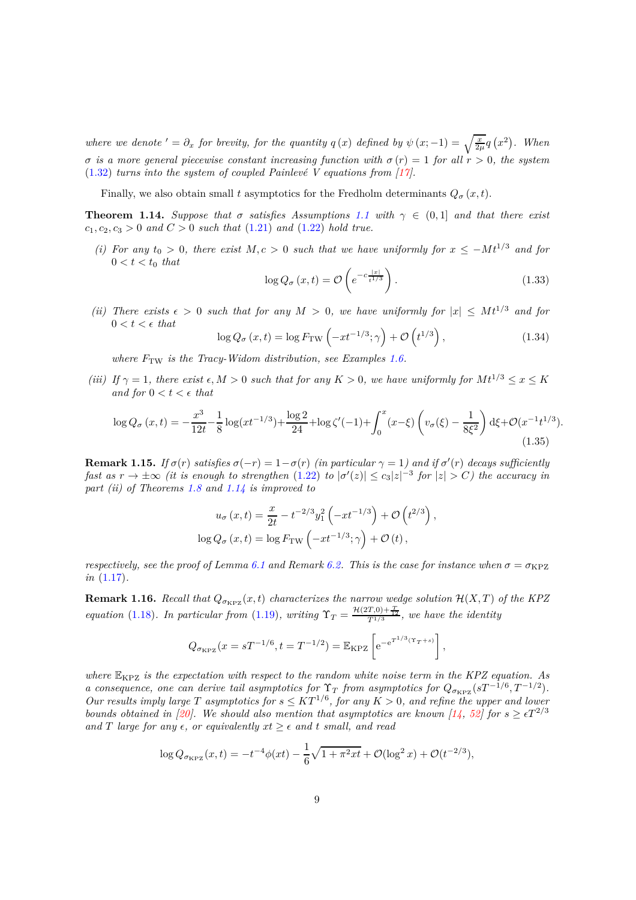*where we denote $' = \partial_x$ for brevity, for the quantity $q(x)$ defined by $\psi(x;-1) = \sqrt{\frac{x}{2\mu}}q(x^2)$. When $\sigma$ is a more general piecewise constant increasing function with $\sigma(r) = 1$ for all $r > 0$, the system (1.32) turns into the system of coupled Painlevé V equations from [17].*

Finally, we also obtain small $t$ asymptotics for the Fredholm determinants $Q_\sigma(x,t)$.

**Theorem 1.14.** *Suppose that $\sigma$ satisfies Assumptions 1.1 with $\gamma \in (0,1]$ and that there exist $c_1, c_2, c_3 > 0$ and $C > 0$ such that (1.21) and (1.22) hold true.*

*(i) For any $t_0 > 0$, there exist $M, c > 0$ such that we have uniformly for $x \leq -Mt^{1/3}$ and for $0 < t < t_0$ that*

$$\log Q_\sigma(x,t) = \mathcal{O}\left(e^{-c\frac{|x|}{t^{1/3}}}\right). \tag{1.33}$$

*(ii) There exists $\epsilon > 0$ such that for any $M > 0$, we have uniformly for $|x| \leq Mt^{1/3}$ and for $0 < t < \epsilon$ that*

$$\log Q_\sigma(x,t) = \log F_{\mathrm{TW}}\left(-xt^{-1/3};\gamma\right) + \mathcal{O}\left(t^{1/3}\right), \tag{1.34}$$

*where $F_{\mathrm{TW}}$ is the Tracy-Widom distribution, see Examples 1.6.*

*(iii) If $\gamma = 1$, there exist $\epsilon, M > 0$ such that for any $K > 0$, we have uniformly for $Mt^{1/3} \leq x \leq K$ and for $0 < t < \epsilon$ that*

$$\log Q_\sigma(x,t) = -\frac{x^3}{12t} - \frac{1}{8}\log(xt^{-1/3}) + \frac{\log 2}{24} + \log\zeta'(-1) + \int_0^x (x-\xi)\left(v_\sigma(\xi) - \frac{1}{8\xi^2}\right)\mathrm{d}\xi + \mathcal{O}(x^{-1}t^{1/3}). \tag{1.35}$$

**Remark 1.15.** *If $\sigma(r)$ satisfies $\sigma(-r) = 1 - \sigma(r)$ (in particular $\gamma = 1$) and if $\sigma'(r)$ decays sufficiently fast as $r \to \pm\infty$ (it is enough to strengthen (1.22) to $|\sigma'(z)| \leq c_3|z|^{-3}$ for $|z| > C$) the accuracy in part (ii) of Theorems 1.8 and 1.14 is improved to*

$$u_\sigma(x,t) = \frac{x}{2t} - t^{-2/3}y_1^2\left(-xt^{-1/3}\right) + \mathcal{O}\left(t^{2/3}\right),$$
$$\log Q_\sigma(x,t) = \log F_{\mathrm{TW}}\left(-xt^{-1/3};\gamma\right) + \mathcal{O}(t),$$

*respectively, see the proof of Lemma 6.1 and Remark 6.2. This is the case for instance when $\sigma = \sigma_{\mathrm{KPZ}}$ in (1.17).*

**Remark 1.16.** *Recall that $Q_{\sigma_{\mathrm{KPZ}}}(x,t)$ characterizes the narrow wedge solution $\mathcal{H}(X,T)$ of the KPZ equation (1.18). In particular from (1.19), writing $\Upsilon_T = \frac{\mathcal{H}(2T,0)+\frac{T}{12}}{T^{1/3}}$, we have the identity*

$$Q_{\sigma_{\mathrm{KPZ}}}(x = sT^{-1/6}, t = T^{-1/2}) = \mathbb{E}_{\mathrm{KPZ}}\left[\mathrm{e}^{-\mathrm{e}^{T^{1/3}(\Upsilon_T + s)}}\right],$$

*where $\mathbb{E}_{\mathrm{KPZ}}$ is the expectation with respect to the random white noise term in the KPZ equation. As a consequence, one can derive tail asymptotics for $\Upsilon_T$ from asymptotics for $Q_{\sigma_{\mathrm{KPZ}}}(sT^{-1/6}, T^{-1/2})$. Our results imply large $T$ asymptotics for $s \leq KT^{1/6}$, for any $K > 0$, and refine the upper and lower bounds obtained in [20]. We should also mention that asymptotics are known [14, 52] for $s \geq \epsilon T^{2/3}$ and $T$ large for any $\epsilon$, or equivalently $xt \geq \epsilon$ and $t$ small, and read*

$$\log Q_{\sigma_{\mathrm{KPZ}}}(x,t) = -t^{-4}\phi(xt) - \frac{1}{6}\sqrt{1+\pi^2 xt} + \mathcal{O}(\log^2 x) + \mathcal{O}(t^{-2/3}),$$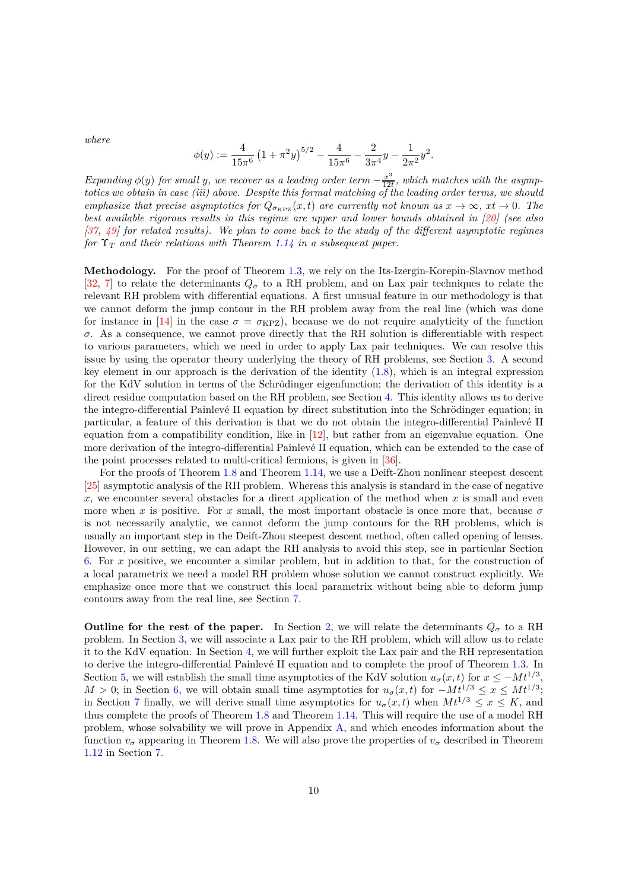*where*

$$\phi(y) := \frac{4}{15\pi^6}\left(1+\pi^2 y\right)^{5/2} - \frac{4}{15\pi^6} - \frac{2}{3\pi^4}y - \frac{1}{2\pi^2}y^2.$$

*Expanding $\phi(y)$ for small $y$, we recover as a leading order term $-\frac{x^3}{12t}$, which matches with the asymptotics we obtain in case (iii) above. Despite this formal matching of the leading order terms, we should emphasize that precise asymptotics for $Q_{\sigma_{\rm KPZ}}(x,t)$ are currently not known as $x\to\infty$, $xt\to 0$. The best available rigorous results in this regime are upper and lower bounds obtained in [20] (see also [37, 49] for related results). We plan to come back to the study of the different asymptotic regimes for $\Upsilon_T$ and their relations with Theorem 1.14 in a subsequent paper.*

**Methodology.** For the proof of Theorem 1.3, we rely on the Its-Izergin-Korepin-Slavnov method [32, 7] to relate the determinants $Q_\sigma$ to a RH problem, and on Lax pair techniques to relate the relevant RH problem with differential equations. A first unusual feature in our methodology is that we cannot deform the jump contour in the RH problem away from the real line (which was done for instance in [14] in the case $\sigma = \sigma_{\rm KPZ}$), because we do not require analyticity of the function $\sigma$. As a consequence, we cannot prove directly that the RH solution is differentiable with respect to various parameters, which we need in order to apply Lax pair techniques. We can resolve this issue by using the operator theory underlying the theory of RH problems, see Section 3. A second key element in our approach is the derivation of the identity (1.8), which is an integral expression for the KdV solution in terms of the Schrödinger eigenfunction; the derivation of this identity is a direct residue computation based on the RH problem, see Section 4. This identity allows us to derive the integro-differential Painlevé II equation by direct substitution into the Schrödinger equation; in particular, a feature of this derivation is that we do not obtain the integro-differential Painlevé II equation from a compatibility condition, like in [12], but rather from an eigenvalue equation. One more derivation of the integro-differential Painlevé II equation, which can be extended to the case of the point processes related to multi-critical fermions, is given in [36].

For the proofs of Theorem 1.8 and Theorem 1.14, we use a Deift-Zhou nonlinear steepest descent [25] asymptotic analysis of the RH problem. Whereas this analysis is standard in the case of negative $x$, we encounter several obstacles for a direct application of the method when $x$ is small and even more when $x$ is positive. For $x$ small, the most important obstacle is once more that, because $\sigma$ is not necessarily analytic, we cannot deform the jump contours for the RH problems, which is usually an important step in the Deift-Zhou steepest descent method, often called opening of lenses. However, in our setting, we can adapt the RH analysis to avoid this step, see in particular Section 6. For $x$ positive, we encounter a similar problem, but in addition to that, for the construction of a local parametrix we need a model RH problem whose solution we cannot construct explicitly. We emphasize once more that we construct this local parametrix without being able to deform jump contours away from the real line, see Section 7.

**Outline for the rest of the paper.** In Section 2, we will relate the determinants $Q_\sigma$ to a RH problem. In Section 3, we will associate a Lax pair to the RH problem, which will allow us to relate it to the KdV equation. In Section 4, we will further exploit the Lax pair and the RH representation to derive the integro-differential Painlevé II equation and to complete the proof of Theorem 1.3. In Section 5, we will establish the small time asymptotics of the KdV solution $u_\sigma(x,t)$ for $x \leq -Mt^{1/3}$, $M>0$; in Section 6, we will obtain small time asymptotics for $u_\sigma(x,t)$ for $-Mt^{1/3}\leq x\leq Mt^{1/3}$; in Section 7 finally, we will derive small time asymptotics for $u_\sigma(x,t)$ when $Mt^{1/3}\leq x\leq K$, and thus complete the proofs of Theorem 1.8 and Theorem 1.14. This will require the use of a model RH problem, whose solvability we will prove in Appendix A, and which encodes information about the function $v_\sigma$ appearing in Theorem 1.8. We will also prove the properties of $v_\sigma$ described in Theorem 1.12 in Section 7.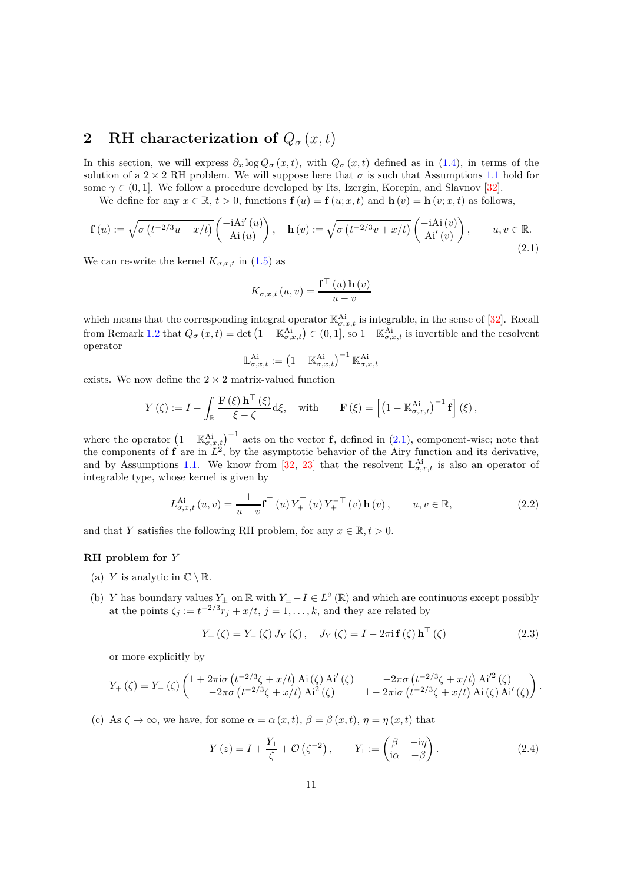## 2 RH characterization of $Q_\sigma(x,t)$

In this section, we will express $\partial_x \log Q_\sigma(x,t)$, with $Q_\sigma(x,t)$ defined as in (1.4), in terms of the solution of a $2\times 2$ RH problem. We will suppose here that $\sigma$ is such that Assumptions 1.1 hold for some $\gamma \in (0,1]$. We follow a procedure developed by Its, Izergin, Korepin, and Slavnov [32].

We define for any $x \in \mathbb{R}$, $t > 0$, functions $\mathbf{f}(u) = \mathbf{f}(u;x,t)$ and $\mathbf{h}(v) = \mathbf{h}(v;x,t)$ as follows,

$$
\mathbf{f}(u) := \sqrt{\sigma\left(t^{-2/3}u + x/t\right)} \begin{pmatrix} -\mathrm{i}\mathrm{Ai}'(u) \\ \mathrm{Ai}(u) \end{pmatrix}, \quad \mathbf{h}(v) := \sqrt{\sigma\left(t^{-2/3}v + x/t\right)} \begin{pmatrix} -\mathrm{i}\mathrm{Ai}(v) \\ \mathrm{Ai}'(v) \end{pmatrix}, \qquad u,v \in \mathbb{R}. \tag{2.1}
$$

We can re-write the kernel $K_{\sigma,x,t}$ in (1.5) as

$$
K_{\sigma,x,t}(u,v) = \frac{\mathbf{f}^\top(u)\,\mathbf{h}(v)}{u-v}
$$

which means that the corresponding integral operator $\mathbb{K}^{\mathrm{Ai}}_{\sigma,x,t}$ is integrable, in the sense of [32]. Recall from Remark 1.2 that $Q_\sigma(x,t) = \det\left(1 - \mathbb{K}^{\mathrm{Ai}}_{\sigma,x,t}\right) \in (0,1]$, so $1 - \mathbb{K}^{\mathrm{Ai}}_{\sigma,x,t}$ is invertible and the resolvent operator

$$
\mathbb{L}^{\mathrm{Ai}}_{\sigma,x,t} := \left(1 - \mathbb{K}^{\mathrm{Ai}}_{\sigma,x,t}\right)^{-1} \mathbb{K}^{\mathrm{Ai}}_{\sigma,x,t}
$$

exists. We now define the $2\times 2$ matrix-valued function

$$
Y(\zeta) := I - \int_{\mathbb{R}} \frac{\mathbf{F}(\xi)\,\mathbf{h}^\top(\xi)}{\xi - \zeta}\mathrm{d}\xi, \quad \text{with} \qquad \mathbf{F}(\xi) = \left[\left(1 - \mathbb{K}^{\mathrm{Ai}}_{\sigma,x,t}\right)^{-1}\mathbf{f}\right](\xi),
$$

where the operator $\left(1 - \mathbb{K}^{\mathrm{Ai}}_{\sigma,x,t}\right)^{-1}$ acts on the vector $\mathbf{f}$, defined in (2.1), component-wise; note that the components of $\mathbf{f}$ are in $L^2$, by the asymptotic behavior of the Airy function and its derivative, and by Assumptions 1.1. We know from [32, 23] that the resolvent $\mathbb{L}^{\mathrm{Ai}}_{\sigma,x,t}$ is also an operator of integrable type, whose kernel is given by

$$
L^{\mathrm{Ai}}_{\sigma,x,t}(u,v) = \frac{1}{u-v}\mathbf{f}^\top(u)\,Y_+^\top(u)\,Y_+^{-\top}(v)\,\mathbf{h}(v), \qquad u,v \in \mathbb{R}, \tag{2.2}
$$

and that $Y$ satisfies the following RH problem, for any $x \in \mathbb{R}, t > 0$.

### RH problem for $Y$

(a) $Y$ is analytic in $\mathbb{C} \setminus \mathbb{R}$.

(b) $Y$ has boundary values $Y_\pm$ on $\mathbb{R}$ with $Y_\pm - I \in L^2(\mathbb{R})$ and which are continuous except possibly at the points $\zeta_j := t^{-2/3}r_j + x/t$, $j = 1,\ldots,k$, and they are related by

$$
Y_+(\zeta) = Y_-(\zeta)\,J_Y(\zeta), \quad J_Y(\zeta) = I - 2\pi\mathrm{i}\,\mathbf{f}(\zeta)\,\mathbf{h}^\top(\zeta) \tag{2.3}
$$

or more explicitly by

$$
Y_+(\zeta) = Y_-(\zeta)\begin{pmatrix} 1 + 2\pi\mathrm{i}\sigma\left(t^{-2/3}\zeta + x/t\right)\mathrm{Ai}(\zeta)\,\mathrm{Ai}'(\zeta) & -2\pi\sigma\left(t^{-2/3}\zeta + x/t\right)\mathrm{Ai}'^2(\zeta) \\ -2\pi\sigma\left(t^{-2/3}\zeta + x/t\right)\mathrm{Ai}^2(\zeta) & 1 - 2\pi\mathrm{i}\sigma\left(t^{-2/3}\zeta + x/t\right)\mathrm{Ai}(\zeta)\,\mathrm{Ai}'(\zeta) \end{pmatrix}.
$$

(c) As $\zeta \to \infty$, we have, for some $\alpha = \alpha(x,t)$, $\beta = \beta(x,t)$, $\eta = \eta(x,t)$ that

$$
Y(z) = I + \frac{Y_1}{\zeta} + \mathcal{O}\left(\zeta^{-2}\right), \qquad Y_1 := \begin{pmatrix} \beta & -\mathrm{i}\eta \\ \mathrm{i}\alpha & -\beta \end{pmatrix}. \tag{2.4}
$$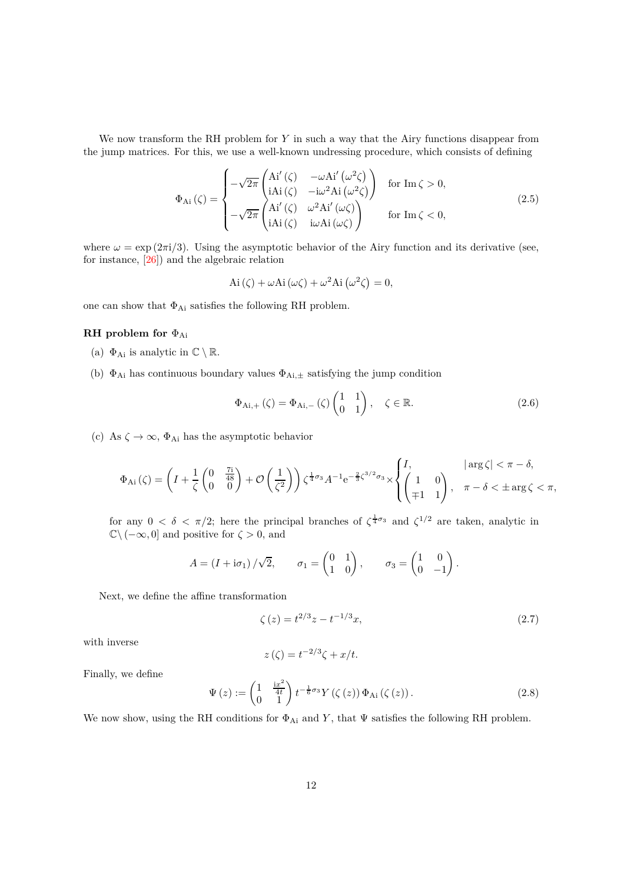We now transform the RH problem for $Y$ in such a way that the Airy functions disappear from the jump matrices. For this, we use a well-known undressing procedure, which consists of defining

$$
\Phi_{\mathrm{Ai}}(\zeta) = \begin{cases} -\sqrt{2\pi}\begin{pmatrix} \mathrm{Ai}'(\zeta) & -\omega \mathrm{Ai}'\left(\omega^2\zeta\right) \\ \mathrm{i}\mathrm{Ai}(\zeta) & -\mathrm{i}\omega^2 \mathrm{Ai}\left(\omega^2\zeta\right) \end{pmatrix} & \text{for } \operatorname{Im}\zeta > 0, \\ -\sqrt{2\pi}\begin{pmatrix} \mathrm{Ai}'(\zeta) & \omega^2 \mathrm{Ai}'(\omega\zeta) \\ \mathrm{i}\mathrm{Ai}(\zeta) & \mathrm{i}\omega \mathrm{Ai}(\omega\zeta) \end{pmatrix} & \text{for } \operatorname{Im}\zeta < 0, \end{cases} \tag{2.5}
$$

where $\omega = \exp(2\pi\mathrm{i}/3)$. Using the asymptotic behavior of the Airy function and its derivative (see, for instance, [26]) and the algebraic relation

$$
\mathrm{Ai}(\zeta) + \omega \mathrm{Ai}(\omega\zeta) + \omega^2 \mathrm{Ai}\left(\omega^2\zeta\right) = 0,
$$

one can show that $\Phi_{\mathrm{Ai}}$ satisfies the following RH problem.

**RH problem for $\Phi_{\mathrm{Ai}}$**

(a) $\Phi_{\mathrm{Ai}}$ is analytic in $\mathbb{C}\setminus\mathbb{R}$.

(b) $\Phi_{\mathrm{Ai}}$ has continuous boundary values $\Phi_{\mathrm{Ai},\pm}$ satisfying the jump condition

$$
\Phi_{\mathrm{Ai},+}(\zeta) = \Phi_{\mathrm{Ai},-}(\zeta)\begin{pmatrix} 1 & 1 \\ 0 & 1 \end{pmatrix}, \quad \zeta \in \mathbb{R}. \tag{2.6}
$$

(c) As $\zeta \to \infty$, $\Phi_{\mathrm{Ai}}$ has the asymptotic behavior

$$
\Phi_{\mathrm{Ai}}(\zeta) = \left(I + \frac{1}{\zeta}\begin{pmatrix} 0 & \frac{7\mathrm{i}}{48} \\ 0 & 0 \end{pmatrix} + \mathcal{O}\left(\frac{1}{\zeta^2}\right)\right)\zeta^{\frac{1}{4}\sigma_3}A^{-1}\mathrm{e}^{-\frac{2}{3}\zeta^{3/2}\sigma_3} \times \begin{cases} I, & |\arg\zeta| < \pi - \delta, \\ \begin{pmatrix} 1 & 0 \\ \mp 1 & 1 \end{pmatrix}, & \pi - \delta < \pm\arg\zeta < \pi, \end{cases}
$$

for any $0 < \delta < \pi/2$; here the principal branches of $\zeta^{\frac{1}{4}\sigma_3}$ and $\zeta^{1/2}$ are taken, analytic in $\mathbb{C}\setminus(-\infty, 0]$ and positive for $\zeta > 0$, and

$$
A = (I + \mathrm{i}\sigma_1)/\sqrt{2}, \qquad \sigma_1 = \begin{pmatrix} 0 & 1 \\ 1 & 0 \end{pmatrix}, \qquad \sigma_3 = \begin{pmatrix} 1 & 0 \\ 0 & -1 \end{pmatrix}.
$$

Next, we define the affine transformation

$$
\zeta(z) = t^{2/3}z - t^{-1/3}x, \tag{2.7}
$$

with inverse

$$
z(\zeta) = t^{-2/3}\zeta + x/t.
$$

Finally, we define

$$
\Psi(z) := \begin{pmatrix} 1 & \frac{\mathrm{i}x^2}{4t} \\ 0 & 1 \end{pmatrix} t^{-\frac{1}{6}\sigma_3} Y(\zeta(z))\,\Phi_{\mathrm{Ai}}(\zeta(z)). \tag{2.8}
$$

We now show, using the RH conditions for $\Phi_{\mathrm{Ai}}$ and $Y$, that $\Psi$ satisfies the following RH problem.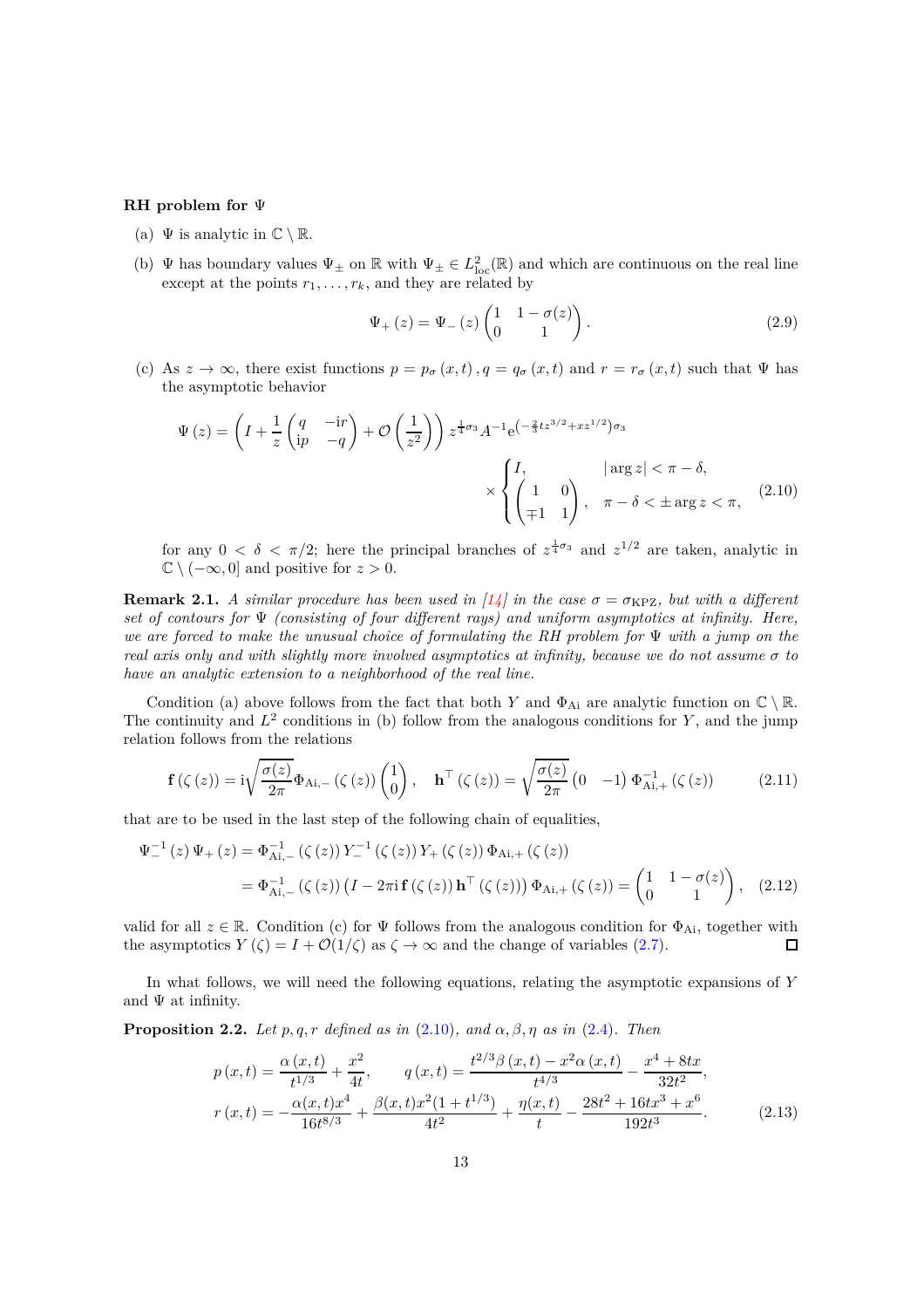**RH problem for $\Psi$**

(a) $\Psi$ is analytic in $\mathbb{C} \setminus \mathbb{R}$.

(b) $\Psi$ has boundary values $\Psi_\pm$ on $\mathbb{R}$ with $\Psi_\pm \in L^2_{\mathrm{loc}}(\mathbb{R})$ and which are continuous on the real line except at the points $r_1, \ldots, r_k$, and they are related by

$$\Psi_+(z) = \Psi_-(z) \begin{pmatrix} 1 & 1-\sigma(z) \\ 0 & 1 \end{pmatrix}. \tag{2.9}$$

(c) As $z \to \infty$, there exist functions $p = p_\sigma(x,t)$, $q = q_\sigma(x,t)$ and $r = r_\sigma(x,t)$ such that $\Psi$ has the asymptotic behavior

$$\Psi(z) = \left( I + \frac{1}{z} \begin{pmatrix} q & -\mathrm{i}r \\ \mathrm{i}p & -q \end{pmatrix} + \mathcal{O}\left(\frac{1}{z^2}\right) \right) z^{\frac{1}{4}\sigma_3} A^{-1} \mathrm{e}^{\left(-\frac{2}{3}tz^{3/2} + xz^{1/2}\right)\sigma_3} \times \begin{cases} I, & |\arg z| < \pi - \delta, \\ \begin{pmatrix} 1 & 0 \\ \mp 1 & 1 \end{pmatrix}, & \pi - \delta < \pm \arg z < \pi, \end{cases} \tag{2.10}$$

for any $0 < \delta < \pi/2$; here the principal branches of $z^{\frac{1}{4}\sigma_3}$ and $z^{1/2}$ are taken, analytic in $\mathbb{C} \setminus (-\infty, 0]$ and positive for $z > 0$.

**Remark 2.1.** *A similar procedure has been used in [14] in the case $\sigma = \sigma_{\mathrm{KPZ}}$, but with a different set of contours for $\Psi$ (consisting of four different rays) and uniform asymptotics at infinity. Here, we are forced to make the unusual choice of formulating the RH problem for $\Psi$ with a jump on the real axis only and with slightly more involved asymptotics at infinity, because we do not assume $\sigma$ to have an analytic extension to a neighborhood of the real line.*

Condition (a) above follows from the fact that both $Y$ and $\Phi_{\mathrm{Ai}}$ are analytic function on $\mathbb{C} \setminus \mathbb{R}$. The continuity and $L^2$ conditions in (b) follow from the analogous conditions for $Y$, and the jump relation follows from the relations

$$\mathbf{f}(\zeta(z)) = \mathrm{i}\sqrt{\frac{\sigma(z)}{2\pi}} \Phi_{\mathrm{Ai},-}(\zeta(z)) \begin{pmatrix} 1 \\ 0 \end{pmatrix}, \quad \mathbf{h}^\top(\zeta(z)) = \sqrt{\frac{\sigma(z)}{2\pi}} \begin{pmatrix} 0 & -1 \end{pmatrix} \Phi_{\mathrm{Ai},+}^{-1}(\zeta(z)) \tag{2.11}$$

that are to be used in the last step of the following chain of equalities,

$$\begin{aligned} \Psi_-^{-1}(z)\Psi_+(z) &= \Phi_{\mathrm{Ai},-}^{-1}(\zeta(z)) Y_-^{-1}(\zeta(z)) Y_+(\zeta(z)) \Phi_{\mathrm{Ai},+}(\zeta(z)) \\ &= \Phi_{\mathrm{Ai},-}^{-1}(\zeta(z)) \left( I - 2\pi\mathrm{i}\,\mathbf{f}(\zeta(z))\,\mathbf{h}^\top(\zeta(z)) \right) \Phi_{\mathrm{Ai},+}(\zeta(z)) = \begin{pmatrix} 1 & 1-\sigma(z) \\ 0 & 1 \end{pmatrix}, \end{aligned} \tag{2.12}$$

valid for all $z \in \mathbb{R}$. Condition (c) for $\Psi$ follows from the analogous condition for $\Phi_{\mathrm{Ai}}$, together with the asymptotics $Y(\zeta) = I + \mathcal{O}(1/\zeta)$ as $\zeta \to \infty$ and the change of variables (2.7). $\square$

In what follows, we will need the following equations, relating the asymptotic expansions of $Y$ and $\Psi$ at infinity.

**Proposition 2.2.** *Let $p, q, r$ defined as in (2.10), and $\alpha, \beta, \eta$ as in (2.4). Then*

$$\begin{aligned} p(x,t) &= \frac{\alpha(x,t)}{t^{1/3}} + \frac{x^2}{4t}, \qquad q(x,t) = \frac{t^{2/3}\beta(x,t) - x^2\alpha(x,t)}{t^{4/3}} - \frac{x^4 + 8tx}{32t^2}, \\ r(x,t) &= -\frac{\alpha(x,t)x^4}{16t^{8/3}} + \frac{\beta(x,t)x^2(1+t^{1/3})}{4t^2} + \frac{\eta(x,t)}{t} - \frac{28t^2 + 16tx^3 + x^6}{192t^3}. \end{aligned} \tag{2.13}$$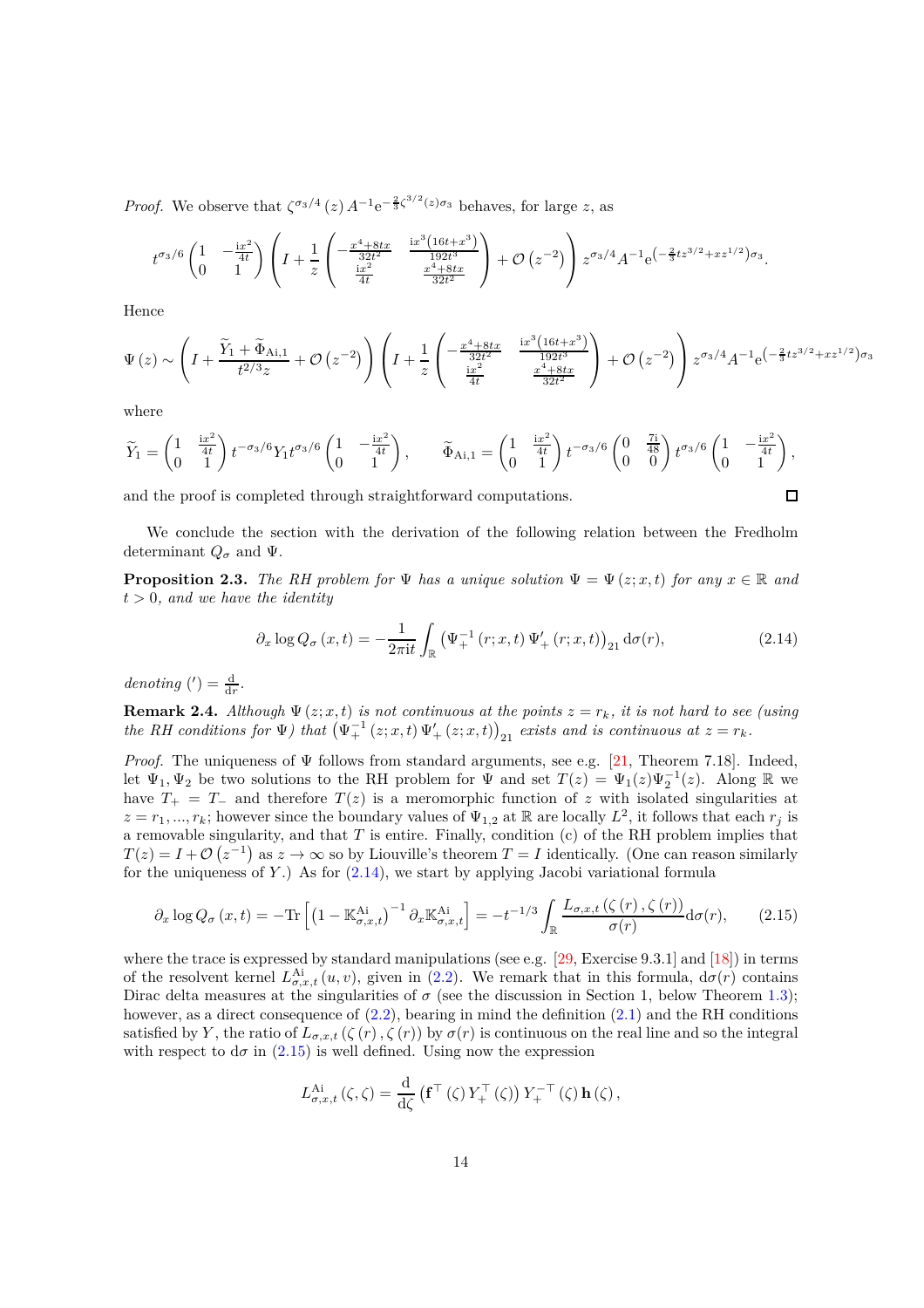*Proof.* We observe that $\zeta^{\sigma_3/4}(z) A^{-1} \mathrm{e}^{-\frac{2}{3}\zeta^{3/2}(z)\sigma_3}$ behaves, for large $z$, as

$$t^{\sigma_3/6}\begin{pmatrix}1 & -\frac{\mathrm{i}x^2}{4t}\\ 0 & 1\end{pmatrix}\left(I+\frac{1}{z}\begin{pmatrix}-\frac{x^4+8tx}{32t^2} & \frac{\mathrm{i}x^3\left(16t+x^3\right)}{192t^3}\\ \frac{\mathrm{i}x^2}{4t} & \frac{x^4+8tx}{32t^2}\end{pmatrix}+\mathcal{O}\left(z^{-2}\right)\right)z^{\sigma_3/4}A^{-1}\mathrm{e}^{\left(-\frac{2}{3}tz^{3/2}+xz^{1/2}\right)\sigma_3}.$$

Hence

$$\Psi(z)\sim\left(I+\frac{\widetilde{Y}_1+\widetilde{\Phi}_{\mathrm{Ai},1}}{t^{2/3}z}+\mathcal{O}\left(z^{-2}\right)\right)\left(I+\frac{1}{z}\begin{pmatrix}-\frac{x^4+8tx}{32t^2} & \frac{\mathrm{i}x^3\left(16t+x^3\right)}{192t^3}\\ \frac{\mathrm{i}x^2}{4t} & \frac{x^4+8tx}{32t^2}\end{pmatrix}+\mathcal{O}\left(z^{-2}\right)\right)z^{\sigma_3/4}A^{-1}\mathrm{e}^{\left(-\frac{2}{3}tz^{3/2}+xz^{1/2}\right)\sigma_3}$$

where

$$\widetilde{Y}_1=\begin{pmatrix}1 & \frac{\mathrm{i}x^2}{4t}\\ 0 & 1\end{pmatrix}t^{-\sigma_3/6}Y_1t^{\sigma_3/6}\begin{pmatrix}1 & -\frac{\mathrm{i}x^2}{4t}\\ 0 & 1\end{pmatrix},\qquad \widetilde{\Phi}_{\mathrm{Ai},1}=\begin{pmatrix}1 & \frac{\mathrm{i}x^2}{4t}\\ 0 & 1\end{pmatrix}t^{-\sigma_3/6}\begin{pmatrix}0 & \frac{7\mathrm{i}}{48}\\ 0 & 0\end{pmatrix}t^{\sigma_3/6}\begin{pmatrix}1 & -\frac{\mathrm{i}x^2}{4t}\\ 0 & 1\end{pmatrix},$$

and the proof is completed through straightforward computations. □

We conclude the section with the derivation of the following relation between the Fredholm determinant $Q_\sigma$ and $\Psi$.

**Proposition 2.3.** *The RH problem for $\Psi$ has a unique solution $\Psi=\Psi(z;x,t)$ for any $x\in\mathbb{R}$ and $t>0$, and we have the identity*

$$\partial_x \log Q_\sigma(x,t) = -\frac{1}{2\pi\mathrm{i}t}\int_{\mathbb{R}}\left(\Psi_+^{-1}(r;x,t)\,\Psi_+'(r;x,t)\right)_{21}\mathrm{d}\sigma(r), \tag{2.14}$$

*denoting $(')=\frac{\mathrm{d}}{\mathrm{d}r}$.*

**Remark 2.4.** *Although $\Psi(z;x,t)$ is not continuous at the points $z=r_k$, it is not hard to see (using the RH conditions for $\Psi$) that $\left(\Psi_+^{-1}(z;x,t)\,\Psi_+'(z;x,t)\right)_{21}$ exists and is continuous at $z=r_k$.*

*Proof.* The uniqueness of $\Psi$ follows from standard arguments, see e.g. [21, Theorem 7.18]. Indeed, let $\Psi_1,\Psi_2$ be two solutions to the RH problem for $\Psi$ and set $T(z)=\Psi_1(z)\Psi_2^{-1}(z)$. Along $\mathbb{R}$ we have $T_+=T_-$ and therefore $T(z)$ is a meromorphic function of $z$ with isolated singularities at $z=r_1,\dots,r_k$; however since the boundary values of $\Psi_{1,2}$ at $\mathbb{R}$ are locally $L^2$, it follows that each $r_j$ is a removable singularity, and that $T$ is entire. Finally, condition (c) of the RH problem implies that $T(z)=I+\mathcal{O}\left(z^{-1}\right)$ as $z\to\infty$ so by Liouville's theorem $T=I$ identically. (One can reason similarly for the uniqueness of $Y$.) As for (2.14), we start by applying Jacobi variational formula

$$\partial_x \log Q_\sigma(x,t) = -\mathrm{Tr}\left[\left(1-\mathbb{K}^{\mathrm{Ai}}_{\sigma,x,t}\right)^{-1}\partial_x\mathbb{K}^{\mathrm{Ai}}_{\sigma,x,t}\right] = -t^{-1/3}\int_{\mathbb{R}}\frac{L_{\sigma,x,t}\left(\zeta(r),\zeta(r)\right)}{\sigma(r)}\mathrm{d}\sigma(r), \tag{2.15}$$

where the trace is expressed by standard manipulations (see e.g. [29, Exercise 9.3.1] and [18]) in terms of the resolvent kernel $L^{\mathrm{Ai}}_{\sigma,x,t}(u,v)$, given in (2.2). We remark that in this formula, $\mathrm{d}\sigma(r)$ contains Dirac delta measures at the singularities of $\sigma$ (see the discussion in Section 1, below Theorem 1.3); however, as a direct consequence of (2.2), bearing in mind the definition (2.1) and the RH conditions satisfied by $Y$, the ratio of $L_{\sigma,x,t}\left(\zeta(r),\zeta(r)\right)$ by $\sigma(r)$ is continuous on the real line and so the integral with respect to $\mathrm{d}\sigma$ in (2.15) is well defined. Using now the expression

$$L^{\mathrm{Ai}}_{\sigma,x,t}(\zeta,\zeta)=\frac{\mathrm{d}}{\mathrm{d}\zeta}\left(\mathbf{f}^\top(\zeta)\,Y_+^\top(\zeta)\right)Y_+^{-\top}(\zeta)\,\mathbf{h}(\zeta),$$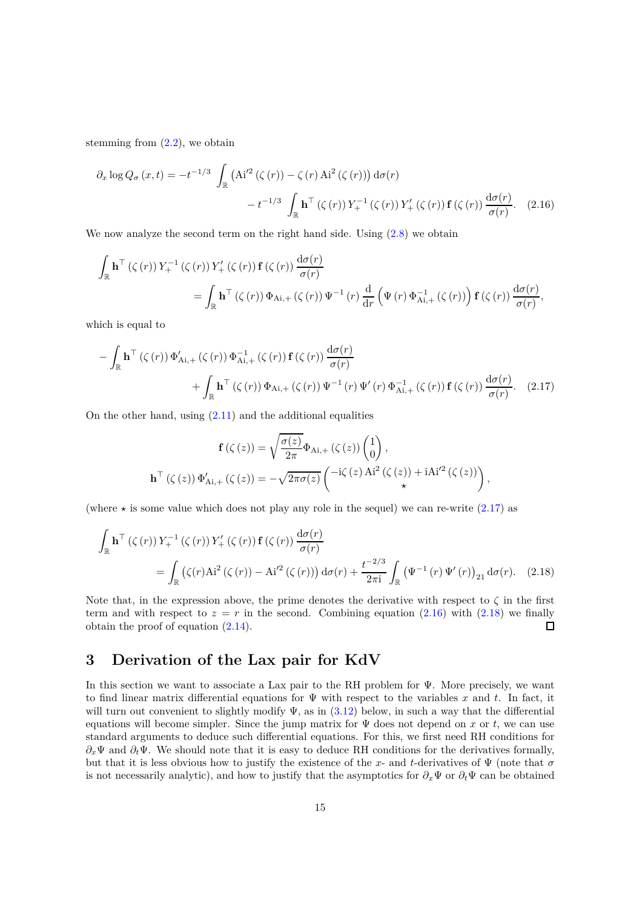stemming from (2.2), we obtain

$$\partial_x \log Q_\sigma(x,t) = -t^{-1/3} \int_{\mathbb{R}} \left(\mathrm{Ai}'^2(\zeta(r)) - \zeta(r)\,\mathrm{Ai}^2(\zeta(r))\right) \mathrm{d}\sigma(r) \\ - t^{-1/3} \int_{\mathbb{R}} \mathbf{h}^\top(\zeta(r))\, Y_+^{-1}(\zeta(r))\, Y_+'(\zeta(r))\, \mathbf{f}(\zeta(r)) \,\frac{\mathrm{d}\sigma(r)}{\sigma(r)}. \tag{2.16}$$

We now analyze the second term on the right hand side. Using (2.8) we obtain

$$\int_{\mathbb{R}} \mathbf{h}^\top(\zeta(r))\, Y_+^{-1}(\zeta(r))\, Y_+'(\zeta(r))\, \mathbf{f}(\zeta(r)) \,\frac{\mathrm{d}\sigma(r)}{\sigma(r)} \\ = \int_{\mathbb{R}} \mathbf{h}^\top(\zeta(r))\, \Phi_{\mathrm{Ai},+}(\zeta(r))\, \Psi^{-1}(r) \frac{\mathrm{d}}{\mathrm{d}r}\left(\Psi(r)\, \Phi_{\mathrm{Ai},+}^{-1}(\zeta(r))\right) \mathbf{f}(\zeta(r)) \,\frac{\mathrm{d}\sigma(r)}{\sigma(r)},$$

which is equal to

$$-\int_{\mathbb{R}} \mathbf{h}^\top(\zeta(r))\, \Phi_{\mathrm{Ai},+}'(\zeta(r))\, \Phi_{\mathrm{Ai},+}^{-1}(\zeta(r))\, \mathbf{f}(\zeta(r)) \,\frac{\mathrm{d}\sigma(r)}{\sigma(r)} \\ + \int_{\mathbb{R}} \mathbf{h}^\top(\zeta(r))\, \Phi_{\mathrm{Ai},+}(\zeta(r))\, \Psi^{-1}(r)\, \Psi'(r)\, \Phi_{\mathrm{Ai},+}^{-1}(\zeta(r))\, \mathbf{f}(\zeta(r)) \,\frac{\mathrm{d}\sigma(r)}{\sigma(r)}. \tag{2.17}$$

On the other hand, using (2.11) and the additional equalities

$$\mathbf{f}(\zeta(z)) = \sqrt{\frac{\sigma(z)}{2\pi}}\, \Phi_{\mathrm{Ai},+}(\zeta(z)) \begin{pmatrix} 1 \\ 0 \end{pmatrix},$$

$$\mathbf{h}^\top(\zeta(z))\, \Phi_{\mathrm{Ai},+}'(\zeta(z)) = -\sqrt{2\pi\sigma(z)} \begin{pmatrix} -\mathrm{i}\zeta(z)\,\mathrm{Ai}^2(\zeta(z)) + \mathrm{i}\mathrm{Ai}'^2(\zeta(z)) \\ \star \end{pmatrix},$$

(where $\star$ is some value which does not play any role in the sequel) we can re-write (2.17) as

$$\int_{\mathbb{R}} \mathbf{h}^\top(\zeta(r))\, Y_+^{-1}(\zeta(r))\, Y_+'(\zeta(r))\, \mathbf{f}(\zeta(r)) \,\frac{\mathrm{d}\sigma(r)}{\sigma(r)} \\ = \int_{\mathbb{R}} \left(\zeta(r)\mathrm{Ai}^2(\zeta(r)) - \mathrm{Ai}'^2(\zeta(r))\right) \mathrm{d}\sigma(r) + \frac{t^{-2/3}}{2\pi\mathrm{i}} \int_{\mathbb{R}} \left(\Psi^{-1}(r)\,\Psi'(r)\right)_{21} \mathrm{d}\sigma(r). \tag{2.18}$$

Note that, in the expression above, the prime denotes the derivative with respect to $\zeta$ in the first term and with respect to $z = r$ in the second. Combining equation (2.16) with (2.18) we finally obtain the proof of equation (2.14). $\square$

# 3 Derivation of the Lax pair for KdV

In this section we want to associate a Lax pair to the RH problem for $\Psi$. More precisely, we want to find linear matrix differential equations for $\Psi$ with respect to the variables $x$ and $t$. In fact, it will turn out convenient to slightly modify $\Psi$, as in (3.12) below, in such a way that the differential equations will become simpler. Since the jump matrix for $\Psi$ does not depend on $x$ or $t$, we can use standard arguments to deduce such differential equations. For this, we first need RH conditions for $\partial_x\Psi$ and $\partial_t\Psi$. We should note that it is easy to deduce RH conditions for the derivatives formally, but that it is less obvious how to justify the existence of the $x$- and $t$-derivatives of $\Psi$ (note that $\sigma$ is not necessarily analytic), and how to justify that the asymptotics for $\partial_x\Psi$ or $\partial_t\Psi$ can be obtained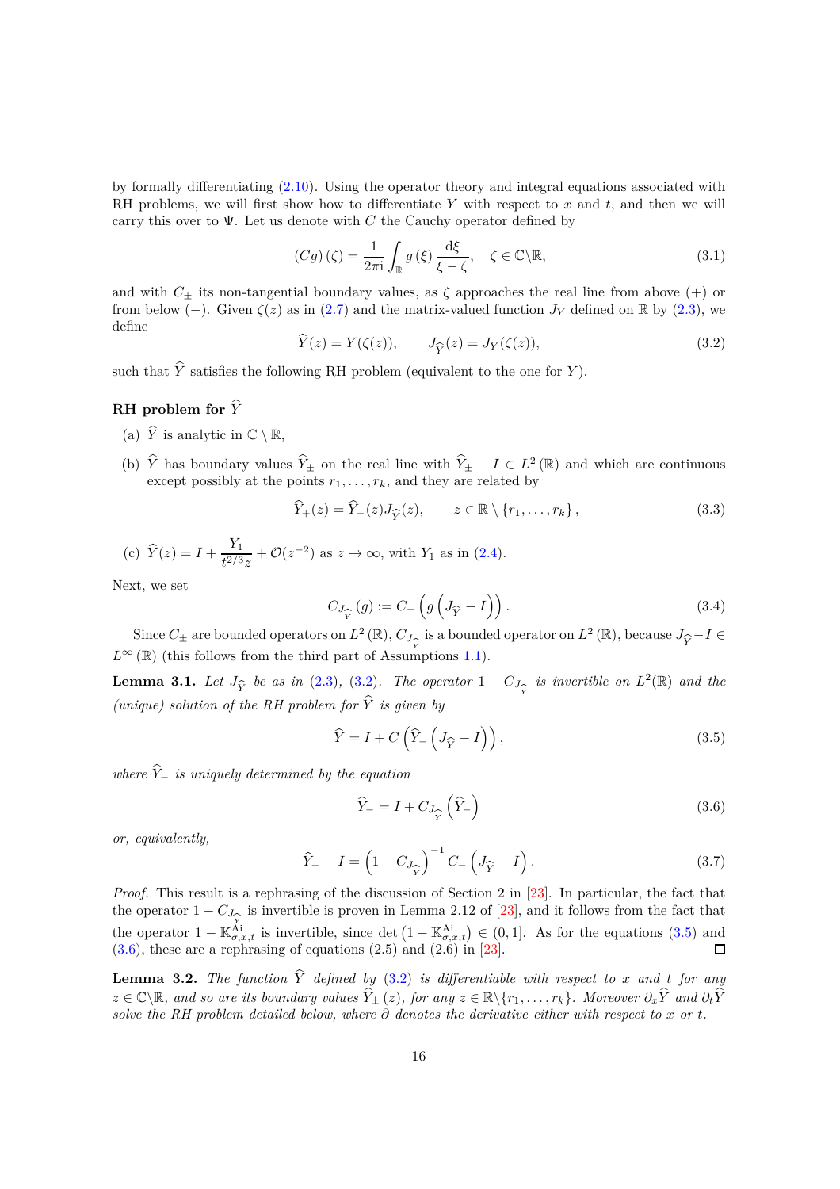by formally differentiating (2.10). Using the operator theory and integral equations associated with RH problems, we will first show how to differentiate $Y$ with respect to $x$ and $t$, and then we will carry this over to $\Psi$. Let us denote with $C$ the Cauchy operator defined by

$$
(Cg)(\zeta) = \frac{1}{2\pi \mathrm{i}} \int_{\mathbb{R}} g(\xi) \frac{\mathrm{d}\xi}{\xi - \zeta}, \quad \zeta \in \mathbb{C} \backslash \mathbb{R}, \tag{3.1}
$$

and with $C_\pm$ its non-tangential boundary values, as $\zeta$ approaches the real line from above $(+)$ or from below $(-)$. Given $\zeta(z)$ as in (2.7) and the matrix-valued function $J_Y$ defined on $\mathbb{R}$ by (2.3), we define

$$
\widehat{Y}(z) = Y(\zeta(z)), \qquad J_{\widehat{Y}}(z) = J_Y(\zeta(z)), \tag{3.2}
$$

such that $\widehat{Y}$ satisfies the following RH problem (equivalent to the one for $Y$).

**RH problem for $\widehat{Y}$**

(a) $\widehat{Y}$ is analytic in $\mathbb{C} \setminus \mathbb{R}$,

(b) $\widehat{Y}$ has boundary values $\widehat{Y}_\pm$ on the real line with $\widehat{Y}_\pm - I \in L^2(\mathbb{R})$ and which are continuous except possibly at the points $r_1, \ldots, r_k$, and they are related by

$$
\widehat{Y}_+(z) = \widehat{Y}_-(z) J_{\widehat{Y}}(z), \qquad z \in \mathbb{R} \setminus \{r_1, \ldots, r_k\}, \tag{3.3}
$$

(c) $\widehat{Y}(z) = I + \dfrac{Y_1}{t^{2/3} z} + \mathcal{O}(z^{-2})$ as $z \to \infty$, with $Y_1$ as in (2.4).

Next, we set

$$
C_{J_{\widehat{Y}}}(g) := C_-\left(g\left(J_{\widehat{Y}} - I\right)\right). \tag{3.4}
$$

Since $C_\pm$ are bounded operators on $L^2(\mathbb{R})$, $C_{J_{\widehat{Y}}}$ is a bounded operator on $L^2(\mathbb{R})$, because $J_{\widehat{Y}} - I \in L^\infty(\mathbb{R})$ (this follows from the third part of Assumptions 1.1).

**Lemma 3.1.** *Let $J_{\widehat{Y}}$ be as in (2.3), (3.2). The operator $1 - C_{J_{\widehat{Y}}}$ is invertible on $L^2(\mathbb{R})$ and the (unique) solution of the RH problem for $\widehat{Y}$ is given by*

$$
\widehat{Y} = I + C\left(\widehat{Y}_-\left(J_{\widehat{Y}} - I\right)\right), \tag{3.5}
$$

*where $\widehat{Y}_-$ is uniquely determined by the equation*

$$
\widehat{Y}_- = I + C_{J_{\widehat{Y}}}\left(\widehat{Y}_-\right) \tag{3.6}
$$

*or, equivalently,*

$$
\widehat{Y}_- - I = \left(1 - C_{J_{\widehat{Y}}}\right)^{-1} C_-\left(J_{\widehat{Y}} - I\right). \tag{3.7}
$$

*Proof.* This result is a rephrasing of the discussion of Section 2 in [23]. In particular, the fact that the operator $1 - C_{J_{\widehat{Y}}}$ is invertible is proven in Lemma 2.12 of [23], and it follows from the fact that the operator $1 - \mathbb{K}^{\mathrm{Ai}}_{\sigma,x,t}$ is invertible, since $\det\left(1 - \mathbb{K}^{\mathrm{Ai}}_{\sigma,x,t}\right) \in (0, 1]$. As for the equations (3.5) and (3.6), these are a rephrasing of equations (2.5) and (2.6) in [23]. ☐

**Lemma 3.2.** *The function $\widehat{Y}$ defined by (3.2) is differentiable with respect to $x$ and $t$ for any $z \in \mathbb{C} \backslash \mathbb{R}$, and so are its boundary values $\widehat{Y}_\pm(z)$, for any $z \in \mathbb{R} \backslash \{r_1, \ldots, r_k\}$. Moreover $\partial_x \widehat{Y}$ and $\partial_t \widehat{Y}$ solve the RH problem detailed below, where $\partial$ denotes the derivative either with respect to $x$ or $t$.*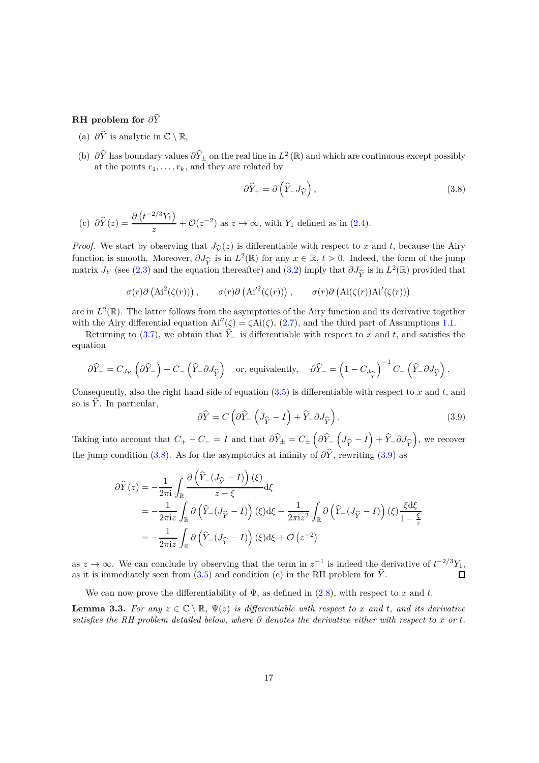**RH problem for $\partial \widehat{Y}$**

(a) $\partial \widehat{Y}$ is analytic in $\mathbb{C} \setminus \mathbb{R}$,

(b) $\partial \widehat{Y}$ has boundary values $\partial \widehat{Y}_\pm$ on the real line in $L^2(\mathbb{R})$ and which are continuous except possibly at the points $r_1, \ldots, r_k$, and they are related by

$$\partial \widehat{Y}_+ = \partial \left( \widehat{Y}_- J_{\widehat{Y}} \right), \tag{3.8}$$

(c) $\partial \widehat{Y}(z) = \dfrac{\partial \left( t^{-2/3} Y_1 \right)}{z} + \mathcal{O}(z^{-2})$ as $z \to \infty$, with $Y_1$ defined as in (2.4).

*Proof.* We start by observing that $J_{\widehat{Y}}(z)$ is differentiable with respect to $x$ and $t$, because the Airy function is smooth. Moreover, $\partial J_{\widehat{Y}}$ is in $L^2(\mathbb{R})$ for any $x \in \mathbb{R}$, $t > 0$. Indeed, the form of the jump matrix $J_Y$ (see (2.3) and the equation thereafter) and (3.2) imply that $\partial J_{\widehat{Y}}$ is in $L^2(\mathbb{R})$ provided that

$$\sigma(r) \partial \left( \mathrm{Ai}^2(\zeta(r)) \right), \qquad \sigma(r) \partial \left( \mathrm{Ai}'^2(\zeta(r)) \right), \qquad \sigma(r) \partial \left( \mathrm{Ai}(\zeta(r)) \mathrm{Ai}'(\zeta(r)) \right)$$

are in $L^2(\mathbb{R})$. The latter follows from the asymptotics of the Airy function and its derivative together with the Airy differential equation $\mathrm{Ai}''(\zeta) = \zeta \mathrm{Ai}(\zeta)$, (2.7), and the third part of Assumptions 1.1.

Returning to (3.7), we obtain that $\widehat{Y}_-$ is differentiable with respect to $x$ and $t$, and satisfies the equation

$$\partial \widehat{Y}_- = C_{J_Y} \left( \partial \widehat{Y}_- \right) + C_- \left( \widehat{Y}_- \partial J_{\widehat{Y}} \right) \quad \text{or, equivalently,} \quad \partial \widehat{Y}_- = \left( 1 - C_{J_{\widehat{Y}}} \right)^{-1} C_- \left( \widehat{Y}_- \partial J_{\widehat{Y}} \right).$$

Consequently, also the right hand side of equation (3.5) is differentiable with respect to $x$ and $t$, and so is $\widehat{Y}$. In particular,

$$\partial \widehat{Y} = C \left( \partial \widehat{Y}_- \left( J_{\widehat{Y}} - I \right) + \widehat{Y}_- \partial J_{\widehat{Y}} \right). \tag{3.9}$$

Taking into account that $C_+ - C_- = I$ and that $\partial \widehat{Y}_\pm = C_\pm \left( \partial \widehat{Y}_- \left( J_{\widehat{Y}} - I \right) + \widehat{Y}_- \partial J_{\widehat{Y}} \right)$, we recover the jump condition (3.8). As for the asymptotics at infinity of $\partial \widehat{Y}$, rewriting (3.9) as

$$\begin{aligned}
\partial \widehat{Y}(z) &= -\frac{1}{2\pi \mathrm{i}} \int_{\mathbb{R}} \frac{\partial \left( \widehat{Y}_- (J_{\widehat{Y}} - I) \right)(\xi)}{z - \xi} \mathrm{d}\xi \\
&= -\frac{1}{2\pi \mathrm{i} z} \int_{\mathbb{R}} \partial \left( \widehat{Y}_- (J_{\widehat{Y}} - I) \right)(\xi) \mathrm{d}\xi - \frac{1}{2\pi \mathrm{i} z^2} \int_{\mathbb{R}} \partial \left( \widehat{Y}_- (J_{\widehat{Y}} - I) \right)(\xi) \frac{\xi \mathrm{d}\xi}{1 - \frac{\xi}{z}} \\
&= -\frac{1}{2\pi \mathrm{i} z} \int_{\mathbb{R}} \partial \left( \widehat{Y}_- (J_{\widehat{Y}} - I) \right)(\xi) \mathrm{d}\xi + \mathcal{O}\left( z^{-2} \right)
\end{aligned}$$

as $z \to \infty$. We can conclude by observing that the term in $z^{-1}$ is indeed the derivative of $t^{-2/3} Y_1$, as it is immediately seen from (3.5) and condition (c) in the RH problem for $\widehat{Y}$. $\square$

We can now prove the differentiability of $\Psi$, as defined in (2.8), with respect to $x$ and $t$.

**Lemma 3.3.** *For any $z \in \mathbb{C} \setminus \mathbb{R}$, $\Psi(z)$ is differentiable with respect to $x$ and $t$, and its derivative satisfies the RH problem detailed below, where $\partial$ denotes the derivative either with respect to $x$ or $t$.*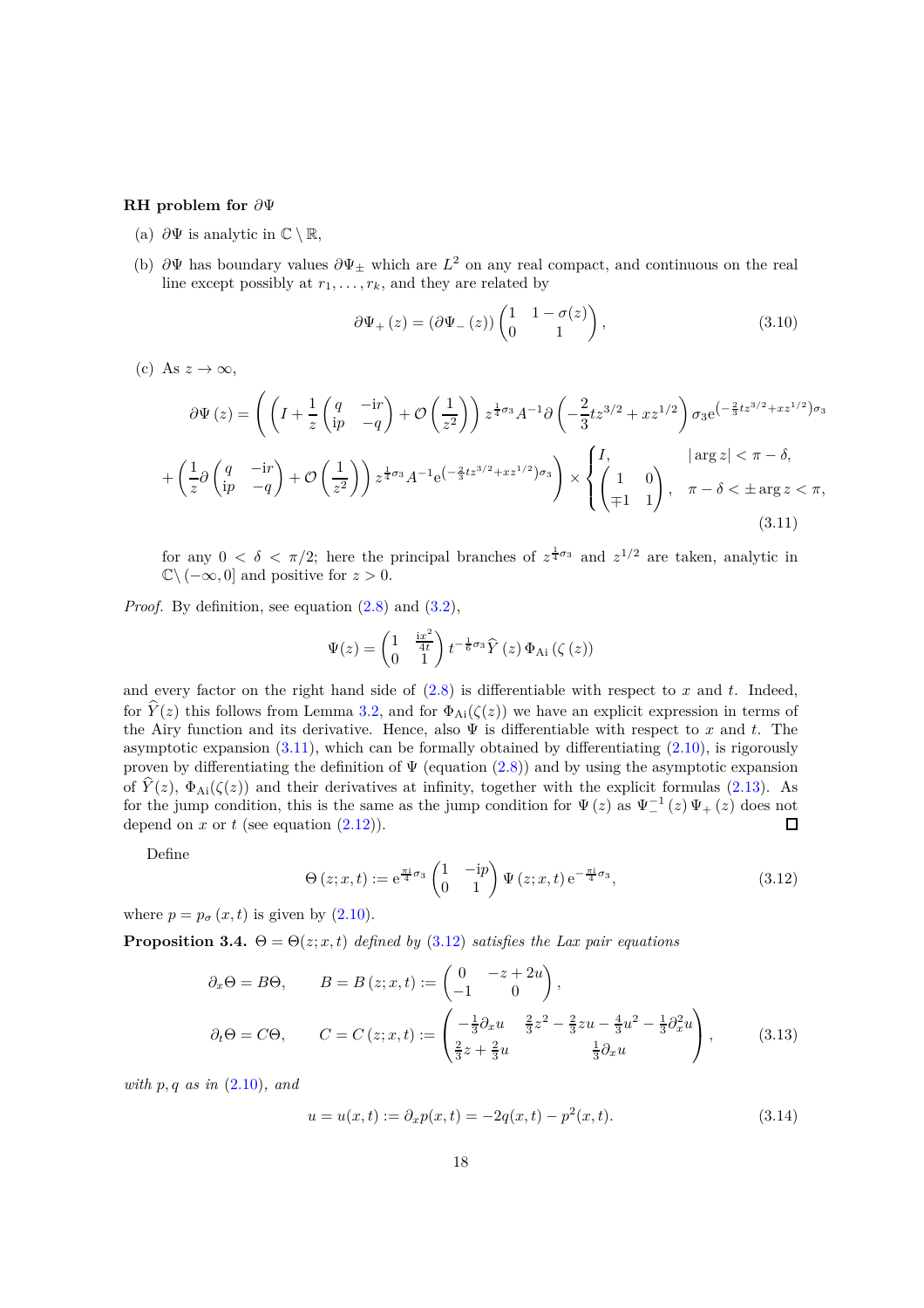**RH problem for $\partial\Psi$**

(a) $\partial\Psi$ is analytic in $\mathbb{C}\setminus\mathbb{R}$,

(b) $\partial\Psi$ has boundary values $\partial\Psi_\pm$ which are $L^2$ on any real compact, and continuous on the real line except possibly at $r_1,\ldots,r_k$, and they are related by

$$\partial\Psi_+(z) = (\partial\Psi_-(z))\begin{pmatrix}1 & 1-\sigma(z)\\ 0 & 1\end{pmatrix}, \tag{3.10}$$

(c) As $z\to\infty$,

$$\partial\Psi(z) = \left(\left(I+\frac{1}{z}\begin{pmatrix}q & -\mathrm{i}r\\ \mathrm{i}p & -q\end{pmatrix}+\mathcal{O}\left(\frac{1}{z^2}\right)\right)z^{\frac14\sigma_3}A^{-1}\partial\left(-\frac{2}{3}tz^{3/2}+xz^{1/2}\right)\sigma_3\mathrm{e}^{\left(-\frac{2}{3}tz^{3/2}+xz^{1/2}\right)\sigma_3}\right.$$
$$\left.+\left(\frac{1}{z}\partial\begin{pmatrix}q & -\mathrm{i}r\\ \mathrm{i}p & -q\end{pmatrix}+\mathcal{O}\left(\frac{1}{z^2}\right)\right)z^{\frac14\sigma_3}A^{-1}\mathrm{e}^{\left(-\frac{2}{3}tz^{3/2}+xz^{1/2}\right)\sigma_3}\right)\times\begin{cases}I, & |\arg z|<\pi-\delta,\\ \begin{pmatrix}1 & 0\\ \mp1 & 1\end{pmatrix}, & \pi-\delta<\pm\arg z<\pi,\end{cases} \tag{3.11}$$

for any $0<\delta<\pi/2$; here the principal branches of $z^{\frac14\sigma_3}$ and $z^{1/2}$ are taken, analytic in $\mathbb{C}\setminus(-\infty,0]$ and positive for $z>0$.

*Proof.* By definition, see equation (2.8) and (3.2),

$$\Psi(z) = \begin{pmatrix}1 & \frac{\mathrm{i}x^2}{4t}\\ 0 & 1\end{pmatrix}t^{-\frac16\sigma_3}\widehat{Y}(z)\,\Phi_{\mathrm{Ai}}(\zeta(z))$$

and every factor on the right hand side of (2.8) is differentiable with respect to $x$ and $t$. Indeed, for $\widehat{Y}(z)$ this follows from Lemma 3.2, and for $\Phi_{\mathrm{Ai}}(\zeta(z))$ we have an explicit expression in terms of the Airy function and its derivative. Hence, also $\Psi$ is differentiable with respect to $x$ and $t$. The asymptotic expansion (3.11), which can be formally obtained by differentiating (2.10), is rigorously proven by differentiating the definition of $\Psi$ (equation (2.8)) and by using the asymptotic expansion of $\widehat{Y}(z)$, $\Phi_{\mathrm{Ai}}(\zeta(z))$ and their derivatives at infinity, together with the explicit formulas (2.13). As for the jump condition, this is the same as the jump condition for $\Psi(z)$ as $\Psi_-^{-1}(z)\,\Psi_+(z)$ does not depend on $x$ or $t$ (see equation (2.12)). $\square$

Define

$$\Theta(z;x,t) := \mathrm{e}^{\frac{\pi\mathrm{i}}{4}\sigma_3}\begin{pmatrix}1 & -\mathrm{i}p\\ 0 & 1\end{pmatrix}\Psi(z;x,t)\,\mathrm{e}^{-\frac{\pi\mathrm{i}}{4}\sigma_3}, \tag{3.12}$$

where $p=p_\sigma(x,t)$ is given by (2.10).

**Proposition 3.4.** *$\Theta=\Theta(z;x,t)$ defined by (3.12) satisfies the Lax pair equations*

$$\partial_x\Theta = B\Theta,\qquad B=B(z;x,t):=\begin{pmatrix}0 & -z+2u\\ -1 & 0\end{pmatrix},$$
$$\partial_t\Theta = C\Theta,\qquad C=C(z;x,t):=\begin{pmatrix}-\frac13\partial_x u & \frac23 z^2-\frac23 zu-\frac43u^2-\frac13\partial_x^2u\\ \frac23 z+\frac23 u & \frac13\partial_x u\end{pmatrix}, \tag{3.13}$$

*with $p,q$ as in (2.10), and*

$$u=u(x,t):=\partial_x p(x,t) = -2q(x,t)-p^2(x,t). \tag{3.14}$$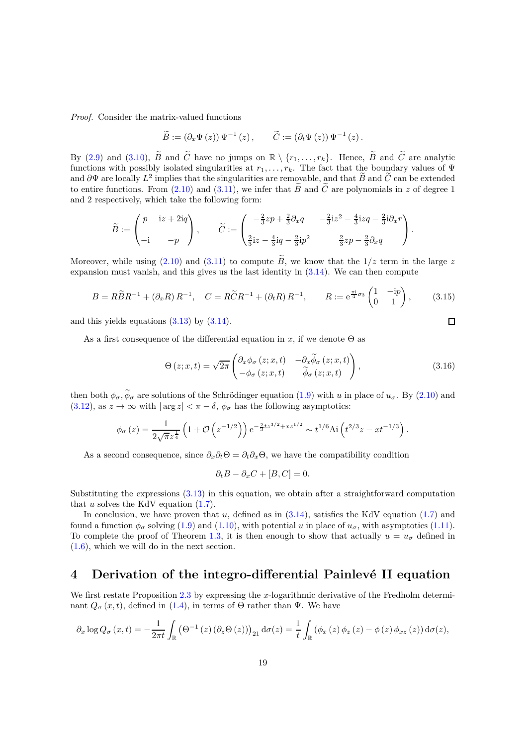*Proof.* Consider the matrix-valued functions

$$\widetilde{B} := \left(\partial_x \Psi\left(z\right)\right) \Psi^{-1}\left(z\right), \qquad \widetilde{C} := \left(\partial_t \Psi\left(z\right)\right) \Psi^{-1}\left(z\right).$$

By (2.9) and (3.10), $\widetilde{B}$ and $\widetilde{C}$ have no jumps on $\mathbb{R} \setminus \{r_1, \ldots, r_k\}$. Hence, $\widetilde{B}$ and $\widetilde{C}$ are analytic functions with possibly isolated singularities at $r_1, \ldots, r_k$. The fact that the boundary values of $\Psi$ and $\partial\Psi$ are locally $L^2$ implies that the singularities are removable, and that $\widetilde{B}$ and $\widetilde{C}$ can be extended to entire functions. From (2.10) and (3.11), we infer that $\widetilde{B}$ and $\widetilde{C}$ are polynomials in $z$ of degree 1 and 2 respectively, which take the following form:

$$\widetilde{B} := \begin{pmatrix} p & \mathrm{i}z + 2\mathrm{i}q \\ -\mathrm{i} & -p \end{pmatrix}, \qquad \widetilde{C} := \begin{pmatrix} -\frac{2}{3}zp + \frac{2}{3}\partial_x q & -\frac{2}{3}\mathrm{i}z^2 - \frac{4}{3}\mathrm{i}zq - \frac{2}{3}\mathrm{i}\partial_x r \\ \frac{2}{3}\mathrm{i}z - \frac{4}{3}\mathrm{i}q - \frac{2}{3}\mathrm{i}p^2 & \frac{2}{3}zp - \frac{2}{3}\partial_x q \end{pmatrix}.$$

Moreover, while using (2.10) and (3.11) to compute $\widetilde{B}$, we know that the $1/z$ term in the large $z$ expansion must vanish, and this gives us the last identity in (3.14). We can then compute

$$B = R\widetilde{B}R^{-1} + \left(\partial_x R\right) R^{-1}, \quad C = R\widetilde{C}R^{-1} + \left(\partial_t R\right) R^{-1}, \qquad R := \mathrm{e}^{\frac{\pi \mathrm{i}}{4}\sigma_3} \begin{pmatrix} 1 & -\mathrm{i}p \\ 0 & 1 \end{pmatrix}, \tag{3.15}$$

and this yields equations (3.13) by (3.14). $\square$

As a first consequence of the differential equation in $x$, if we denote $\Theta$ as

$$\Theta\left(z; x, t\right) = \sqrt{2\pi} \begin{pmatrix} \partial_x \phi_\sigma\left(z; x, t\right) & -\partial_x \widetilde{\phi}_\sigma\left(z; x, t\right) \\ -\phi_\sigma\left(z; x, t\right) & \widetilde{\phi}_\sigma\left(z; x, t\right) \end{pmatrix}, \tag{3.16}$$

then both $\phi_\sigma, \widetilde{\phi}_\sigma$ are solutions of the Schrödinger equation (1.9) with $u$ in place of $u_\sigma$. By (2.10) and (3.12), as $z \to \infty$ with $|\arg z| < \pi - \delta$, $\phi_\sigma$ has the following asymptotics:

$$\phi_\sigma\left(z\right) = \frac{1}{2\sqrt{\pi} z^{\frac{1}{4}}} \left(1 + \mathcal{O}\left(z^{-1/2}\right)\right) \mathrm{e}^{-\frac{2}{3}tz^{3/2} + xz^{1/2}} \sim t^{1/6} \mathrm{Ai}\left(t^{2/3}z - xt^{-1/3}\right).$$

As a second consequence, since $\partial_x \partial_t \Theta = \partial_t \partial_x \Theta$, we have the compatibility condition

$$\partial_t B - \partial_x C + [B, C] = 0.$$

Substituting the expressions (3.13) in this equation, we obtain after a straightforward computation that $u$ solves the KdV equation (1.7).

In conclusion, we have proven that $u$, defined as in (3.14), satisfies the KdV equation (1.7) and found a function $\phi_\sigma$ solving (1.9) and (1.10), with potential $u$ in place of $u_\sigma$, with asymptotics (1.11). To complete the proof of Theorem 1.3, it is then enough to show that actually $u = u_\sigma$ defined in (1.6), which we will do in the next section.

## 4 Derivation of the integro-differential Painlevé II equation

We first restate Proposition 2.3 by expressing the $x$-logarithmic derivative of the Fredholm determinant $Q_\sigma\left(x, t\right)$, defined in (1.4), in terms of $\Theta$ rather than $\Psi$. We have

$$\partial_x \log Q_\sigma\left(x, t\right) = -\frac{1}{2\pi t} \int_{\mathbb{R}} \left(\Theta^{-1}\left(z\right) \left(\partial_z \Theta\left(z\right)\right)\right)_{21} \mathrm{d}\sigma(z) = \frac{1}{t} \int_{\mathbb{R}} \left(\phi_x\left(z\right) \phi_z\left(z\right) - \phi\left(z\right) \phi_{xz}\left(z\right)\right) \mathrm{d}\sigma(z),$$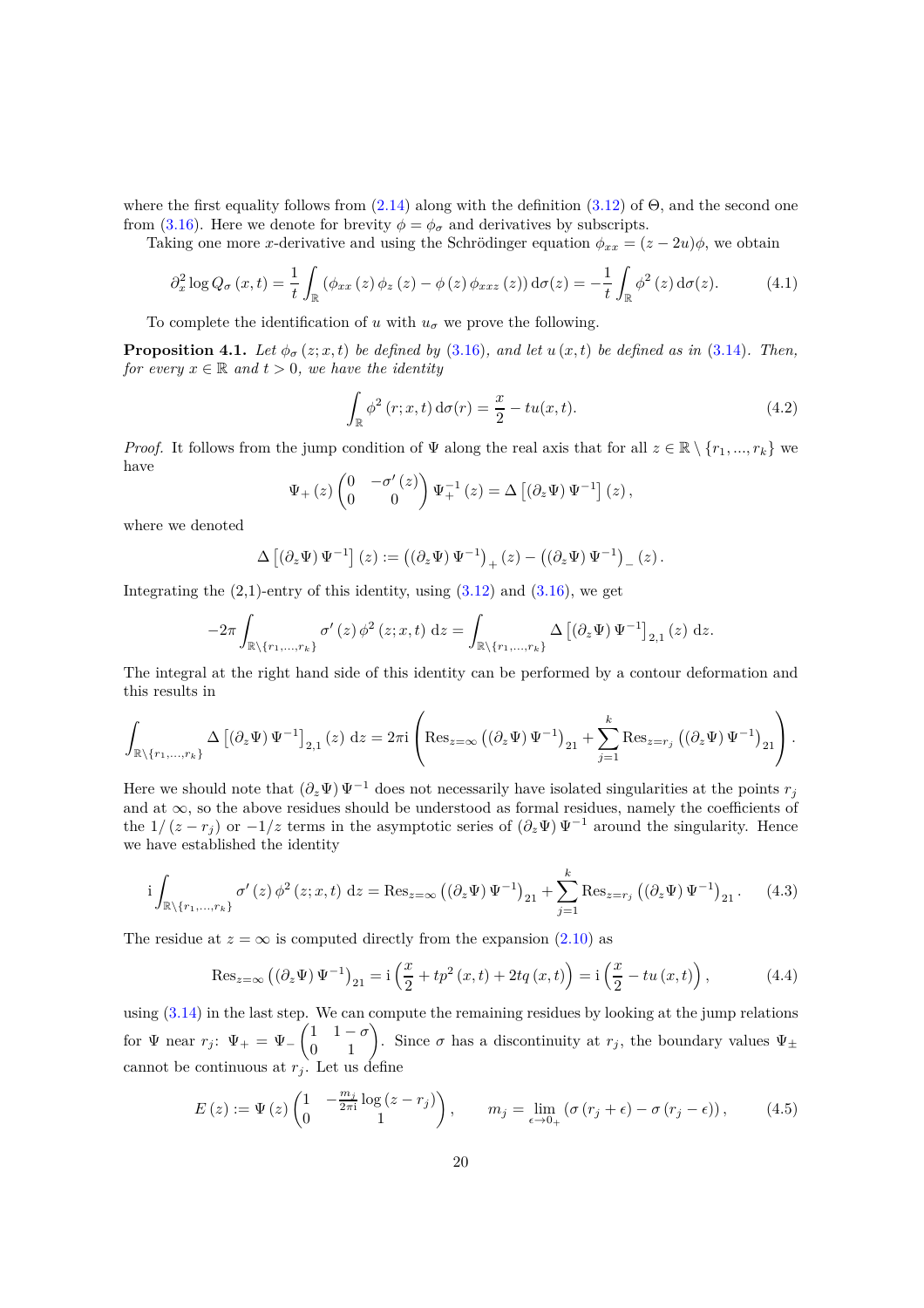where the first equality follows from (2.14) along with the definition (3.12) of $\Theta$, and the second one from (3.16). Here we denote for brevity $\phi = \phi_\sigma$ and derivatives by subscripts.

Taking one more $x$-derivative and using the Schrödinger equation $\phi_{xx} = (z - 2u)\phi$, we obtain

$$\partial_x^2 \log Q_\sigma(x,t) = \frac{1}{t}\int_{\mathbb{R}} \left(\phi_{xx}(z)\,\phi_z(z) - \phi(z)\,\phi_{xxz}(z)\right) \mathrm{d}\sigma(z) = -\frac{1}{t}\int_{\mathbb{R}} \phi^2(z)\,\mathrm{d}\sigma(z). \tag{4.1}$$

To complete the identification of $u$ with $u_\sigma$ we prove the following.

**Proposition 4.1.** *Let $\phi_\sigma(z;x,t)$ be defined by (3.16), and let $u(x,t)$ be defined as in (3.14). Then, for every $x \in \mathbb{R}$ and $t > 0$, we have the identity*

$$\int_{\mathbb{R}} \phi^2(r;x,t)\,\mathrm{d}\sigma(r) = \frac{x}{2} - tu(x,t). \tag{4.2}$$

*Proof.* It follows from the jump condition of $\Psi$ along the real axis that for all $z \in \mathbb{R}\setminus\{r_1,\dots,r_k\}$ we have

$$\Psi_+(z)\begin{pmatrix} 0 & -\sigma'(z) \\ 0 & 0\end{pmatrix}\Psi_+^{-1}(z) = \Delta\left[(\partial_z\Psi)\,\Psi^{-1}\right](z),$$

where we denoted

$$\Delta\left[(\partial_z\Psi)\,\Psi^{-1}\right](z) := \left((\partial_z\Psi)\,\Psi^{-1}\right)_+(z) - \left((\partial_z\Psi)\,\Psi^{-1}\right)_-(z).$$

Integrating the (2,1)-entry of this identity, using (3.12) and (3.16), we get

$$-2\pi\int_{\mathbb{R}\setminus\{r_1,\dots,r_k\}} \sigma'(z)\,\phi^2(z;x,t)\;\mathrm{d}z = \int_{\mathbb{R}\setminus\{r_1,\dots,r_k\}} \Delta\left[(\partial_z\Psi)\,\Psi^{-1}\right]_{2,1}(z)\;\mathrm{d}z.$$

The integral at the right hand side of this identity can be performed by a contour deformation and this results in

$$\int_{\mathbb{R}\setminus\{r_1,\dots,r_k\}} \Delta\left[(\partial_z\Psi)\,\Psi^{-1}\right]_{2,1}(z)\;\mathrm{d}z = 2\pi\mathrm{i}\left(\mathrm{Res}_{z=\infty}\left((\partial_z\Psi)\,\Psi^{-1}\right)_{21} + \sum_{j=1}^{k}\mathrm{Res}_{z=r_j}\left((\partial_z\Psi)\,\Psi^{-1}\right)_{21}\right).$$

Here we should note that $(\partial_z\Psi)\,\Psi^{-1}$ does not necessarily have isolated singularities at the points $r_j$ and at $\infty$, so the above residues should be understood as formal residues, namely the coefficients of the $1/(z-r_j)$ or $-1/z$ terms in the asymptotic series of $(\partial_z\Psi)\,\Psi^{-1}$ around the singularity. Hence we have established the identity

$$\mathrm{i}\int_{\mathbb{R}\setminus\{r_1,\dots,r_k\}} \sigma'(z)\,\phi^2(z;x,t)\;\mathrm{d}z = \mathrm{Res}_{z=\infty}\left((\partial_z\Psi)\,\Psi^{-1}\right)_{21} + \sum_{j=1}^{k}\mathrm{Res}_{z=r_j}\left((\partial_z\Psi)\,\Psi^{-1}\right)_{21}. \tag{4.3}$$

The residue at $z=\infty$ is computed directly from the expansion (2.10) as

$$\mathrm{Res}_{z=\infty}\left((\partial_z\Psi)\,\Psi^{-1}\right)_{21} = \mathrm{i}\left(\frac{x}{2} + tp^2(x,t) + 2tq(x,t)\right) = \mathrm{i}\left(\frac{x}{2} - tu(x,t)\right), \tag{4.4}$$

using (3.14) in the last step. We can compute the remaining residues by looking at the jump relations for $\Psi$ near $r_j$: $\Psi_+ = \Psi_-\begin{pmatrix} 1 & 1-\sigma \\ 0 & 1\end{pmatrix}$. Since $\sigma$ has a discontinuity at $r_j$, the boundary values $\Psi_\pm$ cannot be continuous at $r_j$. Let us define

$$E(z) := \Psi(z)\begin{pmatrix} 1 & -\frac{m_j}{2\pi\mathrm{i}}\log(z-r_j) \\ 0 & 1\end{pmatrix}, \qquad m_j = \lim_{\epsilon\to 0_+}\left(\sigma(r_j+\epsilon) - \sigma(r_j-\epsilon)\right), \tag{4.5}$$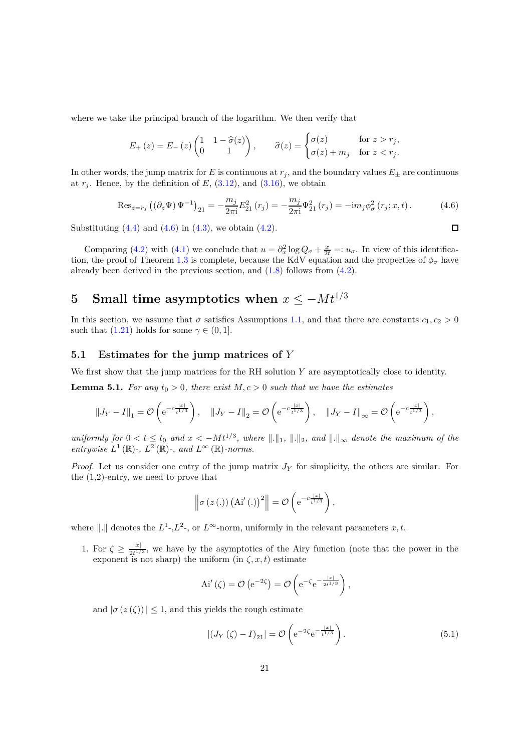where we take the principal branch of the logarithm. We then verify that

$$E_+(z) = E_-(z)\begin{pmatrix} 1 & 1-\widehat{\sigma}(z) \\ 0 & 1 \end{pmatrix}, \qquad \widehat{\sigma}(z) = \begin{cases} \sigma(z) & \text{for } z > r_j, \\ \sigma(z) + m_j & \text{for } z < r_j. \end{cases}$$

In other words, the jump matrix for $E$ is continuous at $r_j$, and the boundary values $E_\pm$ are continuous at $r_j$. Hence, by the definition of $E$, (3.12), and (3.16), we obtain

$$\operatorname{Res}_{z=r_j}\left(\left(\partial_z \Psi\right)\Psi^{-1}\right)_{21} = -\frac{m_j}{2\pi\mathrm{i}}E_{21}^2(r_j) = -\frac{m_j}{2\pi\mathrm{i}}\Psi_{21}^2(r_j) = -\mathrm{i}m_j\phi_\sigma^2(r_j;x,t). \tag{4.6}$$

Substituting (4.4) and (4.6) in (4.3), we obtain (4.2). ◻

Comparing (4.2) with (4.1) we conclude that $u = \partial_x^2 \log Q_\sigma + \frac{x}{2t} =: u_\sigma$. In view of this identification, the proof of Theorem 1.3 is complete, because the KdV equation and the properties of $\phi_\sigma$ have already been derived in the previous section, and (1.8) follows from (4.2).

# 5 Small time asymptotics when $x \le -Mt^{1/3}$

In this section, we assume that $\sigma$ satisfies Assumptions 1.1, and that there are constants $c_1, c_2 > 0$ such that (1.21) holds for some $\gamma \in (0,1]$.

## 5.1 Estimates for the jump matrices of $Y$

We first show that the jump matrices for the RH solution $Y$ are asymptotically close to identity.

**Lemma 5.1.** *For any $t_0 > 0$, there exist $M, c > 0$ such that we have the estimates*

$$\left\|J_Y - I\right\|_1 = \mathcal{O}\left(\mathrm{e}^{-c\frac{|x|}{t^{1/3}}}\right), \quad \left\|J_Y - I\right\|_2 = \mathcal{O}\left(\mathrm{e}^{-c\frac{|x|}{t^{1/3}}}\right), \quad \left\|J_Y - I\right\|_\infty = \mathcal{O}\left(\mathrm{e}^{-c\frac{|x|}{t^{1/3}}}\right),$$

*uniformly for $0 < t \le t_0$ and $x < -Mt^{1/3}$, where $\|.\|_1$, $\|.\|_2$, and $\|.\|_\infty$ denote the maximum of the entrywise $L^1(\mathbb{R})$-, $L^2(\mathbb{R})$-, and $L^\infty(\mathbb{R})$-norms.*

*Proof.* Let us consider one entry of the jump matrix $J_Y$ for simplicity, the others are similar. For the (1,2)-entry, we need to prove that

$$\left\|\sigma\left(z\left(.\right)\right)\left(\mathrm{Ai}'\left(.\right)\right)^2\right\| = \mathcal{O}\left(\mathrm{e}^{-c\frac{|x|}{t^{1/3}}}\right),$$

where $\|.\|$ denotes the $L^1$-,$L^2$-, or $L^\infty$-norm, uniformly in the relevant parameters $x, t$.

1. For $\zeta \ge \frac{|x|}{2t^{1/3}}$, we have by the asymptotics of the Airy function (note that the power in the exponent is not sharp) the uniform (in $\zeta, x, t$) estimate

$$\mathrm{Ai}'(\zeta) = \mathcal{O}\left(\mathrm{e}^{-2\zeta}\right) = \mathcal{O}\left(\mathrm{e}^{-\zeta}\mathrm{e}^{-\frac{|x|}{2t^{1/3}}}\right),$$

   and $|\sigma(z(\zeta))| \le 1$, and this yields the rough estimate

$$\left|\left(J_Y(\zeta) - I\right)_{21}\right| = \mathcal{O}\left(\mathrm{e}^{-2\zeta}\mathrm{e}^{-\frac{|x|}{t^{1/3}}}\right). \tag{5.1}$$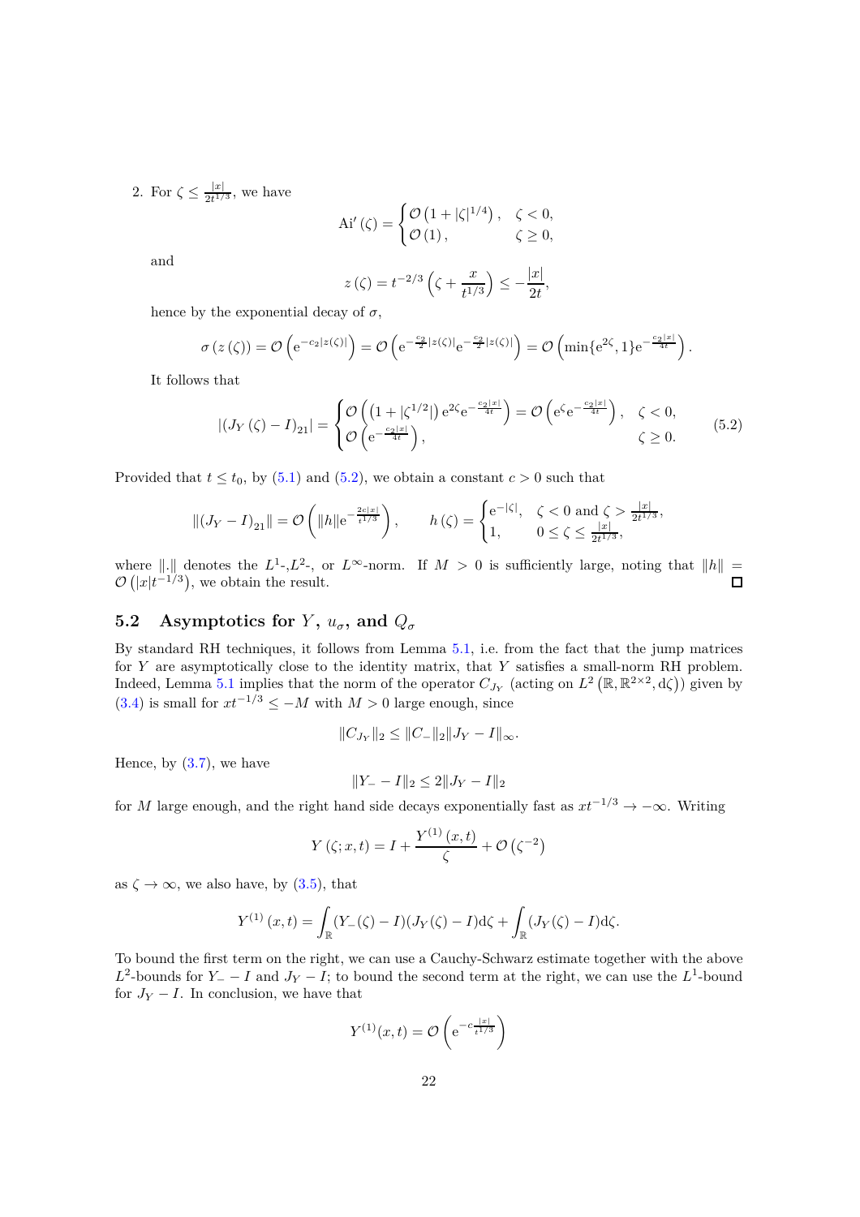2. For $\zeta \le \frac{|x|}{2t^{1/3}}$, we have

$$\mathrm{Ai}'\left(\zeta\right) = \begin{cases} \mathcal{O}\left(1+|\zeta|^{1/4}\right), & \zeta < 0, \\ \mathcal{O}\left(1\right), & \zeta \ge 0, \end{cases}$$

and

$$z\left(\zeta\right) = t^{-2/3}\left(\zeta + \frac{x}{t^{1/3}}\right) \le -\frac{|x|}{2t},$$

hence by the exponential decay of $\sigma$,

$$\sigma\left(z\left(\zeta\right)\right) = \mathcal{O}\left(\mathrm{e}^{-c_2|z(\zeta)|}\right) = \mathcal{O}\left(\mathrm{e}^{-\frac{c_2}{2}|z(\zeta)|}\mathrm{e}^{-\frac{c_2}{2}|z(\zeta)|}\right) = \mathcal{O}\left(\min\{\mathrm{e}^{2\zeta},1\}\mathrm{e}^{-\frac{c_2|x|}{4t}}\right).$$

It follows that

$$|\left(J_Y\left(\zeta\right)-I\right)_{21}| = \begin{cases} \mathcal{O}\left(\left(1+|\zeta^{1/2}|\right)\mathrm{e}^{2\zeta}\mathrm{e}^{-\frac{c_2|x|}{4t}}\right) = \mathcal{O}\left(\mathrm{e}^{\zeta}\mathrm{e}^{-\frac{c_2|x|}{4t}}\right), & \zeta < 0, \\ \mathcal{O}\left(\mathrm{e}^{-\frac{c_2|x|}{4t}}\right), & \zeta \ge 0. \end{cases} \tag{5.2}$$

Provided that $t \le t_0$, by (5.1) and (5.2), we obtain a constant $c > 0$ such that

$$\|\left(J_Y - I\right)_{21}\| = \mathcal{O}\left(\|h\|\mathrm{e}^{-\frac{2c|x|}{t^{1/3}}}\right), \qquad h\left(\zeta\right) = \begin{cases} \mathrm{e}^{-|\zeta|}, & \zeta < 0 \text{ and } \zeta > \frac{|x|}{2t^{1/3}}, \\ 1, & 0 \le \zeta \le \frac{|x|}{2t^{1/3}}, \end{cases}$$

where $\|.\|$ denotes the $L^1$-,$L^2$-, or $L^\infty$-norm. If $M > 0$ is sufficiently large, noting that $\|h\| = \mathcal{O}\left(|x|t^{-1/3}\right)$, we obtain the result. ∎

## 5.2 Asymptotics for $Y$, $u_\sigma$, and $Q_\sigma$

By standard RH techniques, it follows from Lemma 5.1, i.e. from the fact that the jump matrices for $Y$ are asymptotically close to the identity matrix, that $Y$ satisfies a small-norm RH problem. Indeed, Lemma 5.1 implies that the norm of the operator $C_{J_Y}$ (acting on $L^2\left(\mathbb{R}, \mathbb{R}^{2\times 2}, \mathrm{d}\zeta\right)$) given by (3.4) is small for $xt^{-1/3} \le -M$ with $M > 0$ large enough, since

$$\|C_{J_Y}\|_2 \le \|C_-\|_2 \|J_Y - I\|_\infty.$$

Hence, by (3.7), we have

$$\|Y_- - I\|_2 \le 2\|J_Y - I\|_2$$

for $M$ large enough, and the right hand side decays exponentially fast as $xt^{-1/3} \to -\infty$. Writing

$$Y\left(\zeta; x, t\right) = I + \frac{Y^{(1)}\left(x,t\right)}{\zeta} + \mathcal{O}\left(\zeta^{-2}\right)$$

as $\zeta \to \infty$, we also have, by (3.5), that

$$Y^{(1)}\left(x,t\right) = \int_{\mathbb{R}} (Y_-(\zeta) - I)(J_Y(\zeta) - I)\mathrm{d}\zeta + \int_{\mathbb{R}} (J_Y(\zeta) - I)\mathrm{d}\zeta.$$

To bound the first term on the right, we can use a Cauchy-Schwarz estimate together with the above $L^2$-bounds for $Y_- - I$ and $J_Y - I$; to bound the second term at the right, we can use the $L^1$-bound for $J_Y - I$. In conclusion, we have that

$$Y^{(1)}(x,t) = \mathcal{O}\left(\mathrm{e}^{-c\frac{|x|}{t^{1/3}}}\right)$$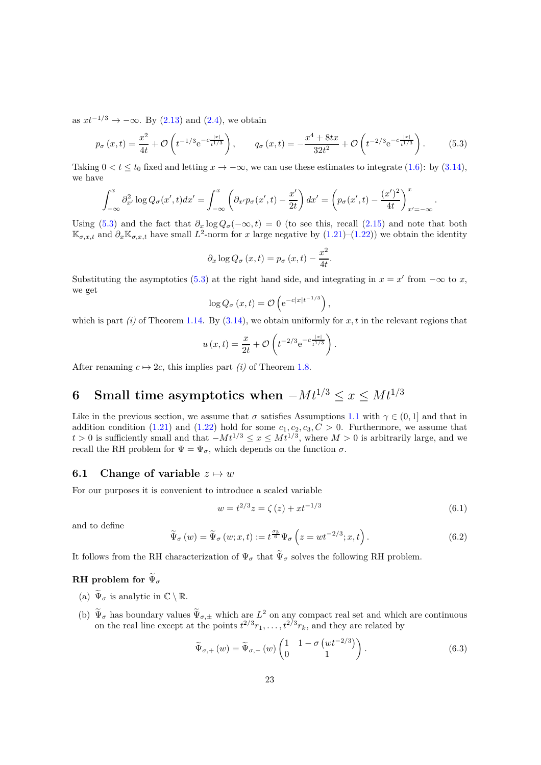as $xt^{-1/3} \to -\infty$. By (2.13) and (2.4), we obtain

$$p_\sigma(x,t) = \frac{x^2}{4t} + \mathcal{O}\left(t^{-1/3}\mathrm{e}^{-c\frac{|x|}{t^{1/3}}}\right), \qquad q_\sigma(x,t) = -\frac{x^4+8tx}{32t^2} + \mathcal{O}\left(t^{-2/3}\mathrm{e}^{-c\frac{|x|}{t^{1/3}}}\right). \tag{5.3}$$

Taking $0 < t \le t_0$ fixed and letting $x \to -\infty$, we can use these estimates to integrate (1.6): by (3.14), we have

$$\int_{-\infty}^{x} \partial_{x'}^2 \log Q_\sigma(x',t)dx' = \int_{-\infty}^{x}\left(\partial_{x'}p_\sigma(x',t) - \frac{x'}{2t}\right)dx' = \left(p_\sigma(x',t) - \frac{(x')^2}{4t}\right)_{x'=-\infty}^{x}.$$

Using (5.3) and the fact that $\partial_x \log Q_\sigma(-\infty,t) = 0$ (to see this, recall (2.15) and note that both $\mathbb{K}_{\sigma,x,t}$ and $\partial_x\mathbb{K}_{\sigma,x,t}$ have small $L^2$-norm for $x$ large negative by (1.21)–(1.22)) we obtain the identity

$$\partial_x \log Q_\sigma(x,t) = p_\sigma(x,t) - \frac{x^2}{4t}.$$

Substituting the asymptotics (5.3) at the right hand side, and integrating in $x = x'$ from $-\infty$ to $x$, we get

$$\log Q_\sigma(x,t) = \mathcal{O}\left(\mathrm{e}^{-c|x|t^{-1/3}}\right),$$

which is part *(i)* of Theorem 1.14. By (3.14), we obtain uniformly for $x, t$ in the relevant regions that

$$u(x,t) = \frac{x}{2t} + \mathcal{O}\left(t^{-2/3}\mathrm{e}^{-c\frac{|x|}{t^{1/3}}}\right).$$

After renaming $c \mapsto 2c$, this implies part *(i)* of Theorem 1.8.

# 6 Small time asymptotics when $-Mt^{1/3} \le x \le Mt^{1/3}$

Like in the previous section, we assume that $\sigma$ satisfies Assumptions 1.1 with $\gamma \in (0,1]$ and that in addition condition (1.21) and (1.22) hold for some $c_1, c_2, c_3, C > 0$. Furthermore, we assume that $t > 0$ is sufficiently small and that $-Mt^{1/3} \le x \le Mt^{1/3}$, where $M > 0$ is arbitrarily large, and we recall the RH problem for $\Psi = \Psi_\sigma$, which depends on the function $\sigma$.

## 6.1 Change of variable $z \mapsto w$

For our purposes it is convenient to introduce a scaled variable

$$w = t^{2/3}z = \zeta(z) + xt^{-1/3} \tag{6.1}$$

and to define

$$\widetilde{\Psi}_\sigma(w) = \widetilde{\Psi}_\sigma(w;x,t) := t^{\frac{\sigma_3}{6}}\Psi_\sigma\left(z = wt^{-2/3};x,t\right). \tag{6.2}$$

It follows from the RH characterization of $\Psi_\sigma$ that $\widetilde{\Psi}_\sigma$ solves the following RH problem.

### RH problem for $\widetilde{\Psi}_\sigma$

(a) $\widetilde{\Psi}_\sigma$ is analytic in $\mathbb{C} \setminus \mathbb{R}$.

(b) $\widetilde{\Psi}_\sigma$ has boundary values $\widetilde{\Psi}_{\sigma,\pm}$ which are $L^2$ on any compact real set and which are continuous on the real line except at the points $t^{2/3}r_1, \ldots, t^{2/3}r_k$, and they are related by

$$\widetilde{\Psi}_{\sigma,+}(w) = \widetilde{\Psi}_{\sigma,-}(w)\begin{pmatrix} 1 & 1-\sigma\left(wt^{-2/3}\right) \\ 0 & 1 \end{pmatrix}. \tag{6.3}$$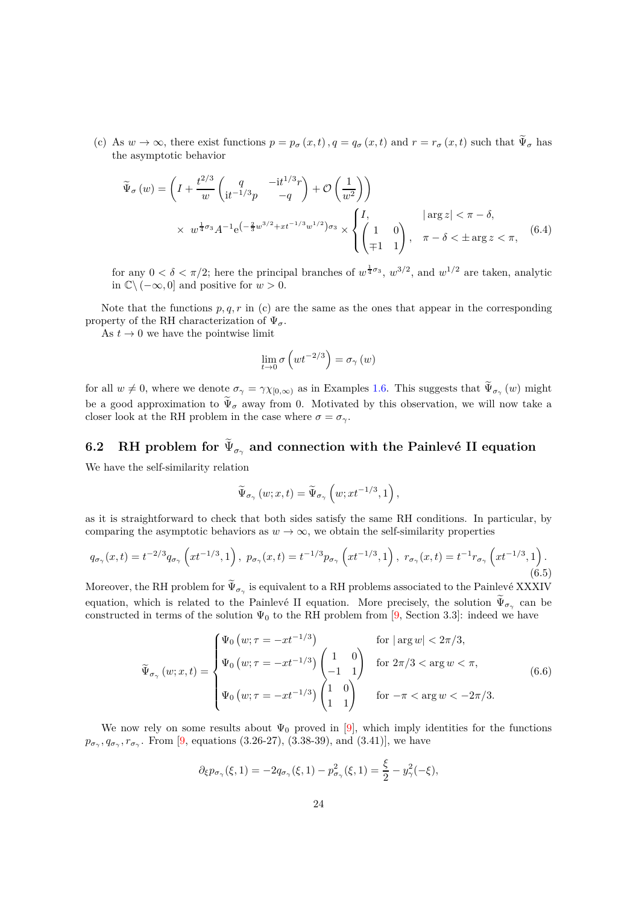(c) As $w \to \infty$, there exist functions $p = p_\sigma(x,t)$, $q = q_\sigma(x,t)$ and $r = r_\sigma(x,t)$ such that $\widetilde{\Psi}_\sigma$ has the asymptotic behavior

$$
\widetilde{\Psi}_\sigma(w) = \left( I + \frac{t^{2/3}}{w} \begin{pmatrix} q & -\mathrm{i}t^{1/3} r \\ \mathrm{i}t^{-1/3} p & -q \end{pmatrix} + \mathcal{O}\left(\frac{1}{w^2}\right) \right)
\times \; w^{\frac{1}{4}\sigma_3} A^{-1} \mathrm{e}^{\left(-\frac{2}{3}w^{3/2} + xt^{-1/3}w^{1/2}\right)\sigma_3} \times \begin{cases} I, & |\arg z| < \pi - \delta, \\ \begin{pmatrix} 1 & 0 \\ \mp 1 & 1 \end{pmatrix}, & \pi - \delta < \pm \arg z < \pi, \end{cases} \tag{6.4}
$$

for any $0 < \delta < \pi/2$; here the principal branches of $w^{\frac{1}{4}\sigma_3}$, $w^{3/2}$, and $w^{1/2}$ are taken, analytic in $\mathbb{C} \setminus (-\infty, 0]$ and positive for $w > 0$.

Note that the functions $p, q, r$ in (c) are the same as the ones that appear in the corresponding property of the RH characterization of $\Psi_\sigma$.

As $t \to 0$ we have the pointwise limit

$$
\lim_{t \to 0} \sigma\left(w t^{-2/3}\right) = \sigma_\gamma(w)
$$

for all $w \neq 0$, where we denote $\sigma_\gamma = \gamma \chi_{[0,\infty)}$ as in Examples 1.6. This suggests that $\widetilde{\Psi}_{\sigma_\gamma}(w)$ might be a good approximation to $\widetilde{\Psi}_\sigma$ away from 0. Motivated by this observation, we will now take a closer look at the RH problem in the case where $\sigma = \sigma_\gamma$.

## 6.2 RH problem for $\widetilde{\Psi}_{\sigma_\gamma}$ and connection with the Painlevé II equation

We have the self-similarity relation

$$
\widetilde{\Psi}_{\sigma_\gamma}(w; x, t) = \widetilde{\Psi}_{\sigma_\gamma}\left(w; x t^{-1/3}, 1\right),
$$

as it is straightforward to check that both sides satisfy the same RH conditions. In particular, by comparing the asymptotic behaviors as $w \to \infty$, we obtain the self-similarity properties

$$
q_{\sigma_\gamma}(x,t) = t^{-2/3} q_{\sigma_\gamma}\left(xt^{-1/3}, 1\right), \; p_{\sigma_\gamma}(x,t) = t^{-1/3} p_{\sigma_\gamma}\left(xt^{-1/3}, 1\right), \; r_{\sigma_\gamma}(x,t) = t^{-1} r_{\sigma_\gamma}\left(xt^{-1/3}, 1\right). \tag{6.5}
$$

Moreover, the RH problem for $\widetilde{\Psi}_{\sigma_\gamma}$ is equivalent to a RH problems associated to the Painlevé XXXIV equation, which is related to the Painlevé II equation. More precisely, the solution $\widetilde{\Psi}_{\sigma_\gamma}$ can be constructed in terms of the solution $\Psi_0$ to the RH problem from [9, Section 3.3]: indeed we have

$$
\widetilde{\Psi}_{\sigma_\gamma}(w; x, t) = \begin{cases} \Psi_0\left(w; \tau = -xt^{-1/3}\right) & \text{for } |\arg w| < 2\pi/3, \\ \Psi_0\left(w; \tau = -xt^{-1/3}\right) \begin{pmatrix} 1 & 0 \\ -1 & 1 \end{pmatrix} & \text{for } 2\pi/3 < \arg w < \pi, \\ \Psi_0\left(w; \tau = -xt^{-1/3}\right) \begin{pmatrix} 1 & 0 \\ 1 & 1 \end{pmatrix} & \text{for } -\pi < \arg w < -2\pi/3. \end{cases} \tag{6.6}
$$

We now rely on some results about $\Psi_0$ proved in [9], which imply identities for the functions $p_{\sigma_\gamma}, q_{\sigma_\gamma}, r_{\sigma_\gamma}$. From [9, equations (3.26-27), (3.38-39), and (3.41)], we have

$$
\partial_\xi p_{\sigma_\gamma}(\xi, 1) = -2 q_{\sigma_\gamma}(\xi, 1) - p_{\sigma_\gamma}^2(\xi, 1) = \frac{\xi}{2} - y_\gamma^2(-\xi),
$$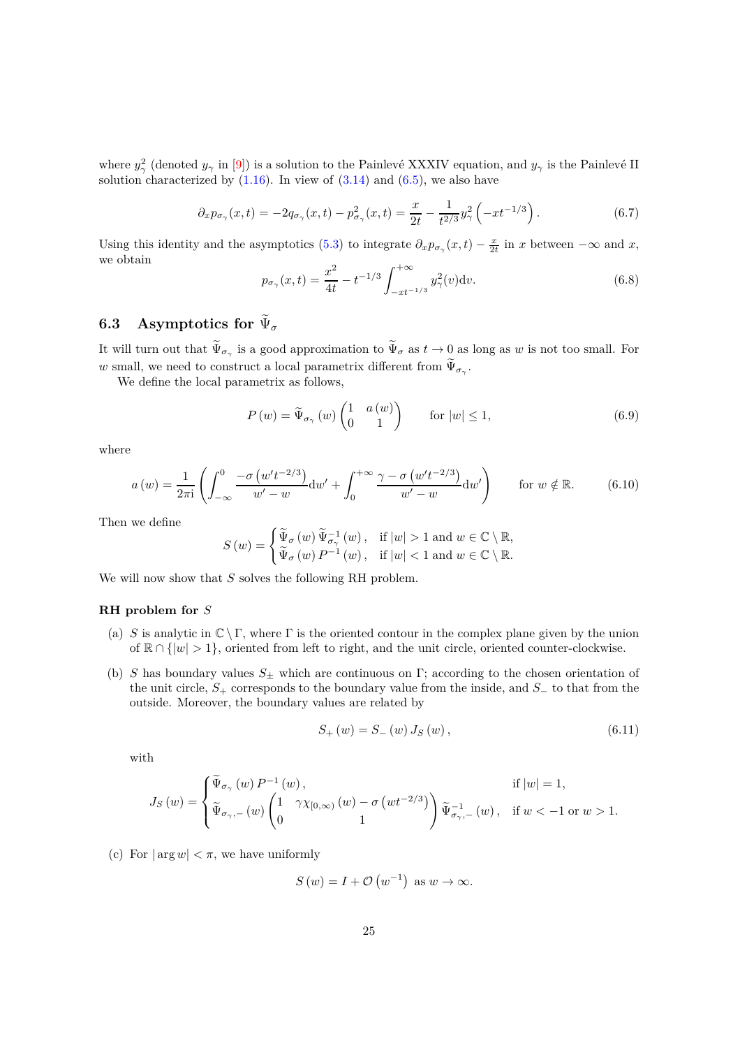where $y_\gamma^2$ (denoted $y_\gamma$ in [9]) is a solution to the Painlevé XXXIV equation, and $y_\gamma$ is the Painlevé II solution characterized by (1.16). In view of (3.14) and (6.5), we also have

$$\partial_x p_{\sigma_\gamma}(x,t) = -2q_{\sigma_\gamma}(x,t) - p_{\sigma_\gamma}^2(x,t) = \frac{x}{2t} - \frac{1}{t^{2/3}} y_\gamma^2\left(-xt^{-1/3}\right). \tag{6.7}$$

Using this identity and the asymptotics (5.3) to integrate $\partial_x p_{\sigma_\gamma}(x,t) - \frac{x}{2t}$ in $x$ between $-\infty$ and $x$, we obtain

$$p_{\sigma_\gamma}(x,t) = \frac{x^2}{4t} - t^{-1/3} \int_{-xt^{-1/3}}^{+\infty} y_\gamma^2(v)\mathrm{d}v. \tag{6.8}$$

### 6.3 Asymptotics for $\widetilde{\Psi}_\sigma$

It will turn out that $\widetilde{\Psi}_{\sigma_\gamma}$ is a good approximation to $\widetilde{\Psi}_\sigma$ as $t \to 0$ as long as $w$ is not too small. For $w$ small, we need to construct a local parametrix different from $\widetilde{\Psi}_{\sigma_\gamma}$.

We define the local parametrix as follows,

$$P(w) = \widetilde{\Psi}_{\sigma_\gamma}(w) \begin{pmatrix} 1 & a(w) \\ 0 & 1 \end{pmatrix} \qquad \text{for } |w| \le 1, \tag{6.9}$$

where

$$a(w) = \frac{1}{2\pi \mathrm{i}} \left( \int_{-\infty}^{0} \frac{-\sigma\left(w' t^{-2/3}\right)}{w' - w} \mathrm{d}w' + \int_{0}^{+\infty} \frac{\gamma - \sigma\left(w' t^{-2/3}\right)}{w' - w} \mathrm{d}w' \right) \qquad \text{for } w \notin \mathbb{R}. \tag{6.10}$$

Then we define

$$S(w) = \begin{cases} \widetilde{\Psi}_\sigma(w) \widetilde{\Psi}_{\sigma_\gamma}^{-1}(w), & \text{if } |w| > 1 \text{ and } w \in \mathbb{C} \setminus \mathbb{R}, \\ \widetilde{\Psi}_\sigma(w) P^{-1}(w), & \text{if } |w| < 1 \text{ and } w \in \mathbb{C} \setminus \mathbb{R}. \end{cases}$$

We will now show that $S$ solves the following RH problem.

**RH problem for $S$**

(a) $S$ is analytic in $\mathbb{C} \setminus \Gamma$, where $\Gamma$ is the oriented contour in the complex plane given by the union of $\mathbb{R} \cap \{|w| > 1\}$, oriented from left to right, and the unit circle, oriented counter-clockwise.

(b) $S$ has boundary values $S_\pm$ which are continuous on $\Gamma$; according to the chosen orientation of the unit circle, $S_+$ corresponds to the boundary value from the inside, and $S_-$ to that from the outside. Moreover, the boundary values are related by

$$S_+(w) = S_-(w) J_S(w), \tag{6.11}$$

with

$$J_S(w) = \begin{cases} \widetilde{\Psi}_{\sigma_\gamma}(w) P^{-1}(w), & \text{if } |w| = 1, \\ \widetilde{\Psi}_{\sigma_\gamma,-}(w) \begin{pmatrix} 1 & \gamma\chi_{[0,\infty)}(w) - \sigma\left(wt^{-2/3}\right) \\ 0 & 1 \end{pmatrix} \widetilde{\Psi}_{\sigma_\gamma,-}^{-1}(w), & \text{if } w < -1 \text{ or } w > 1. \end{cases}$$

(c) For $|\arg w| < \pi$, we have uniformly

$$S(w) = I + \mathcal{O}\left(w^{-1}\right) \text{ as } w \to \infty.$$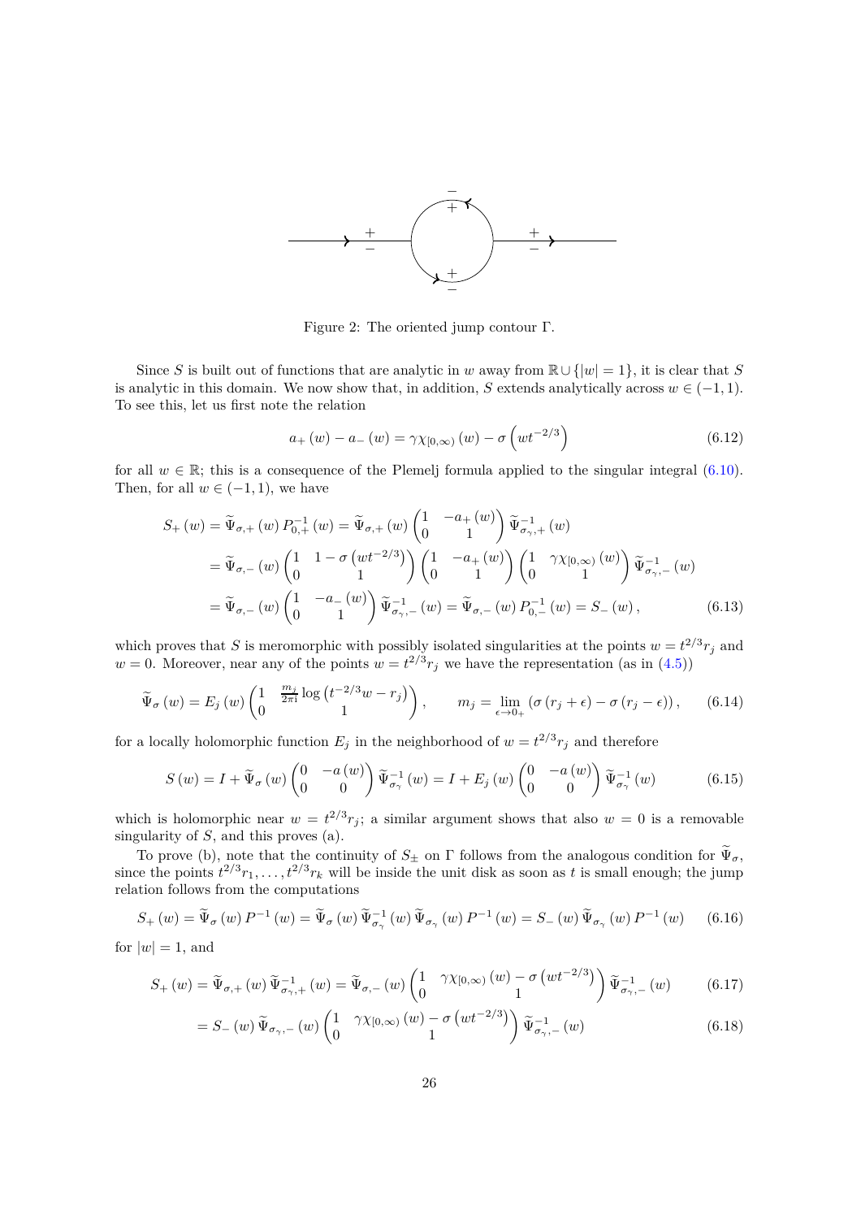Figure 2: The oriented jump contour Γ.

Since $S$ is built out of functions that are analytic in $w$ away from $\mathbb{R} \cup \{|w| = 1\}$, it is clear that $S$ is analytic in this domain. We now show that, in addition, $S$ extends analytically across $w \in (-1, 1)$. To see this, let us first note the relation

$$a_+(w) - a_-(w) = \gamma \chi_{[0,\infty)}(w) - \sigma\left(wt^{-2/3}\right) \tag{6.12}$$

for all $w \in \mathbb{R}$; this is a consequence of the Plemelj formula applied to the singular integral (6.10). Then, for all $w \in (-1, 1)$, we have

$$\begin{aligned} S_+(w) &= \widetilde{\Psi}_{\sigma,+}(w) P_{0,+}^{-1}(w) = \widetilde{\Psi}_{\sigma,+}(w) \begin{pmatrix} 1 & -a_+(w) \\ 0 & 1 \end{pmatrix} \widetilde{\Psi}_{\sigma_\gamma,+}^{-1}(w) \\ &= \widetilde{\Psi}_{\sigma,-}(w) \begin{pmatrix} 1 & 1 - \sigma\left(wt^{-2/3}\right) \\ 0 & 1 \end{pmatrix} \begin{pmatrix} 1 & -a_+(w) \\ 0 & 1 \end{pmatrix} \begin{pmatrix} 1 & \gamma\chi_{[0,\infty)}(w) \\ 0 & 1 \end{pmatrix} \widetilde{\Psi}_{\sigma_\gamma,-}^{-1}(w) \\ &= \widetilde{\Psi}_{\sigma,-}(w) \begin{pmatrix} 1 & -a_-(w) \\ 0 & 1 \end{pmatrix} \widetilde{\Psi}_{\sigma_\gamma,-}^{-1}(w) = \widetilde{\Psi}_{\sigma,-}(w) P_{0,-}^{-1}(w) = S_-(w), \end{aligned} \tag{6.13}$$

which proves that $S$ is meromorphic with possibly isolated singularities at the points $w = t^{2/3} r_j$ and $w = 0$. Moreover, near any of the points $w = t^{2/3} r_j$ we have the representation (as in (4.5))

$$\widetilde{\Psi}_\sigma(w) = E_j(w) \begin{pmatrix} 1 & \frac{m_j}{2\pi i} \log\left(t^{-2/3} w - r_j\right) \\ 0 & 1 \end{pmatrix}, \qquad m_j = \lim_{\epsilon \to 0_+} \left(\sigma(r_j + \epsilon) - \sigma(r_j - \epsilon)\right), \tag{6.14}$$

for a locally holomorphic function $E_j$ in the neighborhood of $w = t^{2/3} r_j$ and therefore

$$S(w) = I + \widetilde{\Psi}_\sigma(w) \begin{pmatrix} 0 & -a(w) \\ 0 & 0 \end{pmatrix} \widetilde{\Psi}_{\sigma_\gamma}^{-1}(w) = I + E_j(w) \begin{pmatrix} 0 & -a(w) \\ 0 & 0 \end{pmatrix} \widetilde{\Psi}_{\sigma_\gamma}^{-1}(w) \tag{6.15}$$

which is holomorphic near $w = t^{2/3} r_j$; a similar argument shows that also $w = 0$ is a removable singularity of $S$, and this proves (a).

To prove (b), note that the continuity of $S_\pm$ on Γ follows from the analogous condition for $\widetilde{\Psi}_\sigma$, since the points $t^{2/3} r_1, \ldots, t^{2/3} r_k$ will be inside the unit disk as soon as $t$ is small enough; the jump relation follows from the computations

$$S_+(w) = \widetilde{\Psi}_\sigma(w) P^{-1}(w) = \widetilde{\Psi}_\sigma(w) \widetilde{\Psi}_{\sigma_\gamma}^{-1}(w) \widetilde{\Psi}_{\sigma_\gamma}(w) P^{-1}(w) = S_-(w) \widetilde{\Psi}_{\sigma_\gamma}(w) P^{-1}(w) \tag{6.16}$$

for $|w| = 1$, and

$$S_+(w) = \widetilde{\Psi}_{\sigma,+}(w) \widetilde{\Psi}_{\sigma_\gamma,+}^{-1}(w) = \widetilde{\Psi}_{\sigma,-}(w) \begin{pmatrix} 1 & \gamma\chi_{[0,\infty)}(w) - \sigma\left(wt^{-2/3}\right) \\ 0 & 1 \end{pmatrix} \widetilde{\Psi}_{\sigma_\gamma,-}^{-1}(w) \tag{6.17}$$

$$= S_-(w) \widetilde{\Psi}_{\sigma_\gamma,-}(w) \begin{pmatrix} 1 & \gamma\chi_{[0,\infty)}(w) - \sigma\left(wt^{-2/3}\right) \\ 0 & 1 \end{pmatrix} \widetilde{\Psi}_{\sigma_\gamma,-}^{-1}(w) \tag{6.18}$$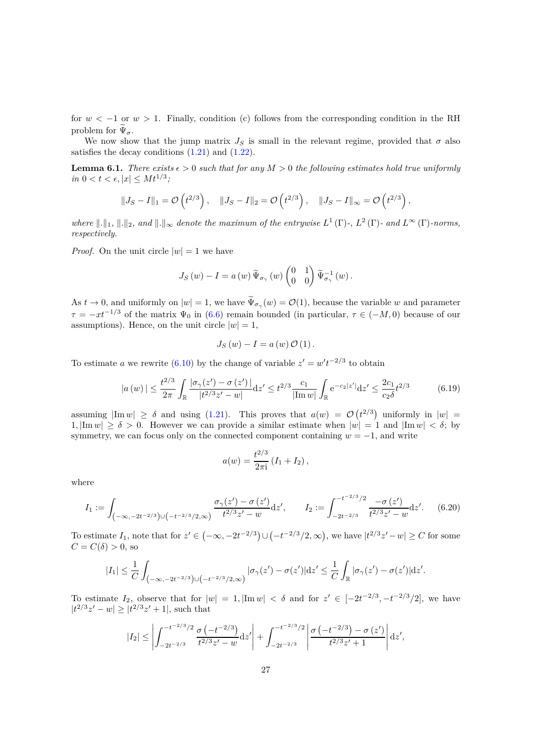for $w < -1$ or $w > 1$. Finally, condition (c) follows from the corresponding condition in the RH problem for $\widetilde{\Psi}_\sigma$.

We now show that the jump matrix $J_S$ is small in the relevant regime, provided that $\sigma$ also satisfies the decay conditions (1.21) and (1.22).

**Lemma 6.1.** *There exists $\epsilon > 0$ such that for any $M > 0$ the following estimates hold true uniformly in $0 < t < \epsilon, |x| \leq Mt^{1/3}$;*

$$\|J_S - I\|_1 = \mathcal{O}\left(t^{2/3}\right), \quad \|J_S - I\|_2 = \mathcal{O}\left(t^{2/3}\right), \quad \|J_S - I\|_\infty = \mathcal{O}\left(t^{2/3}\right),$$

*where $\|.\|_1$, $\|.\|_2$, and $\|.\|_\infty$ denote the maximum of the entrywise $L^1(\Gamma)$-, $L^2(\Gamma)$- and $L^\infty(\Gamma)$-norms, respectively.*

*Proof.* On the unit circle $|w| = 1$ we have

$$J_S(w) - I = a(w)\,\widetilde{\Psi}_{\sigma_\gamma}(w)\begin{pmatrix}0 & 1\\ 0 & 0\end{pmatrix}\widetilde{\Psi}_{\sigma_\gamma}^{-1}(w).$$

As $t \to 0$, and uniformly on $|w| = 1$, we have $\widetilde{\Psi}_{\sigma_\gamma}(w) = \mathcal{O}(1)$, because the variable $w$ and parameter $\tau = -xt^{-1/3}$ of the matrix $\Psi_0$ in (6.6) remain bounded (in particular, $\tau \in (-M, 0)$ because of our assumptions). Hence, on the unit circle $|w| = 1$,

$$J_S(w) - I = a(w)\,\mathcal{O}(1).$$

To estimate $a$ we rewrite (6.10) by the change of variable $z' = w't^{-2/3}$ to obtain

$$|a(w)| \leq \frac{t^{2/3}}{2\pi}\int_{\mathbb{R}}\frac{|\sigma_\gamma(z') - \sigma(z')|}{|t^{2/3}z' - w|}\mathrm{d}z' \leq t^{2/3}\frac{c_1}{|\operatorname{Im} w|}\int_{\mathbb{R}}\mathrm{e}^{-c_2|z'|}\mathrm{d}z' \leq \frac{2c_1}{c_2\delta}t^{2/3} \tag{6.19}$$

assuming $|\operatorname{Im} w| \geq \delta$ and using (1.21). This proves that $a(w) = \mathcal{O}\left(t^{2/3}\right)$ uniformly in $|w| = 1, |\operatorname{Im} w| \geq \delta > 0$. However we can provide a similar estimate when $|w| = 1$ and $|\operatorname{Im} w| < \delta$; by symmetry, we can focus only on the connected component containing $w = -1$, and write

$$a(w) = \frac{t^{2/3}}{2\pi\mathrm{i}}\left(I_1 + I_2\right),$$

where

$$I_1 := \int_{\left(-\infty, -2t^{-2/3}\right)\cup\left(-t^{-2/3}/2, \infty\right)}\frac{\sigma_\gamma(z') - \sigma(z')}{t^{2/3}z' - w}\mathrm{d}z', \qquad I_2 := \int_{-2t^{-2/3}}^{-t^{-2/3}/2}\frac{-\sigma(z')}{t^{2/3}z' - w}\mathrm{d}z'. \tag{6.20}$$

To estimate $I_1$, note that for $z' \in \left(-\infty, -2t^{-2/3}\right)\cup\left(-t^{-2/3}/2, \infty\right)$, we have $|t^{2/3}z' - w| \geq C$ for some $C = C(\delta) > 0$, so

$$|I_1| \leq \frac{1}{C}\int_{\left(-\infty, -2t^{-2/3}\right)\cup\left(-t^{-2/3}/2, \infty\right)}|\sigma_\gamma(z') - \sigma(z')|\mathrm{d}z' \leq \frac{1}{C}\int_{\mathbb{R}}|\sigma_\gamma(z') - \sigma(z')|\mathrm{d}z'.$$

To estimate $I_2$, observe that for $|w| = 1, |\operatorname{Im} w| < \delta$ and for $z' \in [-2t^{-2/3}, -t^{-2/3}/2]$, we have $|t^{2/3}z' - w| \geq |t^{2/3}z' + 1|$, such that

$$|I_2| \leq \left|\int_{-2t^{-2/3}}^{-t^{-2/3}/2}\frac{\sigma\left(-t^{-2/3}\right)}{t^{2/3}z' - w}\mathrm{d}z'\right| + \int_{-2t^{-2/3}}^{-t^{-2/3}/2}\left|\frac{\sigma\left(-t^{-2/3}\right) - \sigma(z')}{t^{2/3}z' + 1}\right|\mathrm{d}z',$$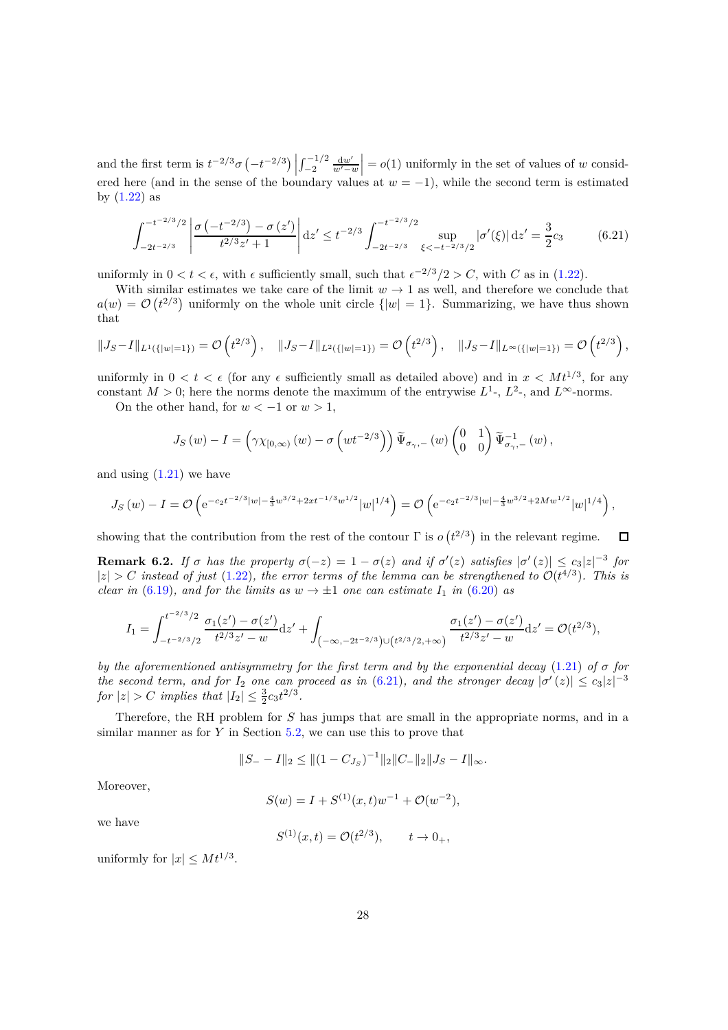and the first term is $t^{-2/3}\sigma\left(-t^{-2/3}\right)\left|\int_{-2}^{-1/2}\frac{\mathrm{d}w'}{w'-w}\right| = o(1)$ uniformly in the set of values of $w$ considered here (and in the sense of the boundary values at $w=-1$), while the second term is estimated by (1.22) as

$$\int_{-2t^{-2/3}}^{-t^{-2/3}/2}\left|\frac{\sigma\left(-t^{-2/3}\right)-\sigma\left(z'\right)}{t^{2/3}z'+1}\right|\mathrm{d}z' \leq t^{-2/3}\int_{-2t^{-2/3}}^{-t^{-2/3}/2}\sup_{\xi<-t^{-2/3}/2}\left|\sigma'(\xi)\right|\mathrm{d}z' = \frac{3}{2}c_3 \tag{6.21}$$

uniformly in $0<t<\epsilon$, with $\epsilon$ sufficiently small, such that $\epsilon^{-2/3}/2 > C$, with $C$ as in (1.22).

With similar estimates we take care of the limit $w\to 1$ as well, and therefore we conclude that $a(w) = \mathcal{O}\left(t^{2/3}\right)$ uniformly on the whole unit circle $\{|w|=1\}$. Summarizing, we have thus shown that

$$\|J_S - I\|_{L^1(\{|w|=1\})} = \mathcal{O}\left(t^{2/3}\right), \quad \|J_S - I\|_{L^2(\{|w|=1\})} = \mathcal{O}\left(t^{2/3}\right), \quad \|J_S - I\|_{L^\infty(\{|w|=1\})} = \mathcal{O}\left(t^{2/3}\right),$$

uniformly in $0<t<\epsilon$ (for any $\epsilon$ sufficiently small as detailed above) and in $x<Mt^{1/3}$, for any constant $M>0$; here the norms denote the maximum of the entrywise $L^1$-, $L^2$-, and $L^\infty$-norms.

On the other hand, for $w<-1$ or $w>1$,

$$J_S\left(w\right) - I = \left(\gamma\chi_{[0,\infty)}\left(w\right) - \sigma\left(wt^{-2/3}\right)\right)\widetilde{\Psi}_{\sigma_\gamma,-}\left(w\right)\begin{pmatrix}0 & 1\\ 0 & 0\end{pmatrix}\widetilde{\Psi}^{-1}_{\sigma_\gamma,-}\left(w\right),$$

and using (1.21) we have

$$J_S\left(w\right) - I = \mathcal{O}\left(\mathrm{e}^{-c_2 t^{-2/3}|w| - \frac{4}{3}w^{3/2} + 2xt^{-1/3}w^{1/2}}|w|^{1/4}\right) = \mathcal{O}\left(\mathrm{e}^{-c_2 t^{-2/3}|w| - \frac{4}{3}w^{3/2} + 2Mw^{1/2}}|w|^{1/4}\right),$$

showing that the contribution from the rest of the contour $\Gamma$ is $o\left(t^{2/3}\right)$ in the relevant regime. $\square$

**Remark 6.2.** *If $\sigma$ has the property $\sigma(-z) = 1-\sigma(z)$ and if $\sigma'(z)$ satisfies $|\sigma'(z)| \leq c_3|z|^{-3}$ for $|z|>C$ instead of just (1.22), the error terms of the lemma can be strengthened to $\mathcal{O}(t^{4/3})$. This is clear in (6.19), and for the limits as $w\to\pm 1$ one can estimate $I_1$ in (6.20) as*

$$I_1 = \int_{-t^{-2/3}/2}^{t^{-2/3}/2}\frac{\sigma_1(z')-\sigma(z')}{t^{2/3}z'-w}\mathrm{d}z' + \int_{\left(-\infty,-2t^{-2/3}\right)\cup\left(t^{2/3}/2,+\infty\right)}\frac{\sigma_1(z')-\sigma(z')}{t^{2/3}z'-w}\mathrm{d}z' = \mathcal{O}(t^{2/3}),$$

*by the aforementioned antisymmetry for the first term and by the exponential decay (1.21) of $\sigma$ for the second term, and for $I_2$ one can proceed as in (6.21), and the stronger decay $|\sigma'(z)| \leq c_3|z|^{-3}$ for $|z|>C$ implies that $|I_2| \leq \frac{3}{2}c_3 t^{2/3}$.*

Therefore, the RH problem for $S$ has jumps that are small in the appropriate norms, and in a similar manner as for $Y$ in Section 5.2, we can use this to prove that

$$\|S_- - I\|_2 \leq \|(1-C_{J_S})^{-1}\|_2\|C_-\|_2\|J_S - I\|_\infty.$$

Moreover,

$$S(w) = I + S^{(1)}(x,t)w^{-1} + \mathcal{O}(w^{-2}),$$

we have

$$S^{(1)}(x,t) = \mathcal{O}(t^{2/3}), \qquad t\to 0_+,$$

uniformly for $|x|\leq Mt^{1/3}$.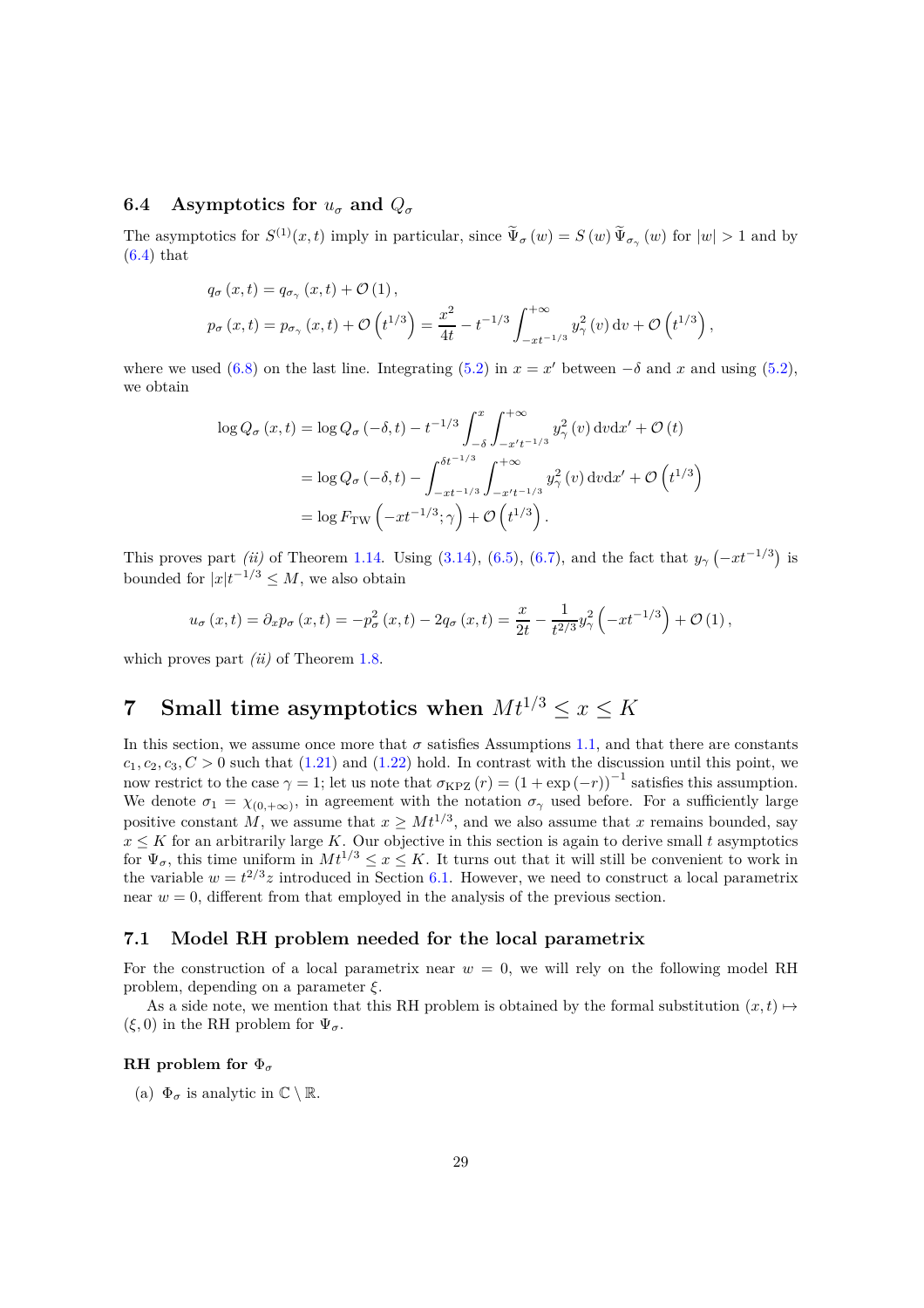### 6.4 Asymptotics for $u_\sigma$ and $Q_\sigma$

The asymptotics for $S^{(1)}(x,t)$ imply in particular, since $\widetilde{\Psi}_\sigma(w) = S(w)\,\widetilde{\Psi}_{\sigma_\gamma}(w)$ for $|w|>1$ and by (6.4) that

$$
\begin{aligned}
q_\sigma(x,t) &= q_{\sigma_\gamma}(x,t) + \mathcal{O}(1),\\
p_\sigma(x,t) &= p_{\sigma_\gamma}(x,t) + \mathcal{O}\left(t^{1/3}\right) = \frac{x^2}{4t} - t^{-1/3}\int_{-xt^{-1/3}}^{+\infty} y_\gamma^2(v)\,\mathrm{d}v + \mathcal{O}\left(t^{1/3}\right),
\end{aligned}
$$

where we used (6.8) on the last line. Integrating (5.2) in $x = x'$ between $-\delta$ and $x$ and using (5.2), we obtain

$$
\begin{aligned}
\log Q_\sigma(x,t) &= \log Q_\sigma(-\delta,t) - t^{-1/3}\int_{-\delta}^{x}\int_{-x't^{-1/3}}^{+\infty} y_\gamma^2(v)\,\mathrm{d}v\mathrm{d}x' + \mathcal{O}(t)\\
&= \log Q_\sigma(-\delta,t) - \int_{-xt^{-1/3}}^{\delta t^{-1/3}}\int_{-x't^{-1/3}}^{+\infty} y_\gamma^2(v)\,\mathrm{d}v\mathrm{d}x' + \mathcal{O}\left(t^{1/3}\right)\\
&= \log F_{\mathrm{TW}}\left(-xt^{-1/3};\gamma\right) + \mathcal{O}\left(t^{1/3}\right).
\end{aligned}
$$

This proves part *(ii)* of Theorem 1.14. Using (3.14), (6.5), (6.7), and the fact that $y_\gamma\left(-xt^{-1/3}\right)$ is bounded for $|x|t^{-1/3} \le M$, we also obtain

$$
u_\sigma(x,t) = \partial_x p_\sigma(x,t) = -p_\sigma^2(x,t) - 2q_\sigma(x,t) = \frac{x}{2t} - \frac{1}{t^{2/3}}y_\gamma^2\left(-xt^{-1/3}\right) + \mathcal{O}(1),
$$

which proves part *(ii)* of Theorem 1.8.

# 7 Small time asymptotics when $Mt^{1/3} \le x \le K$

In this section, we assume once more that $\sigma$ satisfies Assumptions 1.1, and that there are constants $c_1, c_2, c_3, C > 0$ such that (1.21) and (1.22) hold. In contrast with the discussion until this point, we now restrict to the case $\gamma = 1$; let us note that $\sigma_{\mathrm{KPZ}}(r) = (1+\exp(-r))^{-1}$ satisfies this assumption. We denote $\sigma_1 = \chi_{(0,+\infty)}$, in agreement with the notation $\sigma_\gamma$ used before. For a sufficiently large positive constant $M$, we assume that $x \ge Mt^{1/3}$, and we also assume that $x$ remains bounded, say $x \le K$ for an arbitrarily large $K$. Our objective in this section is again to derive small $t$ asymptotics for $\Psi_\sigma$, this time uniform in $Mt^{1/3} \le x \le K$. It turns out that it will still be convenient to work in the variable $w = t^{2/3}z$ introduced in Section 6.1. However, we need to construct a local parametrix near $w = 0$, different from that employed in the analysis of the previous section.

## 7.1 Model RH problem needed for the local parametrix

For the construction of a local parametrix near $w = 0$, we will rely on the following model RH problem, depending on a parameter $\xi$.

As a side note, we mention that this RH problem is obtained by the formal substitution $(x,t) \mapsto (\xi, 0)$ in the RH problem for $\Psi_\sigma$.

**RH problem for $\Phi_\sigma$**

(a) $\Phi_\sigma$ is analytic in $\mathbb{C}\setminus\mathbb{R}$.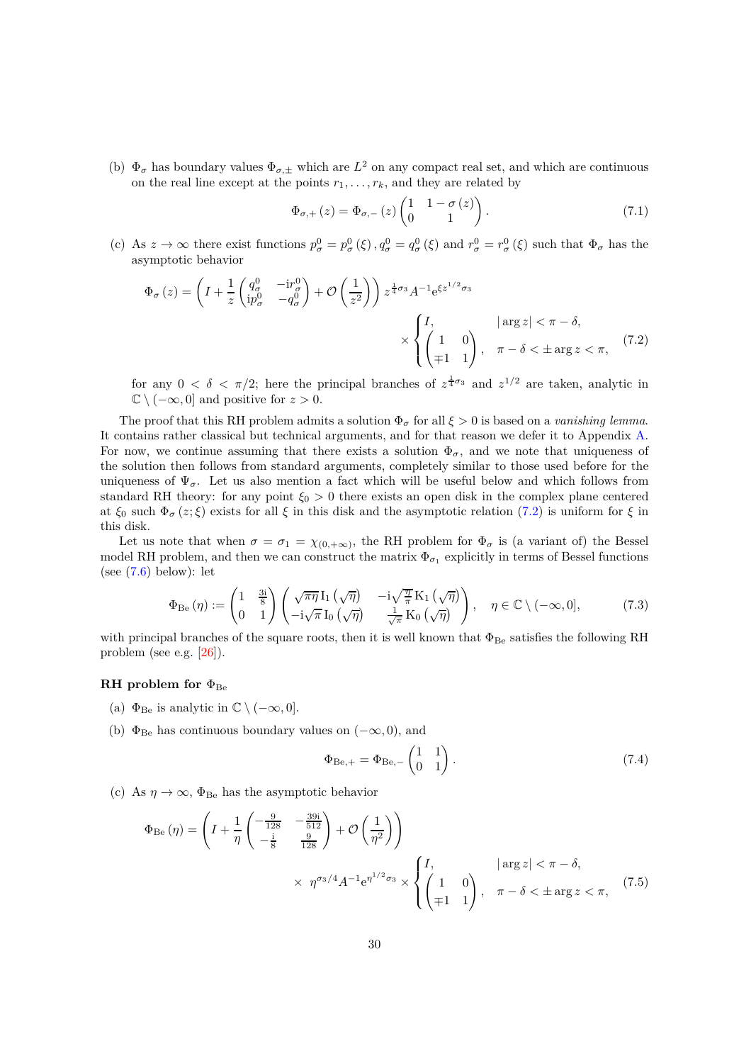(b) $\Phi_\sigma$ has boundary values $\Phi_{\sigma,\pm}$ which are $L^2$ on any compact real set, and which are continuous on the real line except at the points $r_1, \dots, r_k$, and they are related by

$$\Phi_{\sigma,+}(z) = \Phi_{\sigma,-}(z) \begin{pmatrix} 1 & 1-\sigma(z) \\ 0 & 1 \end{pmatrix}. \tag{7.1}$$

(c) As $z \to \infty$ there exist functions $p^0_\sigma = p^0_\sigma(\xi), q^0_\sigma = q^0_\sigma(\xi)$ and $r^0_\sigma = r^0_\sigma(\xi)$ such that $\Phi_\sigma$ has the asymptotic behavior

$$\Phi_\sigma(z) = \left( I + \frac{1}{z} \begin{pmatrix} q^0_\sigma & -\mathrm{i} r^0_\sigma \\ \mathrm{i} p^0_\sigma & -q^0_\sigma \end{pmatrix} + \mathcal{O}\left(\frac{1}{z^2}\right) \right) z^{\frac{1}{4}\sigma_3} A^{-1} \mathrm{e}^{\xi z^{1/2}\sigma_3} \times \begin{cases} I, & |\arg z| < \pi - \delta, \\ \begin{pmatrix} 1 & 0 \\ \mp 1 & 1 \end{pmatrix}, & \pi - \delta < \pm \arg z < \pi, \end{cases} \tag{7.2}$$

for any $0 < \delta < \pi/2$; here the principal branches of $z^{\frac{1}{4}\sigma_3}$ and $z^{1/2}$ are taken, analytic in $\mathbb{C} \setminus (-\infty, 0]$ and positive for $z > 0$.

The proof that this RH problem admits a solution $\Phi_\sigma$ for all $\xi > 0$ is based on a *vanishing lemma*. It contains rather classical but technical arguments, and for that reason we defer it to Appendix A. For now, we continue assuming that there exists a solution $\Phi_\sigma$, and we note that uniqueness of the solution then follows from standard arguments, completely similar to those used before for the uniqueness of $\Psi_\sigma$. Let us also mention a fact which will be useful below and which follows from standard RH theory: for any point $\xi_0 > 0$ there exists an open disk in the complex plane centered at $\xi_0$ such $\Phi_\sigma(z;\xi)$ exists for all $\xi$ in this disk and the asymptotic relation (7.2) is uniform for $\xi$ in this disk.

Let us note that when $\sigma = \sigma_1 = \chi_{(0,+\infty)}$, the RH problem for $\Phi_\sigma$ is (a variant of) the Bessel model RH problem, and then we can construct the matrix $\Phi_{\sigma_1}$ explicitly in terms of Bessel functions (see (7.6) below): let

$$\Phi_{\mathrm{Be}}(\eta) := \begin{pmatrix} 1 & \frac{3\mathrm{i}}{8} \\ 0 & 1 \end{pmatrix} \begin{pmatrix} \sqrt{\pi\eta}\,\mathrm{I}_1(\sqrt{\eta}) & -\mathrm{i}\sqrt{\frac{\eta}{\pi}}\,\mathrm{K}_1(\sqrt{\eta}) \\ -\mathrm{i}\sqrt{\pi}\,\mathrm{I}_0(\sqrt{\eta}) & \frac{1}{\sqrt{\pi}}\,\mathrm{K}_0(\sqrt{\eta}) \end{pmatrix}, \quad \eta \in \mathbb{C} \setminus (-\infty, 0], \tag{7.3}$$

with principal branches of the square roots, then it is well known that $\Phi_{\mathrm{Be}}$ satisfies the following RH problem (see e.g. [26]).

**RH problem for $\Phi_{\mathrm{Be}}$**

(a) $\Phi_{\mathrm{Be}}$ is analytic in $\mathbb{C} \setminus (-\infty, 0]$.

(b) $\Phi_{\mathrm{Be}}$ has continuous boundary values on $(-\infty, 0)$, and

$$\Phi_{\mathrm{Be},+} = \Phi_{\mathrm{Be},-} \begin{pmatrix} 1 & 1 \\ 0 & 1 \end{pmatrix}. \tag{7.4}$$

(c) As $\eta \to \infty$, $\Phi_{\mathrm{Be}}$ has the asymptotic behavior

$$\Phi_{\mathrm{Be}}(\eta) = \left( I + \frac{1}{\eta} \begin{pmatrix} -\frac{9}{128} & -\frac{39\mathrm{i}}{512} \\ -\frac{\mathrm{i}}{8} & \frac{9}{128} \end{pmatrix} + \mathcal{O}\left(\frac{1}{\eta^2}\right) \right) \times \eta^{\sigma_3/4} A^{-1} \mathrm{e}^{\eta^{1/2}\sigma_3} \times \begin{cases} I, & |\arg z| < \pi - \delta, \\ \begin{pmatrix} 1 & 0 \\ \mp 1 & 1 \end{pmatrix}, & \pi - \delta < \pm \arg z < \pi, \end{cases} \tag{7.5}$$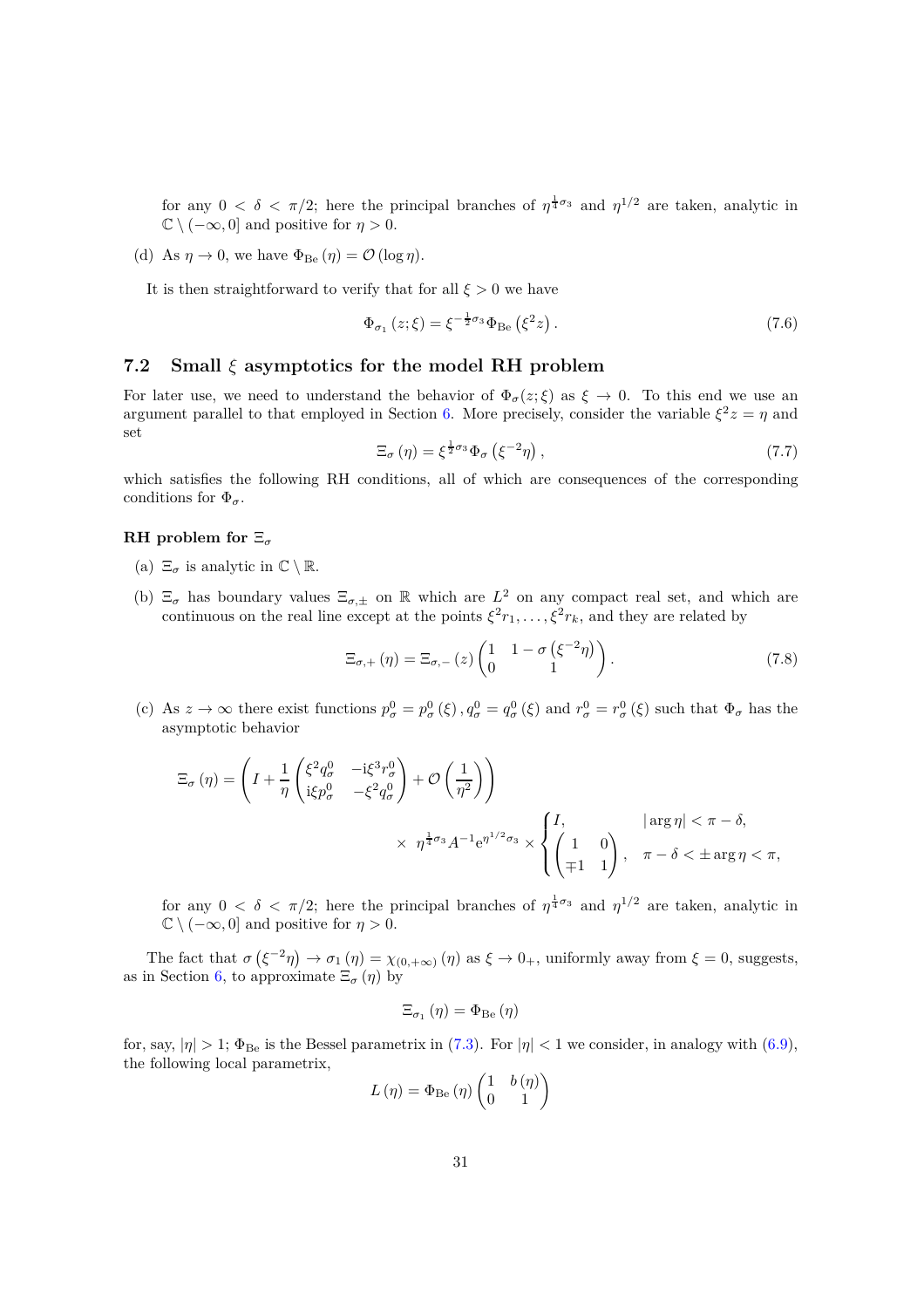for any $0 < \delta < \pi/2$; here the principal branches of $\eta^{\frac{1}{4}\sigma_3}$ and $\eta^{1/2}$ are taken, analytic in $\mathbb{C} \setminus (-\infty, 0]$ and positive for $\eta > 0$.

(d) As $\eta \to 0$, we have $\Phi_{\mathrm{Be}}(\eta) = \mathcal{O}(\log \eta)$.

It is then straightforward to verify that for all $\xi > 0$ we have

$$\Phi_{\sigma_1}(z; \xi) = \xi^{-\frac{1}{2}\sigma_3} \Phi_{\mathrm{Be}}\left(\xi^2 z\right). \tag{7.6}$$

## 7.2 Small $\xi$ asymptotics for the model RH problem

For later use, we need to understand the behavior of $\Phi_\sigma(z; \xi)$ as $\xi \to 0$. To this end we use an argument parallel to that employed in Section 6. More precisely, consider the variable $\xi^2 z = \eta$ and set

$$\Xi_\sigma(\eta) = \xi^{\frac{1}{2}\sigma_3} \Phi_\sigma\left(\xi^{-2}\eta\right), \tag{7.7}$$

which satisfies the following RH conditions, all of which are consequences of the corresponding conditions for $\Phi_\sigma$.

**RH problem for $\Xi_\sigma$**

(a) $\Xi_\sigma$ is analytic in $\mathbb{C} \setminus \mathbb{R}$.

(b) $\Xi_\sigma$ has boundary values $\Xi_{\sigma,\pm}$ on $\mathbb{R}$ which are $L^2$ on any compact real set, and which are continuous on the real line except at the points $\xi^2 r_1, \ldots, \xi^2 r_k$, and they are related by

$$\Xi_{\sigma,+}(\eta) = \Xi_{\sigma,-}(z) \begin{pmatrix} 1 & 1 - \sigma\left(\xi^{-2}\eta\right) \\ 0 & 1 \end{pmatrix}. \tag{7.8}$$

(c) As $z \to \infty$ there exist functions $p_\sigma^0 = p_\sigma^0(\xi), q_\sigma^0 = q_\sigma^0(\xi)$ and $r_\sigma^0 = r_\sigma^0(\xi)$ such that $\Phi_\sigma$ has the asymptotic behavior

$$\Xi_\sigma(\eta) = \left(I + \frac{1}{\eta}\begin{pmatrix} \xi^2 q_\sigma^0 & -\mathrm{i}\xi^3 r_\sigma^0 \\ \mathrm{i}\xi p_\sigma^0 & -\xi^2 q_\sigma^0 \end{pmatrix} + \mathcal{O}\left(\frac{1}{\eta^2}\right)\right)$$
$$\times\ \eta^{\frac{1}{4}\sigma_3} A^{-1} \mathrm{e}^{\eta^{1/2}\sigma_3} \times \begin{cases} I, & |\arg \eta| < \pi - \delta, \\ \begin{pmatrix} 1 & 0 \\ \mp 1 & 1 \end{pmatrix}, & \pi - \delta < \pm \arg \eta < \pi, \end{cases}$$

for any $0 < \delta < \pi/2$; here the principal branches of $\eta^{\frac{1}{4}\sigma_3}$ and $\eta^{1/2}$ are taken, analytic in $\mathbb{C} \setminus (-\infty, 0]$ and positive for $\eta > 0$.

The fact that $\sigma\left(\xi^{-2}\eta\right) \to \sigma_1(\eta) = \chi_{(0,+\infty)}(\eta)$ as $\xi \to 0_+$, uniformly away from $\xi = 0$, suggests, as in Section 6, to approximate $\Xi_\sigma(\eta)$ by

$$\Xi_{\sigma_1}(\eta) = \Phi_{\mathrm{Be}}(\eta)$$

for, say, $|\eta| > 1$; $\Phi_{\mathrm{Be}}$ is the Bessel parametrix in (7.3). For $|\eta| < 1$ we consider, in analogy with (6.9), the following local parametrix,

$$L(\eta) = \Phi_{\mathrm{Be}}(\eta) \begin{pmatrix} 1 & b(\eta) \\ 0 & 1 \end{pmatrix}$$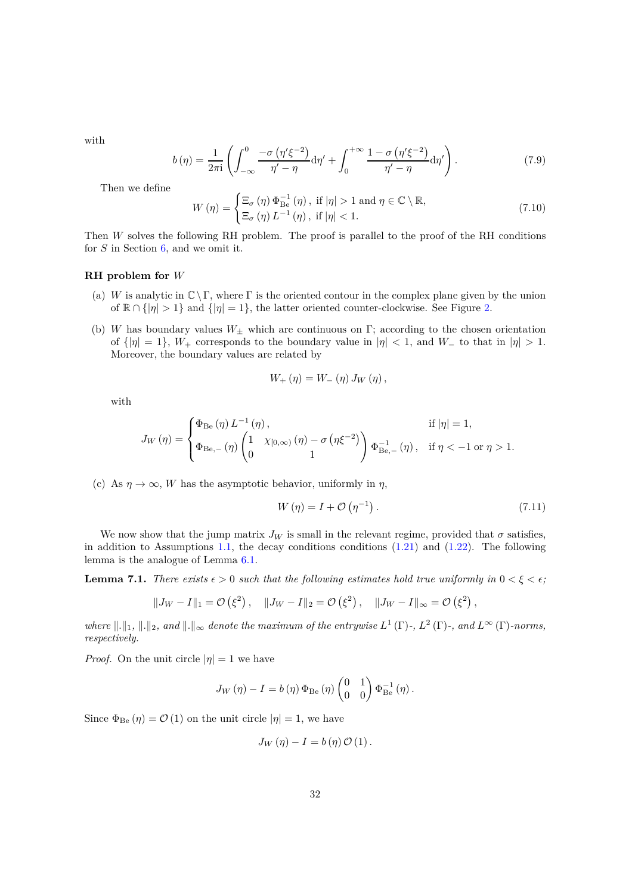with

$$b(\eta) = \frac{1}{2\pi \mathrm{i}} \left( \int_{-\infty}^{0} \frac{-\sigma(\eta'\xi^{-2})}{\eta' - \eta} \mathrm{d}\eta' + \int_{0}^{+\infty} \frac{1 - \sigma(\eta'\xi^{-2})}{\eta' - \eta} \mathrm{d}\eta' \right). \tag{7.9}$$

Then we define

$$W(\eta) = \begin{cases} \Xi_\sigma(\eta)\, \Phi_{\mathrm{Be}}^{-1}(\eta), & \text{if } |\eta| > 1 \text{ and } \eta \in \mathbb{C}\setminus\mathbb{R}, \\ \Xi_\sigma(\eta)\, L^{-1}(\eta), & \text{if } |\eta| < 1. \end{cases} \tag{7.10}$$

Then $W$ solves the following RH problem. The proof is parallel to the proof of the RH conditions for $S$ in Section 6, and we omit it.

**RH problem for $W$**

(a) $W$ is analytic in $\mathbb{C}\setminus\Gamma$, where $\Gamma$ is the oriented contour in the complex plane given by the union of $\mathbb{R}\cap\{|\eta|>1\}$ and $\{|\eta|=1\}$, the latter oriented counter-clockwise. See Figure 2.

(b) $W$ has boundary values $W_\pm$ which are continuous on $\Gamma$; according to the chosen orientation of $\{|\eta|=1\}$, $W_+$ corresponds to the boundary value in $|\eta|<1$, and $W_-$ to that in $|\eta|>1$. Moreover, the boundary values are related by

$$W_+(\eta) = W_-(\eta)\, J_W(\eta),$$

with

$$J_W(\eta) = \begin{cases} \Phi_{\mathrm{Be}}(\eta)\, L^{-1}(\eta), & \text{if } |\eta| = 1, \\ \Phi_{\mathrm{Be},-}(\eta) \begin{pmatrix} 1 & \chi_{[0,\infty)}(\eta) - \sigma(\eta\xi^{-2}) \\ 0 & 1 \end{pmatrix} \Phi_{\mathrm{Be},-}^{-1}(\eta), & \text{if } \eta < -1 \text{ or } \eta > 1. \end{cases}$$

(c) As $\eta\to\infty$, $W$ has the asymptotic behavior, uniformly in $\eta$,

$$W(\eta) = I + \mathcal{O}(\eta^{-1}). \tag{7.11}$$

We now show that the jump matrix $J_W$ is small in the relevant regime, provided that $\sigma$ satisfies, in addition to Assumptions 1.1, the decay conditions conditions (1.21) and (1.22). The following lemma is the analogue of Lemma 6.1.

**Lemma 7.1.** *There exists $\epsilon > 0$ such that the following estimates hold true uniformly in $0<\xi<\epsilon$;*

$$\|J_W - I\|_1 = \mathcal{O}(\xi^2), \quad \|J_W - I\|_2 = \mathcal{O}(\xi^2), \quad \|J_W - I\|_\infty = \mathcal{O}(\xi^2),$$

*where $\|.\|_1$, $\|.\|_2$, and $\|.\|_\infty$ denote the maximum of the entrywise $L^1(\Gamma)$-, $L^2(\Gamma)$-, and $L^\infty(\Gamma)$-norms, respectively.*

*Proof.* On the unit circle $|\eta|=1$ we have

$$J_W(\eta) - I = b(\eta)\, \Phi_{\mathrm{Be}}(\eta) \begin{pmatrix} 0 & 1 \\ 0 & 0 \end{pmatrix} \Phi_{\mathrm{Be}}^{-1}(\eta).$$

Since $\Phi_{\mathrm{Be}}(\eta) = \mathcal{O}(1)$ on the unit circle $|\eta|=1$, we have

$$J_W(\eta) - I = b(\eta)\, \mathcal{O}(1).$$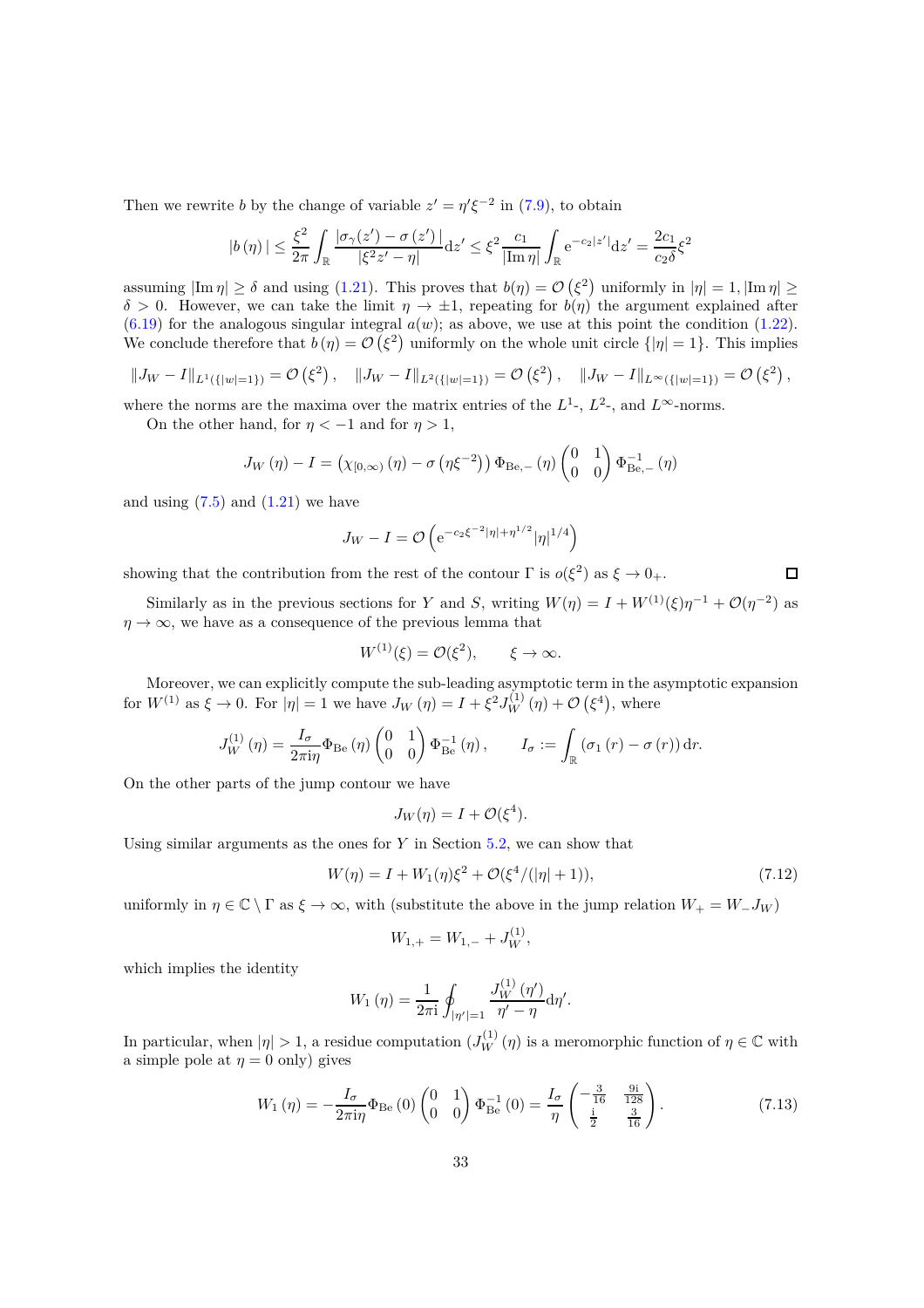Then we rewrite $b$ by the change of variable $z' = \eta' \xi^{-2}$ in (7.9), to obtain

$$|b(\eta)| \leq \frac{\xi^2}{2\pi} \int_{\mathbb{R}} \frac{|\sigma_\gamma(z') - \sigma(z')|}{|\xi^2 z' - \eta|} \mathrm{d}z' \leq \xi^2 \frac{c_1}{|\operatorname{Im}\eta|} \int_{\mathbb{R}} \mathrm{e}^{-c_2|z'|} \mathrm{d}z' = \frac{2c_1}{c_2 \delta} \xi^2$$

assuming $|\operatorname{Im}\eta| \geq \delta$ and using (1.21). This proves that $b(\eta) = \mathcal{O}(\xi^2)$ uniformly in $|\eta| = 1, |\operatorname{Im}\eta| \geq \delta > 0$. However, we can take the limit $\eta \to \pm 1$, repeating for $b(\eta)$ the argument explained after (6.19) for the analogous singular integral $a(w)$; as above, we use at this point the condition (1.22). We conclude therefore that $b(\eta) = \mathcal{O}(\xi^2)$ uniformly on the whole unit circle $\{|\eta| = 1\}$. This implies

$$\|J_W - I\|_{L^1(\{|w|=1\})} = \mathcal{O}(\xi^2), \quad \|J_W - I\|_{L^2(\{|w|=1\})} = \mathcal{O}(\xi^2), \quad \|J_W - I\|_{L^\infty(\{|w|=1\})} = \mathcal{O}(\xi^2),$$

where the norms are the maxima over the matrix entries of the $L^1$-, $L^2$-, and $L^\infty$-norms.

On the other hand, for $\eta < -1$ and for $\eta > 1$,

$$J_W(\eta) - I = \left(\chi_{[0,\infty)}(\eta) - \sigma(\eta\xi^{-2})\right) \Phi_{\mathrm{Be},-}(\eta) \begin{pmatrix} 0 & 1 \\ 0 & 0 \end{pmatrix} \Phi_{\mathrm{Be},-}^{-1}(\eta)$$

and using (7.5) and (1.21) we have

$$J_W - I = \mathcal{O}\left(\mathrm{e}^{-c_2\xi^{-2}|\eta| + \eta^{1/2}} |\eta|^{1/4}\right)$$

showing that the contribution from the rest of the contour $\Gamma$ is $o(\xi^2)$ as $\xi \to 0_+$. □

Similarly as in the previous sections for $Y$ and $S$, writing $W(\eta) = I + W^{(1)}(\xi)\eta^{-1} + \mathcal{O}(\eta^{-2})$ as $\eta \to \infty$, we have as a consequence of the previous lemma that

$$W^{(1)}(\xi) = \mathcal{O}(\xi^2), \qquad \xi \to \infty.$$

Moreover, we can explicitly compute the sub-leading asymptotic term in the asymptotic expansion for $W^{(1)}$ as $\xi \to 0$. For $|\eta| = 1$ we have $J_W(\eta) = I + \xi^2 J_W^{(1)}(\eta) + \mathcal{O}(\xi^4)$, where

$$J_W^{(1)}(\eta) = \frac{I_\sigma}{2\pi \mathrm{i} \eta} \Phi_{\mathrm{Be}}(\eta) \begin{pmatrix} 0 & 1 \\ 0 & 0 \end{pmatrix} \Phi_{\mathrm{Be}}^{-1}(\eta), \qquad I_\sigma := \int_{\mathbb{R}} (\sigma_1(r) - \sigma(r))\, \mathrm{d}r.$$

On the other parts of the jump contour we have

$$J_W(\eta) = I + \mathcal{O}(\xi^4).$$

Using similar arguments as the ones for $Y$ in Section 5.2, we can show that

$$W(\eta) = I + W_1(\eta)\xi^2 + \mathcal{O}(\xi^4/(|\eta| + 1)), \tag{7.12}$$

uniformly in $\eta \in \mathbb{C} \setminus \Gamma$ as $\xi \to \infty$, with (substitute the above in the jump relation $W_+ = W_- J_W$)

$$W_{1,+} = W_{1,-} + J_W^{(1)},$$

which implies the identity

$$W_1(\eta) = \frac{1}{2\pi \mathrm{i}} \oint_{|\eta'|=1} \frac{J_W^{(1)}(\eta')}{\eta' - \eta} \mathrm{d}\eta'.$$

In particular, when $|\eta| > 1$, a residue computation ($J_W^{(1)}(\eta)$ is a meromorphic function of $\eta \in \mathbb{C}$ with a simple pole at $\eta = 0$ only) gives

$$W_1(\eta) = -\frac{I_\sigma}{2\pi \mathrm{i} \eta} \Phi_{\mathrm{Be}}(0) \begin{pmatrix} 0 & 1 \\ 0 & 0 \end{pmatrix} \Phi_{\mathrm{Be}}^{-1}(0) = \frac{I_\sigma}{\eta} \begin{pmatrix} -\frac{3}{16} & \frac{9\mathrm{i}}{128} \\ \frac{\mathrm{i}}{2} & \frac{3}{16} \end{pmatrix}. \tag{7.13}$$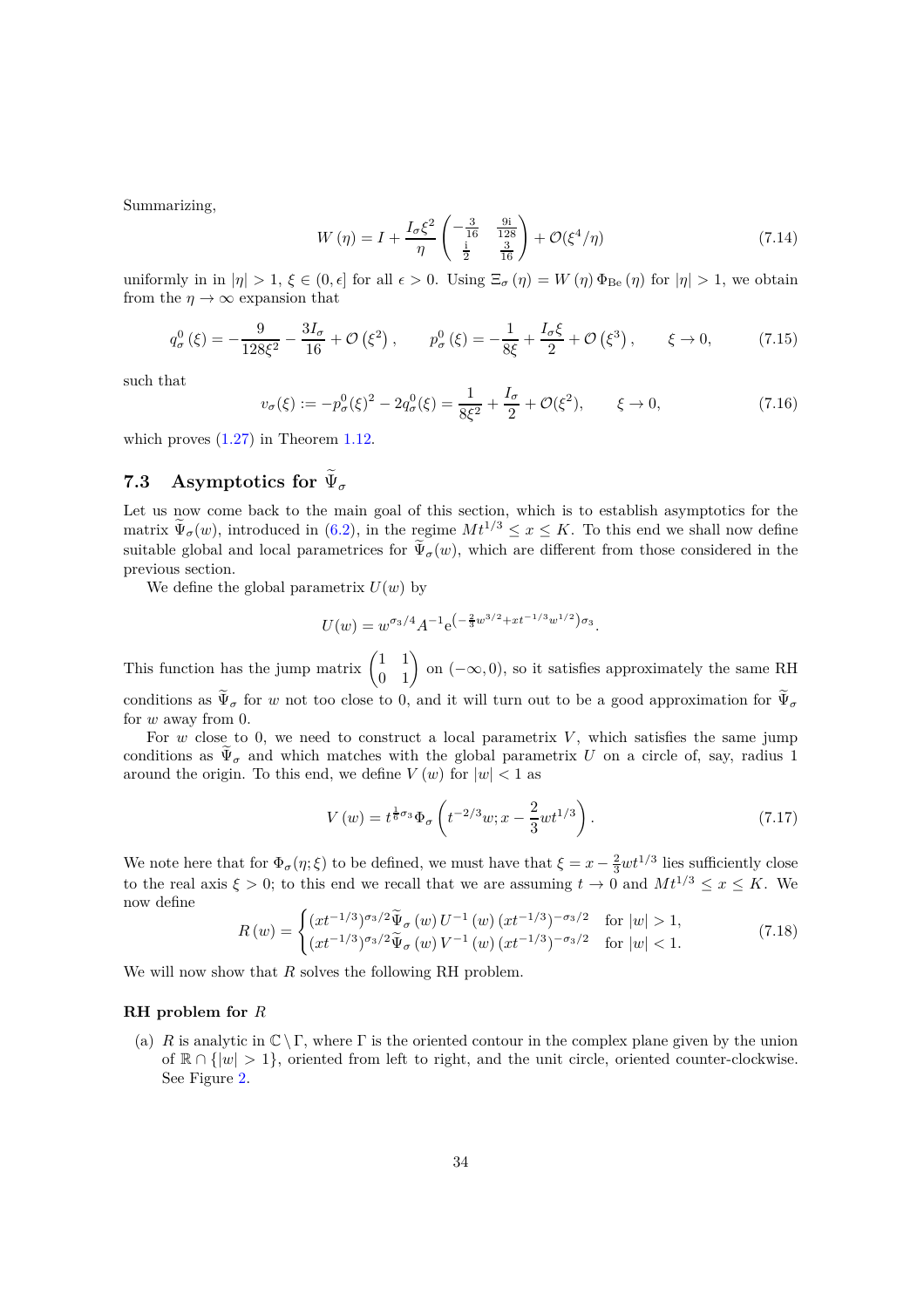Summarizing,

$$W(\eta) = I + \frac{I_\sigma \xi^2}{\eta} \begin{pmatrix} -\frac{3}{16} & \frac{9\mathrm{i}}{128} \\ \frac{\mathrm{i}}{2} & \frac{3}{16} \end{pmatrix} + \mathcal{O}(\xi^4/\eta) \tag{7.14}$$

uniformly in in $|\eta| > 1$, $\xi \in (0, \epsilon]$ for all $\epsilon > 0$. Using $\Xi_\sigma(\eta) = W(\eta)\,\Phi_{\mathrm{Be}}(\eta)$ for $|\eta| > 1$, we obtain from the $\eta \to \infty$ expansion that

$$q_\sigma^0(\xi) = -\frac{9}{128\xi^2} - \frac{3I_\sigma}{16} + \mathcal{O}(\xi^2), \qquad p_\sigma^0(\xi) = -\frac{1}{8\xi} + \frac{I_\sigma \xi}{2} + \mathcal{O}(\xi^3), \qquad \xi \to 0, \tag{7.15}$$

such that

$$v_\sigma(\xi) := -p_\sigma^0(\xi)^2 - 2q_\sigma^0(\xi) = \frac{1}{8\xi^2} + \frac{I_\sigma}{2} + \mathcal{O}(\xi^2), \qquad \xi \to 0, \tag{7.16}$$

which proves (1.27) in Theorem 1.12.

## 7.3 Asymptotics for $\widetilde{\Psi}_\sigma$

Let us now come back to the main goal of this section, which is to establish asymptotics for the matrix $\widetilde{\Psi}_\sigma(w)$, introduced in (6.2), in the regime $Mt^{1/3} \leq x \leq K$. To this end we shall now define suitable global and local parametrices for $\widetilde{\Psi}_\sigma(w)$, which are different from those considered in the previous section.

We define the global parametrix $U(w)$ by

$$U(w) = w^{\sigma_3/4} A^{-1} \mathrm{e}^{\left(-\frac{2}{3}w^{3/2} + xt^{-1/3}w^{1/2}\right)\sigma_3}.$$

This function has the jump matrix $\begin{pmatrix} 1 & 1 \\ 0 & 1 \end{pmatrix}$ on $(-\infty, 0)$, so it satisfies approximately the same RH conditions as $\widetilde{\Psi}_\sigma$ for $w$ not too close to 0, and it will turn out to be a good approximation for $\widetilde{\Psi}_\sigma$ for $w$ away from 0.

For $w$ close to 0, we need to construct a local parametrix $V$, which satisfies the same jump conditions as $\widetilde{\Psi}_\sigma$ and which matches with the global parametrix $U$ on a circle of, say, radius 1 around the origin. To this end, we define $V(w)$ for $|w| < 1$ as

$$V(w) = t^{\frac{1}{6}\sigma_3} \Phi_\sigma\left(t^{-2/3}w; x - \frac{2}{3}wt^{1/3}\right). \tag{7.17}$$

We note here that for $\Phi_\sigma(\eta; \xi)$ to be defined, we must have that $\xi = x - \frac{2}{3}wt^{1/3}$ lies sufficiently close to the real axis $\xi > 0$; to this end we recall that we are assuming $t \to 0$ and $Mt^{1/3} \leq x \leq K$. We now define

$$R(w) = \begin{cases} (xt^{-1/3})^{\sigma_3/2} \widetilde{\Psi}_\sigma(w)\, U^{-1}(w)\, (xt^{-1/3})^{-\sigma_3/2} & \text{for } |w| > 1, \\ (xt^{-1/3})^{\sigma_3/2} \widetilde{\Psi}_\sigma(w)\, V^{-1}(w)\, (xt^{-1/3})^{-\sigma_3/2} & \text{for } |w| < 1. \end{cases} \tag{7.18}$$

We will now show that $R$ solves the following RH problem.

**RH problem for $R$**

(a) $R$ is analytic in $\mathbb{C} \setminus \Gamma$, where $\Gamma$ is the oriented contour in the complex plane given by the union of $\mathbb{R} \cap \{|w| > 1\}$, oriented from left to right, and the unit circle, oriented counter-clockwise. See Figure 2.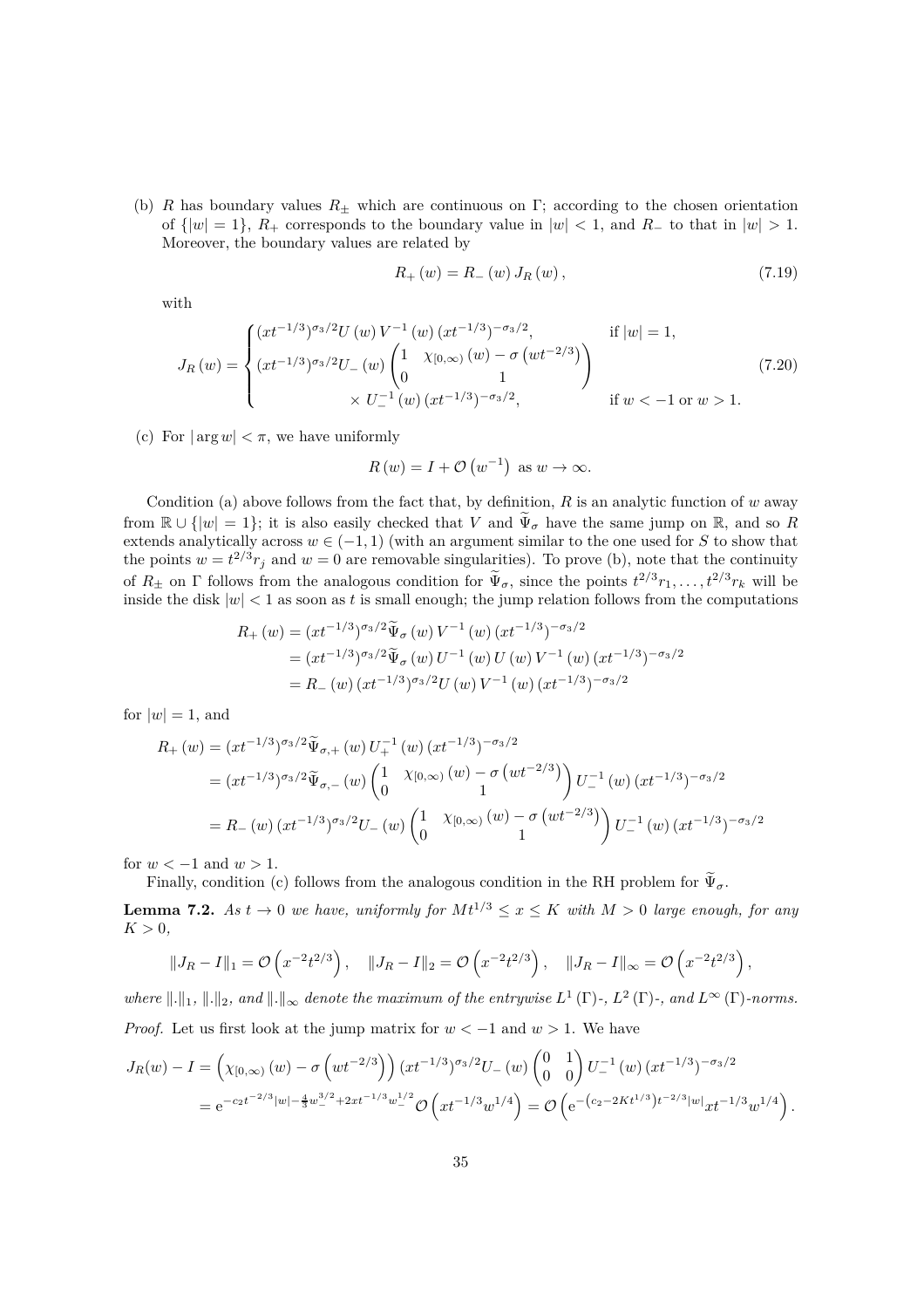(b) $R$ has boundary values $R_\pm$ which are continuous on $\Gamma$; according to the chosen orientation of $\{|w|=1\}$, $R_+$ corresponds to the boundary value in $|w|<1$, and $R_-$ to that in $|w|>1$. Moreover, the boundary values are related by

$$R_+(w) = R_-(w)\, J_R(w), \tag{7.19}$$

with

$$J_R(w) = \begin{cases} (xt^{-1/3})^{\sigma_3/2} U(w)\, V^{-1}(w)\, (xt^{-1/3})^{-\sigma_3/2}, & \text{if } |w|=1, \\ (xt^{-1/3})^{\sigma_3/2} U_-(w) \begin{pmatrix} 1 & \chi_{[0,\infty)}(w) - \sigma\left(wt^{-2/3}\right) \\ 0 & 1 \end{pmatrix} & \\ \qquad\qquad \times\, U_-^{-1}(w)\,(xt^{-1/3})^{-\sigma_3/2}, & \text{if } w<-1 \text{ or } w>1. \end{cases} \tag{7.20}$$

(c) For $|\arg w|<\pi$, we have uniformly

$$R(w) = I + \mathcal{O}\left(w^{-1}\right) \text{ as } w \to \infty.$$

Condition (a) above follows from the fact that, by definition, $R$ is an analytic function of $w$ away from $\mathbb{R}\cup\{|w|=1\}$; it is also easily checked that $V$ and $\widetilde{\Psi}_\sigma$ have the same jump on $\mathbb{R}$, and so $R$ extends analytically across $w\in(-1,1)$ (with an argument similar to the one used for $S$ to show that the points $w=t^{2/3}r_j$ and $w=0$ are removable singularities). To prove (b), note that the continuity of $R_\pm$ on $\Gamma$ follows from the analogous condition for $\widetilde{\Psi}_\sigma$, since the points $t^{2/3}r_1,\ldots,t^{2/3}r_k$ will be inside the disk $|w|<1$ as soon as $t$ is small enough; the jump relation follows from the computations

$$\begin{aligned} R_+(w) &= (xt^{-1/3})^{\sigma_3/2}\widetilde{\Psi}_\sigma(w)\, V^{-1}(w)\,(xt^{-1/3})^{-\sigma_3/2} \\ &= (xt^{-1/3})^{\sigma_3/2}\widetilde{\Psi}_\sigma(w)\, U^{-1}(w)\, U(w)\, V^{-1}(w)\,(xt^{-1/3})^{-\sigma_3/2} \\ &= R_-(w)\,(xt^{-1/3})^{\sigma_3/2} U(w)\, V^{-1}(w)\,(xt^{-1/3})^{-\sigma_3/2} \end{aligned}$$

for $|w|=1$, and

$$\begin{aligned} R_+(w) &= (xt^{-1/3})^{\sigma_3/2}\widetilde{\Psi}_{\sigma,+}(w)\, U_+^{-1}(w)\,(xt^{-1/3})^{-\sigma_3/2} \\ &= (xt^{-1/3})^{\sigma_3/2}\widetilde{\Psi}_{\sigma,-}(w)\begin{pmatrix} 1 & \chi_{[0,\infty)}(w) - \sigma\left(wt^{-2/3}\right) \\ 0 & 1 \end{pmatrix} U_-^{-1}(w)\,(xt^{-1/3})^{-\sigma_3/2} \\ &= R_-(w)\,(xt^{-1/3})^{\sigma_3/2} U_-(w)\begin{pmatrix} 1 & \chi_{[0,\infty)}(w) - \sigma\left(wt^{-2/3}\right) \\ 0 & 1 \end{pmatrix} U_-^{-1}(w)\,(xt^{-1/3})^{-\sigma_3/2} \end{aligned}$$

for $w<-1$ and $w>1$.

Finally, condition (c) follows from the analogous condition in the RH problem for $\widetilde{\Psi}_\sigma$.

**Lemma 7.2.** *As $t\to 0$ we have, uniformly for $Mt^{1/3}\le x\le K$ with $M>0$ large enough, for any $K>0$,*

$$\|J_R - I\|_1 = \mathcal{O}\left(x^{-2}t^{2/3}\right), \quad \|J_R - I\|_2 = \mathcal{O}\left(x^{-2}t^{2/3}\right), \quad \|J_R - I\|_\infty = \mathcal{O}\left(x^{-2}t^{2/3}\right),$$

*where $\|.\|_1$, $\|.\|_2$, and $\|.\|_\infty$ denote the maximum of the entrywise $L^1(\Gamma)$-, $L^2(\Gamma)$-, and $L^\infty(\Gamma)$-norms.*

*Proof.* Let us first look at the jump matrix for $w<-1$ and $w>1$. We have

$$\begin{aligned} J_R(w) - I &= \left(\chi_{[0,\infty)}(w) - \sigma\left(wt^{-2/3}\right)\right)(xt^{-1/3})^{\sigma_3/2} U_-(w)\begin{pmatrix} 0 & 1 \\ 0 & 0 \end{pmatrix} U_-^{-1}(w)\,(xt^{-1/3})^{-\sigma_3/2} \\ &= \mathrm{e}^{-c_2 t^{-2/3}|w| - \frac{4}{3}w_-^{3/2} + 2xt^{-1/3}w_-^{1/2}}\,\mathcal{O}\left(xt^{-1/3}w^{1/4}\right) = \mathcal{O}\left(\mathrm{e}^{-\left(c_2 - 2Kt^{1/3}\right)t^{-2/3}|w|}xt^{-1/3}w^{1/4}\right). \end{aligned}$$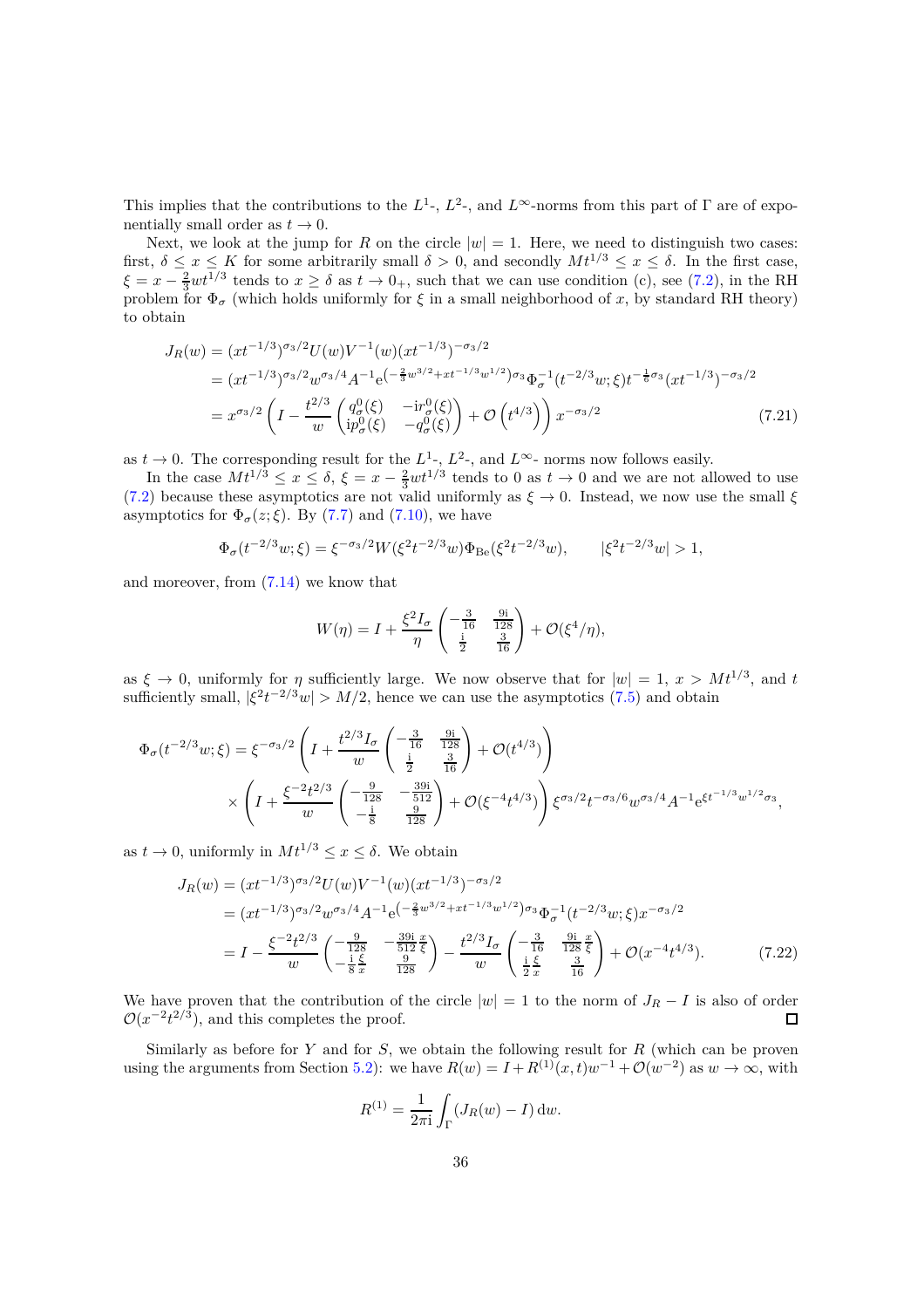This implies that the contributions to the $L^1$-, $L^2$-, and $L^\infty$-norms from this part of $\Gamma$ are of exponentially small order as $t \to 0$.

Next, we look at the jump for $R$ on the circle $|w| = 1$. Here, we need to distinguish two cases: first, $\delta \le x \le K$ for some arbitrarily small $\delta > 0$, and secondly $Mt^{1/3} \le x \le \delta$. In the first case, $\xi = x - \frac{2}{3} w t^{1/3}$ tends to $x \ge \delta$ as $t \to 0_+$, such that we can use condition (c), see (7.2), in the RH problem for $\Phi_\sigma$ (which holds uniformly for $\xi$ in a small neighborhood of $x$, by standard RH theory) to obtain

$$
\begin{aligned}
J_R(w) &= (xt^{-1/3})^{\sigma_3/2} U(w) V^{-1}(w) (xt^{-1/3})^{-\sigma_3/2} \\
&= (xt^{-1/3})^{\sigma_3/2} w^{\sigma_3/4} A^{-1} \mathrm{e}^{\left(-\frac{2}{3} w^{3/2} + xt^{-1/3} w^{1/2}\right)\sigma_3} \Phi_\sigma^{-1}(t^{-2/3} w; \xi) t^{-\frac{1}{6}\sigma_3} (xt^{-1/3})^{-\sigma_3/2} \\
&= x^{\sigma_3/2} \left( I - \frac{t^{2/3}}{w} \begin{pmatrix} q_\sigma^0(\xi) & -\mathrm{i} r_\sigma^0(\xi) \\ \mathrm{i} p_\sigma^0(\xi) & -q_\sigma^0(\xi) \end{pmatrix} + \mathcal{O}\left(t^{4/3}\right) \right) x^{-\sigma_3/2}
\end{aligned}
\tag{7.21}
$$

as $t \to 0$. The corresponding result for the $L^1$-, $L^2$-, and $L^\infty$- norms now follows easily.

In the case $Mt^{1/3} \le x \le \delta$, $\xi = x - \frac{2}{3} w t^{1/3}$ tends to 0 as $t \to 0$ and we are not allowed to use (7.2) because these asymptotics are not valid uniformly as $\xi \to 0$. Instead, we now use the small $\xi$ asymptotics for $\Phi_\sigma(z; \xi)$. By (7.7) and (7.10), we have

$$
\Phi_\sigma(t^{-2/3} w; \xi) = \xi^{-\sigma_3/2} W(\xi^2 t^{-2/3} w) \Phi_{\mathrm{Be}}(\xi^2 t^{-2/3} w), \qquad |\xi^2 t^{-2/3} w| > 1,
$$

and moreover, from (7.14) we know that

$$
W(\eta) = I + \frac{\xi^2 I_\sigma}{\eta} \begin{pmatrix} -\frac{3}{16} & \frac{9\mathrm{i}}{128} \\ \frac{\mathrm{i}}{2} & \frac{3}{16} \end{pmatrix} + \mathcal{O}(\xi^4/\eta),
$$

as $\xi \to 0$, uniformly for $\eta$ sufficiently large. We now observe that for $|w| = 1$, $x > Mt^{1/3}$, and $t$ sufficiently small, $|\xi^2 t^{-2/3} w| > M/2$, hence we can use the asymptotics (7.5) and obtain

$$
\begin{aligned}
\Phi_\sigma(t^{-2/3} w; \xi) = \xi^{-\sigma_3/2} &\left( I + \frac{t^{2/3} I_\sigma}{w} \begin{pmatrix} -\frac{3}{16} & \frac{9\mathrm{i}}{128} \\ \frac{\mathrm{i}}{2} & \frac{3}{16} \end{pmatrix} + \mathcal{O}(t^{4/3}) \right) \\
&\times \left( I + \frac{\xi^{-2} t^{2/3}}{w} \begin{pmatrix} -\frac{9}{128} & -\frac{39\mathrm{i}}{512} \\ -\frac{\mathrm{i}}{8} & \frac{9}{128} \end{pmatrix} + \mathcal{O}(\xi^{-4} t^{4/3}) \right) \xi^{\sigma_3/2} t^{-\sigma_3/6} w^{\sigma_3/4} A^{-1} \mathrm{e}^{\xi t^{-1/3} w^{1/2} \sigma_3},
\end{aligned}
$$

as $t \to 0$, uniformly in $Mt^{1/3} \le x \le \delta$. We obtain

$$
\begin{aligned}
J_R(w) &= (xt^{-1/3})^{\sigma_3/2} U(w) V^{-1}(w) (xt^{-1/3})^{-\sigma_3/2} \\
&= (xt^{-1/3})^{\sigma_3/2} w^{\sigma_3/4} A^{-1} \mathrm{e}^{\left(-\frac{2}{3} w^{3/2} + xt^{-1/3} w^{1/2}\right)\sigma_3} \Phi_\sigma^{-1}(t^{-2/3} w; \xi) x^{-\sigma_3/2} \\
&= I - \frac{\xi^{-2} t^{2/3}}{w} \begin{pmatrix} -\frac{9}{128} & -\frac{39\mathrm{i}}{512} \frac{x}{\xi} \\ -\frac{\mathrm{i}}{8} \frac{\xi}{x} & \frac{9}{128} \end{pmatrix} - \frac{t^{2/3} I_\sigma}{w} \begin{pmatrix} -\frac{3}{16} & \frac{9\mathrm{i}}{128} \frac{x}{\xi} \\ \frac{\mathrm{i}}{2} \frac{\xi}{x} & \frac{3}{16} \end{pmatrix} + \mathcal{O}(x^{-4} t^{4/3}).
\end{aligned}
\tag{7.22}
$$

We have proven that the contribution of the circle $|w| = 1$ to the norm of $J_R - I$ is also of order $\mathcal{O}(x^{-2} t^{2/3})$, and this completes the proof. ∎

Similarly as before for $Y$ and for $S$, we obtain the following result for $R$ (which can be proven using the arguments from Section 5.2): we have $R(w) = I + R^{(1)}(x, t) w^{-1} + \mathcal{O}(w^{-2})$ as $w \to \infty$, with

$$
R^{(1)} = \frac{1}{2\pi \mathrm{i}} \int_\Gamma (J_R(w) - I) \, \mathrm{d}w.
$$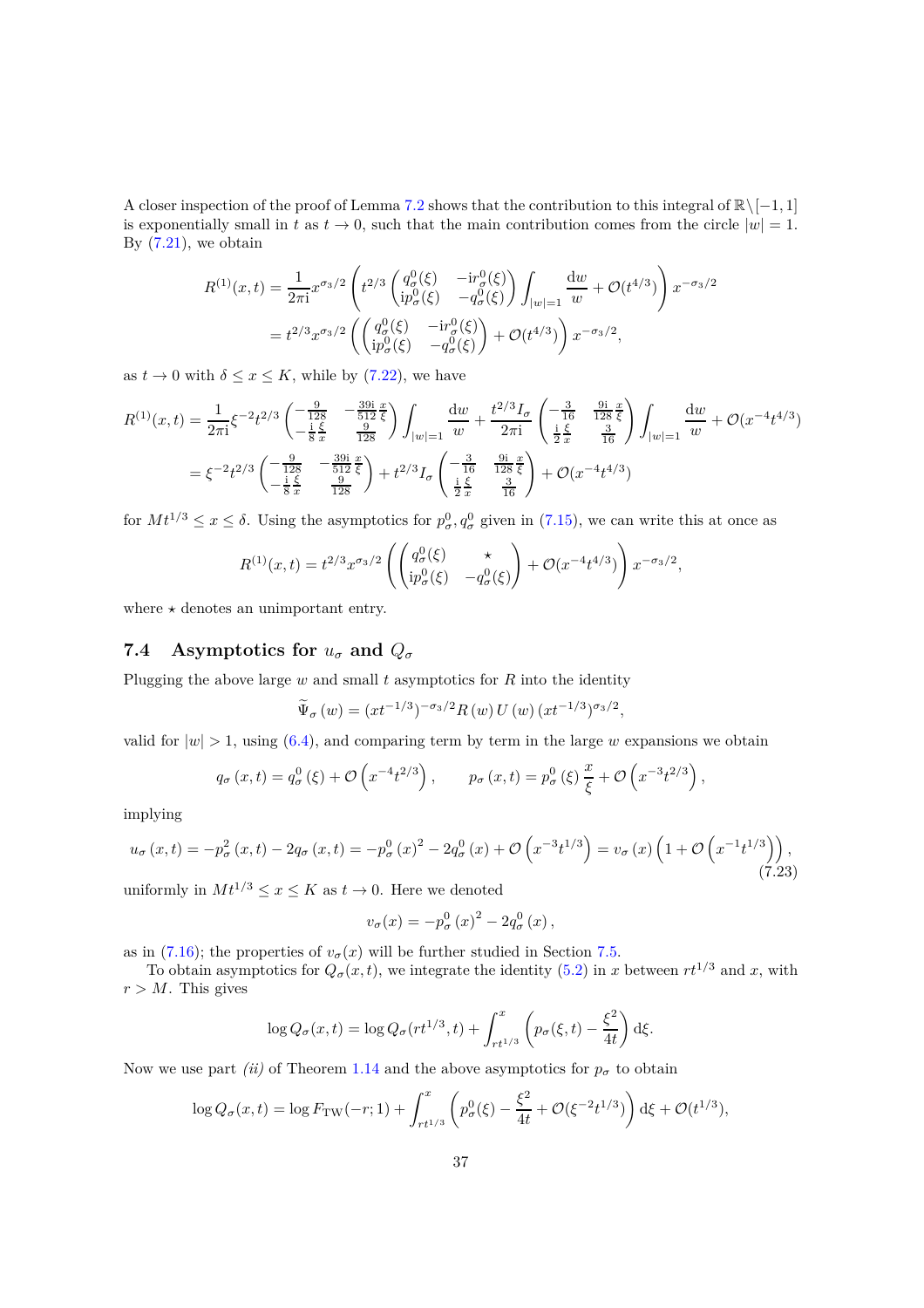A closer inspection of the proof of Lemma 7.2 shows that the contribution to this integral of $\mathbb{R}\setminus[-1,1]$ is exponentially small in $t$ as $t\to 0$, such that the main contribution comes from the circle $|w|=1$. By (7.21), we obtain

$$
\begin{aligned}
R^{(1)}(x,t) &= \frac{1}{2\pi \mathrm{i}} x^{\sigma_3/2}\left(t^{2/3}\begin{pmatrix} q_\sigma^0(\xi) & -\mathrm{i}r_\sigma^0(\xi)\\ \mathrm{i}p_\sigma^0(\xi) & -q_\sigma^0(\xi)\end{pmatrix}\int_{|w|=1}\frac{\mathrm{d}w}{w} + \mathcal{O}(t^{4/3})\right)x^{-\sigma_3/2}\\
&= t^{2/3}x^{\sigma_3/2}\left(\begin{pmatrix} q_\sigma^0(\xi) & -\mathrm{i}r_\sigma^0(\xi)\\ \mathrm{i}p_\sigma^0(\xi) & -q_\sigma^0(\xi)\end{pmatrix} + \mathcal{O}(t^{4/3})\right)x^{-\sigma_3/2},
\end{aligned}
$$

as $t\to 0$ with $\delta\le x\le K$, while by (7.22), we have

$$
\begin{aligned}
R^{(1)}(x,t) &= \frac{1}{2\pi \mathrm{i}}\xi^{-2}t^{2/3}\begin{pmatrix} -\frac{9}{128} & -\frac{39\mathrm{i}}{512}\frac{x}{\xi}\\ -\frac{\mathrm{i}}{8}\frac{\xi}{x} & \frac{9}{128}\end{pmatrix}\int_{|w|=1}\frac{\mathrm{d}w}{w} + \frac{t^{2/3}I_\sigma}{2\pi\mathrm{i}}\begin{pmatrix} -\frac{3}{16} & \frac{9\mathrm{i}}{128}\frac{x}{\xi}\\ \frac{\mathrm{i}}{2}\frac{\xi}{x} & \frac{3}{16}\end{pmatrix}\int_{|w|=1}\frac{\mathrm{d}w}{w} + \mathcal{O}(x^{-4}t^{4/3})\\
&= \xi^{-2}t^{2/3}\begin{pmatrix} -\frac{9}{128} & -\frac{39\mathrm{i}}{512}\frac{x}{\xi}\\ -\frac{\mathrm{i}}{8}\frac{\xi}{x} & \frac{9}{128}\end{pmatrix} + t^{2/3}I_\sigma\begin{pmatrix} -\frac{3}{16} & \frac{9\mathrm{i}}{128}\frac{x}{\xi}\\ \frac{\mathrm{i}}{2}\frac{\xi}{x} & \frac{3}{16}\end{pmatrix} + \mathcal{O}(x^{-4}t^{4/3})
\end{aligned}
$$

for $Mt^{1/3}\le x\le\delta$. Using the asymptotics for $p_\sigma^0, q_\sigma^0$ given in (7.15), we can write this at once as

$$
R^{(1)}(x,t) = t^{2/3}x^{\sigma_3/2}\left(\begin{pmatrix} q_\sigma^0(\xi) & \star\\ \mathrm{i}p_\sigma^0(\xi) & -q_\sigma^0(\xi)\end{pmatrix} + \mathcal{O}(x^{-4}t^{4/3})\right)x^{-\sigma_3/2},
$$

where $\star$ denotes an unimportant entry.

## 7.4 Asymptotics for $u_\sigma$ and $Q_\sigma$

Plugging the above large $w$ and small $t$ asymptotics for $R$ into the identity

$$
\widetilde{\Psi}_\sigma(w) = (xt^{-1/3})^{-\sigma_3/2}R(w)\,U(w)\,(xt^{-1/3})^{\sigma_3/2},
$$

valid for $|w|>1$, using (6.4), and comparing term by term in the large $w$ expansions we obtain

$$
q_\sigma(x,t) = q_\sigma^0(\xi) + \mathcal{O}\left(x^{-4}t^{2/3}\right),\qquad p_\sigma(x,t) = p_\sigma^0(\xi)\,\frac{x}{\xi} + \mathcal{O}\left(x^{-3}t^{2/3}\right),
$$

implying

$$
u_\sigma(x,t) = -p_\sigma^2(x,t) - 2q_\sigma(x,t) = -p_\sigma^0(x)^2 - 2q_\sigma^0(x) + \mathcal{O}\left(x^{-3}t^{1/3}\right) = v_\sigma(x)\left(1+\mathcal{O}\left(x^{-1}t^{1/3}\right)\right), \tag{7.23}
$$

uniformly in $Mt^{1/3}\le x\le K$ as $t\to 0$. Here we denoted

$$
v_\sigma(x) = -p_\sigma^0(x)^2 - 2q_\sigma^0(x),
$$

as in (7.16); the properties of $v_\sigma(x)$ will be further studied in Section 7.5.

To obtain asymptotics for $Q_\sigma(x,t)$, we integrate the identity (5.2) in $x$ between $rt^{1/3}$ and $x$, with $r>M$. This gives

$$
\log Q_\sigma(x,t) = \log Q_\sigma(rt^{1/3},t) + \int_{rt^{1/3}}^{x}\left(p_\sigma(\xi,t) - \frac{\xi^2}{4t}\right)\mathrm{d}\xi.
$$

Now we use part *(ii)* of Theorem 1.14 and the above asymptotics for $p_\sigma$ to obtain

$$
\log Q_\sigma(x,t) = \log F_{\mathrm{TW}}(-r;1) + \int_{rt^{1/3}}^{x}\left(p_\sigma^0(\xi) - \frac{\xi^2}{4t} + \mathcal{O}(\xi^{-2}t^{1/3})\right)\mathrm{d}\xi + \mathcal{O}(t^{1/3}),
$$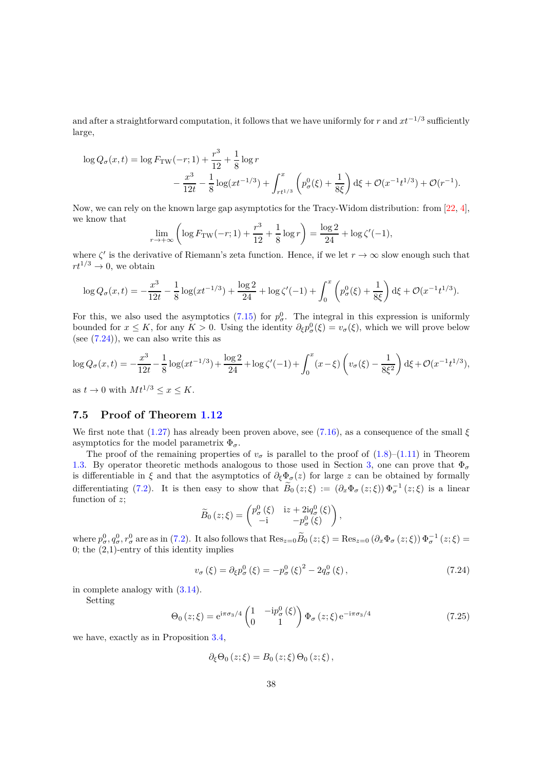and after a straightforward computation, it follows that we have uniformly for $r$ and $xt^{-1/3}$ sufficiently large,

$$
\log Q_\sigma(x,t) = \log F_{\mathrm{TW}}(-r;1) + \frac{r^3}{12} + \frac{1}{8}\log r \\
- \frac{x^3}{12t} - \frac{1}{8}\log(xt^{-1/3}) + \int_{rt^{1/3}}^{x} \left( p_\sigma^0(\xi) + \frac{1}{8\xi} \right) \mathrm{d}\xi + \mathcal{O}(x^{-1}t^{1/3}) + \mathcal{O}(r^{-1}).
$$

Now, we can rely on the known large gap asymptotics for the Tracy-Widom distribution: from [22, 4], we know that

$$
\lim_{r\to+\infty} \left( \log F_{\mathrm{TW}}(-r;1) + \frac{r^3}{12} + \frac{1}{8}\log r \right) = \frac{\log 2}{24} + \log \zeta'(-1),
$$

where $\zeta'$ is the derivative of Riemann's zeta function. Hence, if we let $r \to \infty$ slow enough such that $rt^{1/3} \to 0$, we obtain

$$
\log Q_\sigma(x,t) = -\frac{x^3}{12t} - \frac{1}{8}\log(xt^{-1/3}) + \frac{\log 2}{24} + \log\zeta'(-1) + \int_0^x \left( p_\sigma^0(\xi) + \frac{1}{8\xi} \right) \mathrm{d}\xi + \mathcal{O}(x^{-1}t^{1/3}).
$$

For this, we also used the asymptotics (7.15) for $p_\sigma^0$. The integral in this expression is uniformly bounded for $x \le K$, for any $K > 0$. Using the identity $\partial_\xi p_\sigma^0(\xi) = v_\sigma(\xi)$, which we will prove below (see (7.24)), we can also write this as

$$
\log Q_\sigma(x,t) = -\frac{x^3}{12t} - \frac{1}{8}\log(xt^{-1/3}) + \frac{\log 2}{24} + \log\zeta'(-1) + \int_0^x (x-\xi) \left( v_\sigma(\xi) - \frac{1}{8\xi^2} \right) \mathrm{d}\xi + \mathcal{O}(x^{-1}t^{1/3}),
$$

as $t \to 0$ with $Mt^{1/3} \le x \le K$.

### 7.5 Proof of Theorem 1.12

We first note that (1.27) has already been proven above, see (7.16), as a consequence of the small $\xi$ asymptotics for the model parametrix $\Phi_\sigma$.

The proof of the remaining properties of $v_\sigma$ is parallel to the proof of (1.8)–(1.11) in Theorem 1.3. By operator theoretic methods analogous to those used in Section 3, one can prove that $\Phi_\sigma$ is differentiable in $\xi$ and that the asymptotics of $\partial_\xi \Phi_\sigma(z)$ for large $z$ can be obtained by formally differentiating (7.2). It is then easy to show that $\widetilde{B}_0(z;\xi) := (\partial_x \Phi_\sigma(z;\xi))\, \Phi_\sigma^{-1}(z;\xi)$ is a linear function of $z$;

$$
\widetilde{B}_0(z;\xi) = \begin{pmatrix} p_\sigma^0(\xi) & \mathrm{i}z + 2\mathrm{i}q_\sigma^0(\xi) \\ -\mathrm{i} & -p_\sigma^0(\xi) \end{pmatrix},
$$

where $p_\sigma^0, q_\sigma^0, r_\sigma^0$ are as in (7.2). It also follows that $\mathrm{Res}_{z=0}\widetilde{B}_0(z;\xi) = \mathrm{Res}_{z=0}(\partial_x \Phi_\sigma(z;\xi))\, \Phi_\sigma^{-1}(z;\xi) = 0$; the (2,1)-entry of this identity implies

$$
v_\sigma(\xi) = \partial_\xi p_\sigma^0(\xi) = -p_\sigma^0(\xi)^2 - 2q_\sigma^0(\xi), \tag{7.24}
$$

in complete analogy with (3.14).

Setting

$$
\Theta_0(z;\xi) = \mathrm{e}^{\mathrm{i}\pi\sigma_3/4} \begin{pmatrix} 1 & -\mathrm{i}p_\sigma^0(\xi) \\ 0 & 1 \end{pmatrix} \Phi_\sigma(z;\xi)\, \mathrm{e}^{-\mathrm{i}\pi\sigma_3/4} \tag{7.25}
$$

we have, exactly as in Proposition 3.4,

$$
\partial_\xi \Theta_0(z;\xi) = B_0(z;\xi)\, \Theta_0(z;\xi),
$$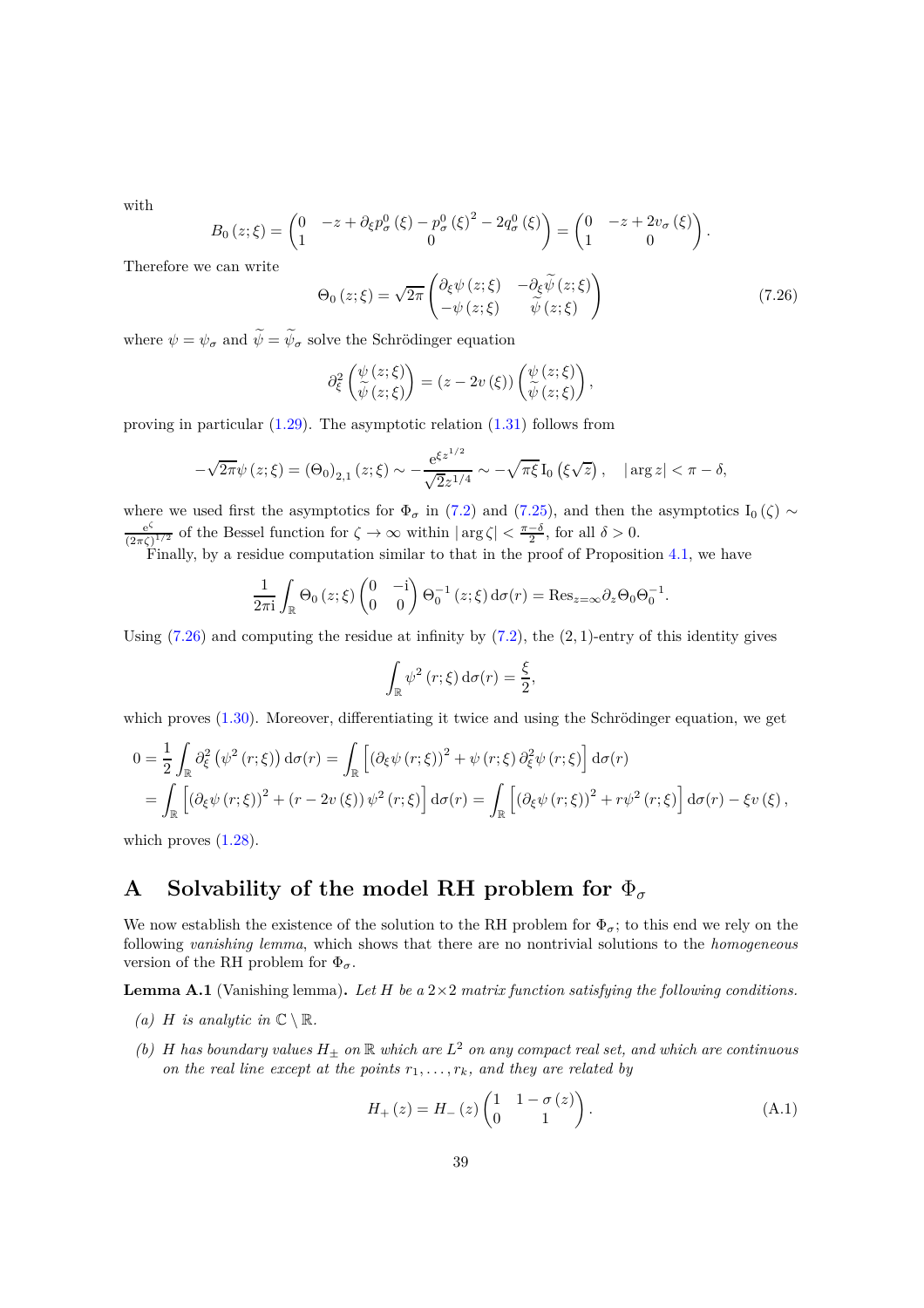with

$$B_0(z;\xi) = \begin{pmatrix} 0 & -z + \partial_\xi p^0_\sigma(\xi) - p^0_\sigma(\xi)^2 - 2q^0_\sigma(\xi) \\ 1 & 0 \end{pmatrix} = \begin{pmatrix} 0 & -z + 2v_\sigma(\xi) \\ 1 & 0 \end{pmatrix}.$$

Therefore we can write

$$\Theta_0(z;\xi) = \sqrt{2\pi} \begin{pmatrix} \partial_\xi \psi(z;\xi) & -\partial_\xi \widetilde{\psi}(z;\xi) \\ -\psi(z;\xi) & \widetilde{\psi}(z;\xi) \end{pmatrix} \tag{7.26}$$

where $\psi = \psi_\sigma$ and $\widetilde{\psi} = \widetilde{\psi}_\sigma$ solve the Schrödinger equation

$$\partial_\xi^2 \begin{pmatrix} \psi(z;\xi) \\ \widetilde{\psi}(z;\xi) \end{pmatrix} = (z - 2v(\xi)) \begin{pmatrix} \psi(z;\xi) \\ \widetilde{\psi}(z;\xi) \end{pmatrix},$$

proving in particular (1.29). The asymptotic relation (1.31) follows from

$$-\sqrt{2\pi}\psi(z;\xi) = (\Theta_0)_{2,1}(z;\xi) \sim -\frac{\mathrm{e}^{\xi z^{1/2}}}{\sqrt{2}z^{1/4}} \sim -\sqrt{\pi\xi}\,\mathrm{I}_0\left(\xi\sqrt{z}\right), \quad |\arg z| < \pi - \delta,$$

where we used first the asymptotics for $\Phi_\sigma$ in (7.2) and (7.25), and then the asymptotics $\mathrm{I}_0(\zeta) \sim \frac{\mathrm{e}^\zeta}{(2\pi\zeta)^{1/2}}$ of the Bessel function for $\zeta \to \infty$ within $|\arg\zeta| < \frac{\pi-\delta}{2}$, for all $\delta > 0$.

Finally, by a residue computation similar to that in the proof of Proposition 4.1, we have

$$\frac{1}{2\pi\mathrm{i}} \int_\mathbb{R} \Theta_0(z;\xi) \begin{pmatrix} 0 & -\mathrm{i} \\ 0 & 0 \end{pmatrix} \Theta_0^{-1}(z;\xi)\,\mathrm{d}\sigma(r) = \mathrm{Res}_{z=\infty} \partial_z \Theta_0 \Theta_0^{-1}.$$

Using (7.26) and computing the residue at infinity by (7.2), the $(2,1)$-entry of this identity gives

$$\int_\mathbb{R} \psi^2(r;\xi)\,\mathrm{d}\sigma(r) = \frac{\xi}{2},$$

which proves (1.30). Moreover, differentiating it twice and using the Schrödinger equation, we get

$$\begin{aligned} 0 &= \frac{1}{2}\int_\mathbb{R} \partial_\xi^2\left(\psi^2(r;\xi)\right)\mathrm{d}\sigma(r) = \int_\mathbb{R} \left[(\partial_\xi \psi(r;\xi))^2 + \psi(r;\xi)\,\partial_\xi^2\psi(r;\xi)\right]\mathrm{d}\sigma(r) \\ &= \int_\mathbb{R} \left[(\partial_\xi \psi(r;\xi))^2 + (r - 2v(\xi))\,\psi^2(r;\xi)\right]\mathrm{d}\sigma(r) = \int_\mathbb{R} \left[(\partial_\xi \psi(r;\xi))^2 + r\psi^2(r;\xi)\right]\mathrm{d}\sigma(r) - \xi v(\xi), \end{aligned}$$

which proves (1.28).

# A Solvability of the model RH problem for $\Phi_\sigma$

We now establish the existence of the solution to the RH problem for $\Phi_\sigma$; to this end we rely on the following *vanishing lemma*, which shows that there are no nontrivial solutions to the *homogeneous* version of the RH problem for $\Phi_\sigma$.

**Lemma A.1** (Vanishing lemma)**.** *Let $H$ be a $2\times 2$ matrix function satisfying the following conditions.*

*(a) $H$ is analytic in $\mathbb{C}\setminus\mathbb{R}$.*

*(b) $H$ has boundary values $H_\pm$ on $\mathbb{R}$ which are $L^2$ on any compact real set, and which are continuous on the real line except at the points $r_1, \dots, r_k$, and they are related by*

$$H_+(z) = H_-(z) \begin{pmatrix} 1 & 1-\sigma(z) \\ 0 & 1 \end{pmatrix}. \tag{A.1}$$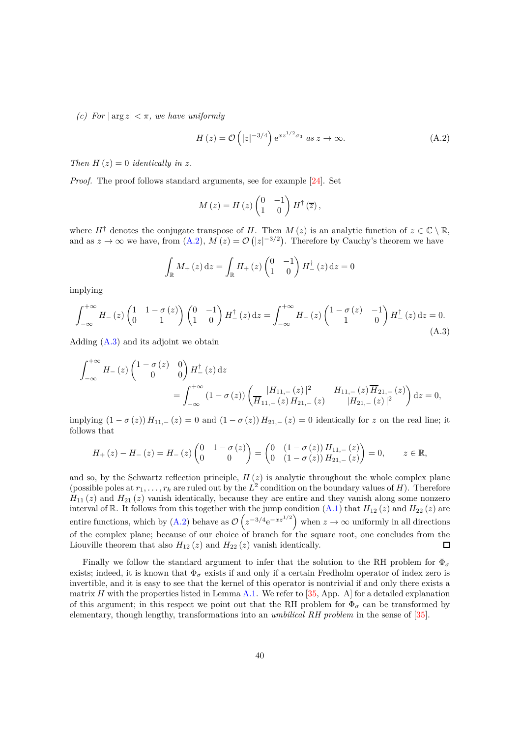*(c) For $|\arg z| < \pi$, we have uniformly*

$$H(z) = \mathcal{O}\left(|z|^{-3/4}\right) \mathrm{e}^{xz^{1/2}\sigma_3} \text{ as } z \to \infty. \tag{A.2}$$

*Then $H(z) = 0$ identically in $z$.*

*Proof.* The proof follows standard arguments, see for example [24]. Set

$$M(z) = H(z) \begin{pmatrix} 0 & -1 \\ 1 & 0 \end{pmatrix} H^{\dagger}(\overline{z}),$$

where $H^{\dagger}$ denotes the conjugate transpose of $H$. Then $M(z)$ is an analytic function of $z \in \mathbb{C} \setminus \mathbb{R}$, and as $z \to \infty$ we have, from (A.2), $M(z) = \mathcal{O}\left(|z|^{-3/2}\right)$. Therefore by Cauchy's theorem we have

$$\int_{\mathbb{R}} M_+(z)\, \mathrm{d}z = \int_{\mathbb{R}} H_+(z) \begin{pmatrix} 0 & -1 \\ 1 & 0 \end{pmatrix} H_-^{\dagger}(z)\, \mathrm{d}z = 0$$

implying

$$\int_{-\infty}^{+\infty} H_-(z) \begin{pmatrix} 1 & 1-\sigma(z) \\ 0 & 1 \end{pmatrix} \begin{pmatrix} 0 & -1 \\ 1 & 0 \end{pmatrix} H_-^{\dagger}(z)\, \mathrm{d}z = \int_{-\infty}^{+\infty} H_-(z) \begin{pmatrix} 1-\sigma(z) & -1 \\ 1 & 0 \end{pmatrix} H_-^{\dagger}(z)\, \mathrm{d}z = 0. \tag{A.3}$$

Adding (A.3) and its adjoint we obtain

$$\begin{aligned}\int_{-\infty}^{+\infty} H_-(z) \begin{pmatrix} 1-\sigma(z) & 0 \\ 0 & 0 \end{pmatrix} H_-^{\dagger}(z)\, \mathrm{d}z \\ = \int_{-\infty}^{+\infty} (1-\sigma(z)) \begin{pmatrix} |H_{11,-}(z)|^2 & H_{11,-}(z)\overline{H}_{21,-}(z) \\ \overline{H}_{11,-}(z) H_{21,-}(z) & |H_{21,-}(z)|^2 \end{pmatrix} \mathrm{d}z = 0,\end{aligned}$$

implying $(1-\sigma(z)) H_{11,-}(z) = 0$ and $(1-\sigma(z)) H_{21,-}(z) = 0$ identically for $z$ on the real line; it follows that

$$H_+(z) - H_-(z) = H_-(z) \begin{pmatrix} 0 & 1-\sigma(z) \\ 0 & 0 \end{pmatrix} = \begin{pmatrix} 0 & (1-\sigma(z)) H_{11,-}(z) \\ 0 & (1-\sigma(z)) H_{21,-}(z) \end{pmatrix} = 0, \qquad z \in \mathbb{R},$$

and so, by the Schwartz reflection principle, $H(z)$ is analytic throughout the whole complex plane (possible poles at $r_1, \ldots, r_k$ are ruled out by the $L^2$ condition on the boundary values of $H$). Therefore $H_{11}(z)$ and $H_{21}(z)$ vanish identically, because they are entire and they vanish along some nonzero interval of $\mathbb{R}$. It follows from this together with the jump condition (A.1) that $H_{12}(z)$ and $H_{22}(z)$ are entire functions, which by (A.2) behave as $\mathcal{O}\left(z^{-3/4}\mathrm{e}^{-xz^{1/2}}\right)$ when $z \to \infty$ uniformly in all directions of the complex plane; because of our choice of branch for the square root, one concludes from the Liouville theorem that also $H_{12}(z)$ and $H_{22}(z)$ vanish identically. ∎

Finally we follow the standard argument to infer that the solution to the RH problem for $\Phi_\sigma$ exists; indeed, it is known that $\Phi_\sigma$ exists if and only if a certain Fredholm operator of index zero is invertible, and it is easy to see that the kernel of this operator is nontrivial if and only there exists a matrix $H$ with the properties listed in Lemma A.1. We refer to [35, App. A] for a detailed explanation of this argument; in this respect we point out that the RH problem for $\Phi_\sigma$ can be transformed by elementary, though lengthy, transformations into an *umbilical RH problem* in the sense of [35].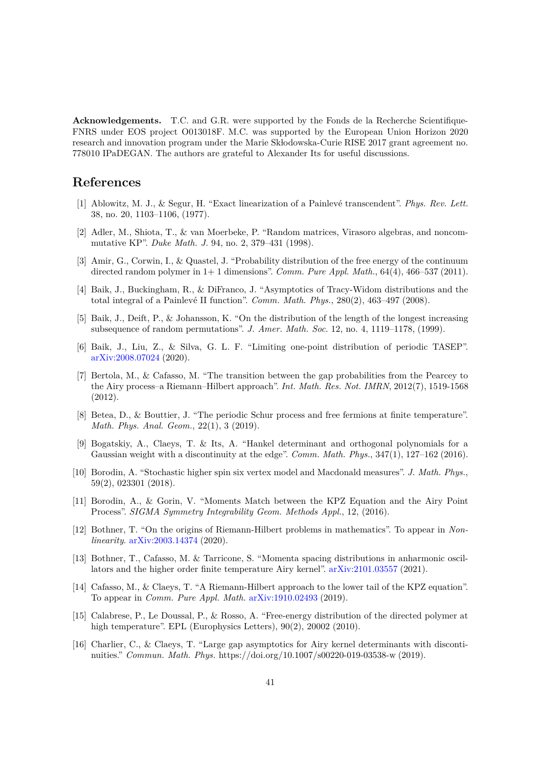**Acknowledgements.** T.C. and G.R. were supported by the Fonds de la Recherche Scientifique-FNRS under EOS project O013018F. M.C. was supported by the European Union Horizon 2020 research and innovation program under the Marie Skłodowska-Curie RISE 2017 grant agreement no. 778010 IPaDEGAN. The authors are grateful to Alexander Its for useful discussions.

# References

[1] Ablowitz, M. J., & Segur, H. "Exact linearization of a Painlevé transcendent". *Phys. Rev. Lett.* 38, no. 20, 1103–1106, (1977).

[2] Adler, M., Shiota, T., & van Moerbeke, P. "Random matrices, Virasoro algebras, and noncommutative KP". *Duke Math. J.* 94, no. 2, 379–431 (1998).

[3] Amir, G., Corwin, I., & Quastel, J. "Probability distribution of the free energy of the continuum directed random polymer in 1+ 1 dimensions". *Comm. Pure Appl. Math.*, 64(4), 466–537 (2011).

[4] Baik, J., Buckingham, R., & DiFranco, J. "Asymptotics of Tracy-Widom distributions and the total integral of a Painlevé II function". *Comm. Math. Phys.*, 280(2), 463–497 (2008).

[5] Baik, J., Deift, P., & Johansson, K. "On the distribution of the length of the longest increasing subsequence of random permutations". *J. Amer. Math. Soc.* 12, no. 4, 1119–1178, (1999).

[6] Baik, J., Liu, Z., & Silva, G. L. F. "Limiting one-point distribution of periodic TASEP". arXiv:2008.07024 (2020).

[7] Bertola, M., & Cafasso, M. "The transition between the gap probabilities from the Pearcey to the Airy process–a Riemann–Hilbert approach". *Int. Math. Res. Not. IMRN*, 2012(7), 1519-1568 (2012).

[8] Betea, D., & Bouttier, J. "The periodic Schur process and free fermions at finite temperature". *Math. Phys. Anal. Geom.*, 22(1), 3 (2019).

[9] Bogatskiy, A., Claeys, T. & Its, A. "Hankel determinant and orthogonal polynomials for a Gaussian weight with a discontinuity at the edge". *Comm. Math. Phys.*, 347(1), 127–162 (2016).

[10] Borodin, A. "Stochastic higher spin six vertex model and Macdonald measures". *J. Math. Phys.*, 59(2), 023301 (2018).

[11] Borodin, A., & Gorin, V. "Moments Match between the KPZ Equation and the Airy Point Process". *SIGMA Symmetry Integrability Geom. Methods Appl.*, 12, (2016).

[12] Bothner, T. "On the origins of Riemann-Hilbert problems in mathematics". To appear in *Nonlinearity*. arXiv:2003.14374 (2020).

[13] Bothner, T., Cafasso, M. & Tarricone, S. "Momenta spacing distributions in anharmonic oscillators and the higher order finite temperature Airy kernel". arXiv:2101.03557 (2021).

[14] Cafasso, M., & Claeys, T. "A Riemann-Hilbert approach to the lower tail of the KPZ equation". To appear in *Comm. Pure Appl. Math.* arXiv:1910.02493 (2019).

[15] Calabrese, P., Le Doussal, P., & Rosso, A. "Free-energy distribution of the directed polymer at high temperature". EPL (Europhysics Letters), 90(2), 20002 (2010).

[16] Charlier, C., & Claeys, T. "Large gap asymptotics for Airy kernel determinants with discontinuities." *Commun. Math. Phys.* https://doi.org/10.1007/s00220-019-03538-w (2019).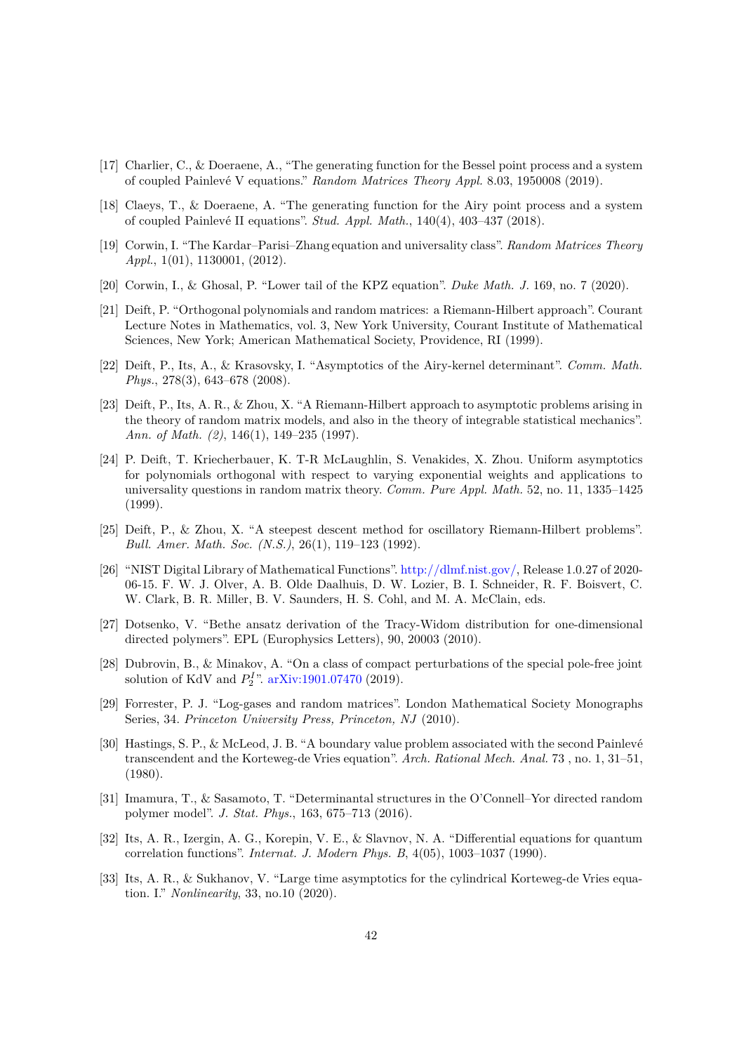[17] Charlier, C., & Doeraene, A., "The generating function for the Bessel point process and a system of coupled Painlevé V equations." *Random Matrices Theory Appl.* 8.03, 1950008 (2019).

[18] Claeys, T., & Doeraene, A. "The generating function for the Airy point process and a system of coupled Painlevé II equations". *Stud. Appl. Math.*, 140(4), 403–437 (2018).

[19] Corwin, I. "The Kardar–Parisi–Zhang equation and universality class". *Random Matrices Theory Appl.*, 1(01), 1130001, (2012).

[20] Corwin, I., & Ghosal, P. "Lower tail of the KPZ equation". *Duke Math. J.* 169, no. 7 (2020).

[21] Deift, P. "Orthogonal polynomials and random matrices: a Riemann-Hilbert approach". Courant Lecture Notes in Mathematics, vol. 3, New York University, Courant Institute of Mathematical Sciences, New York; American Mathematical Society, Providence, RI (1999).

[22] Deift, P., Its, A., & Krasovsky, I. "Asymptotics of the Airy-kernel determinant". *Comm. Math. Phys.*, 278(3), 643–678 (2008).

[23] Deift, P., Its, A. R., & Zhou, X. "A Riemann-Hilbert approach to asymptotic problems arising in the theory of random matrix models, and also in the theory of integrable statistical mechanics". *Ann. of Math. (2)*, 146(1), 149–235 (1997).

[24] P. Deift, T. Kriecherbauer, K. T-R McLaughlin, S. Venakides, X. Zhou. Uniform asymptotics for polynomials orthogonal with respect to varying exponential weights and applications to universality questions in random matrix theory. *Comm. Pure Appl. Math.* 52, no. 11, 1335–1425 (1999).

[25] Deift, P., & Zhou, X. "A steepest descent method for oscillatory Riemann-Hilbert problems". *Bull. Amer. Math. Soc. (N.S.)*, 26(1), 119–123 (1992).

[26] "NIST Digital Library of Mathematical Functions". http://dlmf.nist.gov/, Release 1.0.27 of 2020-06-15. F. W. J. Olver, A. B. Olde Daalhuis, D. W. Lozier, B. I. Schneider, R. F. Boisvert, C. W. Clark, B. R. Miller, B. V. Saunders, H. S. Cohl, and M. A. McClain, eds.

[27] Dotsenko, V. "Bethe ansatz derivation of the Tracy-Widom distribution for one-dimensional directed polymers". EPL (Europhysics Letters), 90, 20003 (2010).

[28] Dubrovin, B., & Minakov, A. "On a class of compact perturbations of the special pole-free joint solution of KdV and $P_2^I$". arXiv:1901.07470 (2019).

[29] Forrester, P. J. "Log-gases and random matrices". London Mathematical Society Monographs Series, 34. *Princeton University Press, Princeton, NJ* (2010).

[30] Hastings, S. P., & McLeod, J. B. "A boundary value problem associated with the second Painlevé transcendent and the Korteweg-de Vries equation". *Arch. Rational Mech. Anal.* 73 , no. 1, 31–51, (1980).

[31] Imamura, T., & Sasamoto, T. "Determinantal structures in the O'Connell–Yor directed random polymer model". *J. Stat. Phys.*, 163, 675–713 (2016).

[32] Its, A. R., Izergin, A. G., Korepin, V. E., & Slavnov, N. A. "Differential equations for quantum correlation functions". *Internat. J. Modern Phys. B*, 4(05), 1003–1037 (1990).

[33] Its, A. R., & Sukhanov, V. "Large time asymptotics for the cylindrical Korteweg-de Vries equation. I." *Nonlinearity*, 33, no.10 (2020).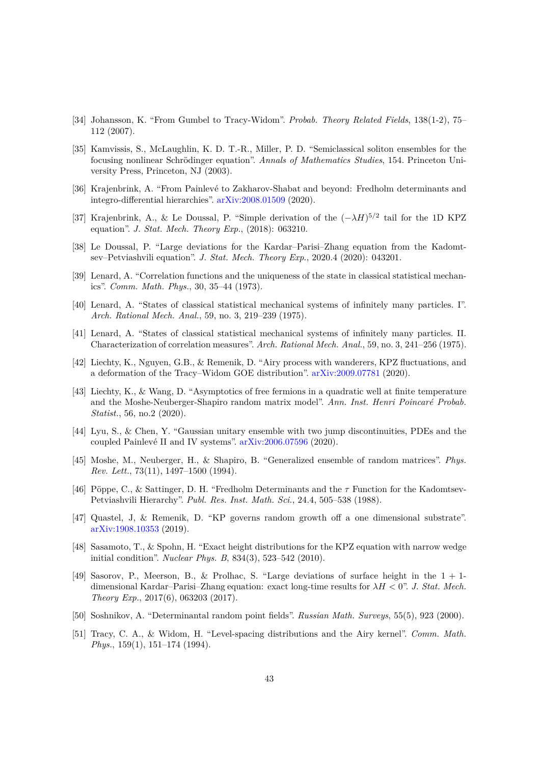[34] Johansson, K. "From Gumbel to Tracy-Widom". *Probab. Theory Related Fields*, 138(1-2), 75–112 (2007).

[35] Kamvissis, S., McLaughlin, K. D. T.-R., Miller, P. D. "Semiclassical soliton ensembles for the focusing nonlinear Schrödinger equation". *Annals of Mathematics Studies*, 154. Princeton University Press, Princeton, NJ (2003).

[36] Krajenbrink, A. "From Painlevé to Zakharov-Shabat and beyond: Fredholm determinants and integro-differential hierarchies". arXiv:2008.01509 (2020).

[37] Krajenbrink, A., & Le Doussal, P. "Simple derivation of the $(-\lambda H)^{5/2}$ tail for the 1D KPZ equation". *J. Stat. Mech. Theory Exp.*, (2018): 063210.

[38] Le Doussal, P. "Large deviations for the Kardar–Parisi–Zhang equation from the Kadomtsev–Petviashvili equation". *J. Stat. Mech. Theory Exp.*, 2020.4 (2020): 043201.

[39] Lenard, A. "Correlation functions and the uniqueness of the state in classical statistical mechanics". *Comm. Math. Phys.*, 30, 35–44 (1973).

[40] Lenard, A. "States of classical statistical mechanical systems of infinitely many particles. I". *Arch. Rational Mech. Anal.*, 59, no. 3, 219–239 (1975).

[41] Lenard, A. "States of classical statistical mechanical systems of infinitely many particles. II. Characterization of correlation measures". *Arch. Rational Mech. Anal.*, 59, no. 3, 241–256 (1975).

[42] Liechty, K., Nguyen, G.B., & Remenik, D. "Airy process with wanderers, KPZ fluctuations, and a deformation of the Tracy–Widom GOE distribution". arXiv:2009.07781 (2020).

[43] Liechty, K., & Wang, D. "Asymptotics of free fermions in a quadratic well at finite temperature and the Moshe-Neuberger-Shapiro random matrix model". *Ann. Inst. Henri Poincaré Probab. Statist.*, 56, no.2 (2020).

[44] Lyu, S., & Chen, Y. "Gaussian unitary ensemble with two jump discontinuities, PDEs and the coupled Painlevé II and IV systems". arXiv:2006.07596 (2020).

[45] Moshe, M., Neuberger, H., & Shapiro, B. "Generalized ensemble of random matrices". *Phys. Rev. Lett.*, 73(11), 1497–1500 (1994).

[46] Pöppe, C., & Sattinger, D. H. "Fredholm Determinants and the $\tau$ Function for the Kadomtsev-Petviashvili Hierarchy". *Publ. Res. Inst. Math. Sci.*, 24.4, 505–538 (1988).

[47] Quastel, J, & Remenik, D. "KP governs random growth off a one dimensional substrate". arXiv:1908.10353 (2019).

[48] Sasamoto, T., & Spohn, H. "Exact height distributions for the KPZ equation with narrow wedge initial condition". *Nuclear Phys. B*, 834(3), 523–542 (2010).

[49] Sasorov, P., Meerson, B., & Prolhac, S. "Large deviations of surface height in the 1 + 1-dimensional Kardar–Parisi–Zhang equation: exact long-time results for $\lambda H < 0$". *J. Stat. Mech. Theory Exp.*, 2017(6), 063203 (2017).

[50] Soshnikov, A. "Determinantal random point fields". *Russian Math. Surveys*, 55(5), 923 (2000).

[51] Tracy, C. A., & Widom, H. "Level-spacing distributions and the Airy kernel". *Comm. Math. Phys.*, 159(1), 151–174 (1994).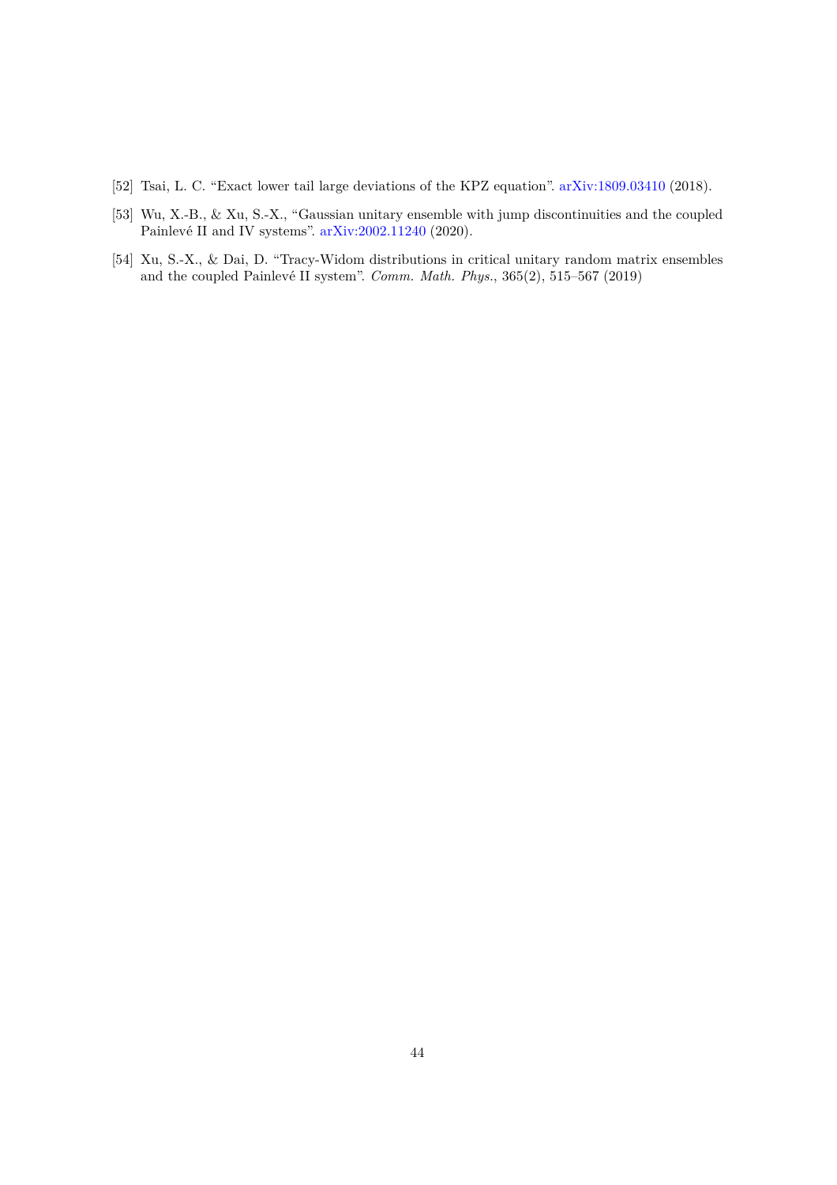[52] Tsai, L. C. "Exact lower tail large deviations of the KPZ equation". arXiv:1809.03410 (2018).

[53] Wu, X.-B., & Xu, S.-X., "Gaussian unitary ensemble with jump discontinuities and the coupled Painlevé II and IV systems". arXiv:2002.11240 (2020).

[54] Xu, S.-X., & Dai, D. "Tracy-Widom distributions in critical unitary random matrix ensembles and the coupled Painlevé II system". *Comm. Math. Phys.*, 365(2), 515–567 (2019)